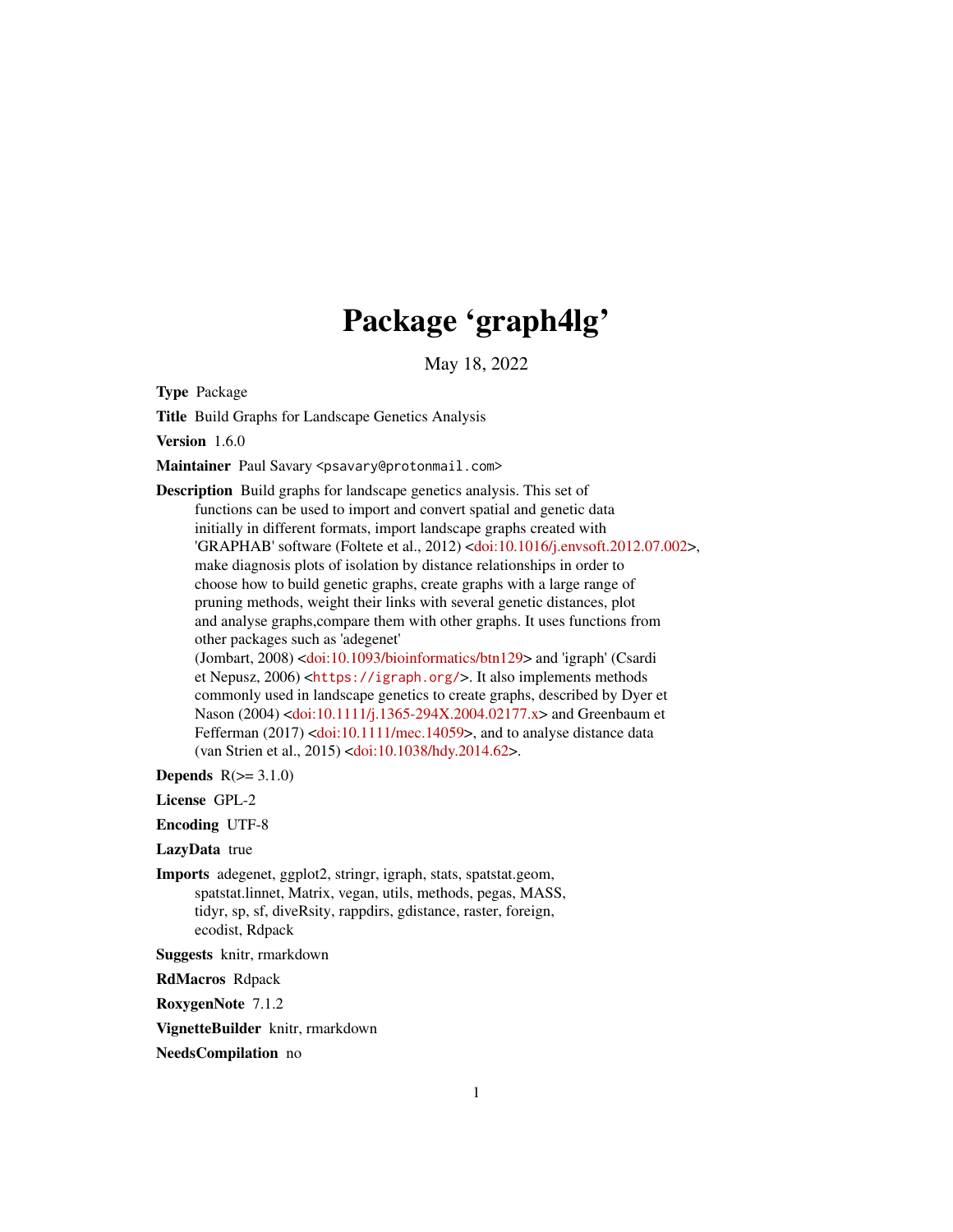# Package 'graph4lg'

May 18, 2022

**Type** Package

**Title** Build Graphs for Landscape Genetics Analysis

**Version** 1.6.0

**Maintainer** Paul Savary <psavary@protonmail.com>

**Description** Build graphs for landscape genetics analysis. This set of functions can be used to import and convert spatial and genetic data initially in different formats, import landscape graphs created with 'GRAPHAB' software (Foltete et al., 2012) <doi:10.1016/j.envsoft.2012.07.002>, make diagnosis plots of isolation by distance relationships in order to choose how to build genetic graphs, create graphs with a large range of pruning methods, weight their links with several genetic distances, plot and analyse graphs,compare them with other graphs. It uses functions from other packages such as 'adegenet' (Jombart, 2008) <doi:10.1093/bioinformatics/btn129> and 'igraph' (Csardi et Nepusz, 2006) <https://igraph.org/>. It also implements methods commonly used in landscape genetics to create graphs, described by Dyer et Nason (2004) <doi:10.1111/j.1365-294X.2004.02177.x> and Greenbaum et Fefferman (2017) <doi:10.1111/mec.14059>, and to analyse distance data (van Strien et al., 2015) <doi:10.1038/hdy.2014.62>.

**Depends** R(>= 3.1.0)

**License** GPL-2

**Encoding** UTF-8

**LazyData** true

**Imports** adegenet, ggplot2, stringr, igraph, stats, spatstat.geom, spatstat.linnet, Matrix, vegan, utils, methods, pegas, MASS, tidyr, sp, sf, diveRsity, rappdirs, gdistance, raster, foreign, ecodist, Rdpack

**Suggests** knitr, rmarkdown

**RdMacros** Rdpack

**RoxygenNote** 7.1.2

**VignetteBuilder** knitr, rmarkdown

**NeedsCompilation** no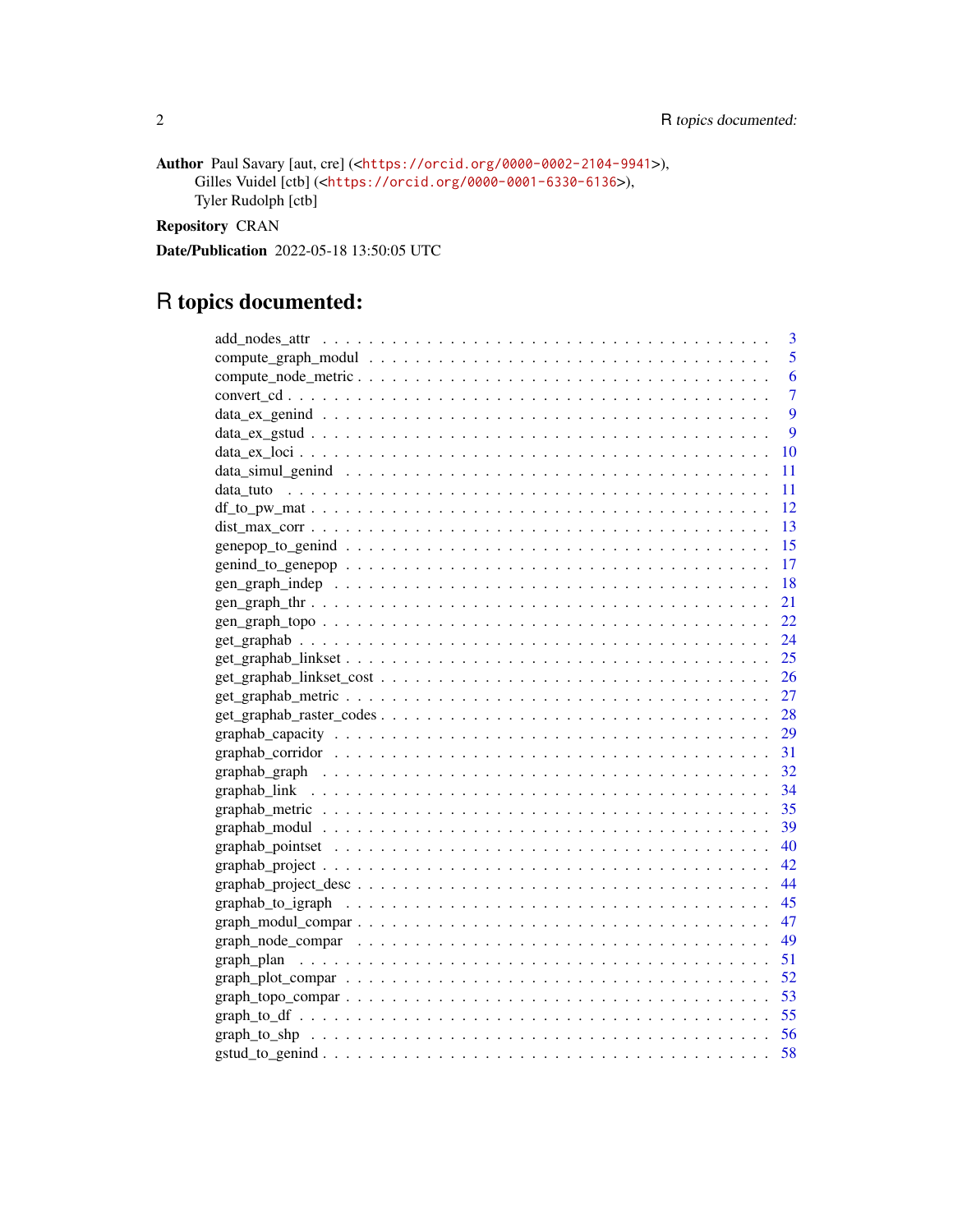**Author** Paul Savary [aut, cre] (<https://orcid.org/0000-0002-2104-9941>),
Gilles Vuidel [ctb] (<https://orcid.org/0000-0001-6330-6136>),
Tyler Rudolph [ctb]

**Repository** CRAN

**Date/Publication** 2022-05-18 13:50:05 UTC

# R topics documented:

- add_nodes_attr . . . . . . . . . . . . . . . . . . . . . . . . . . . . . . . . . . . . . 3
- compute_graph_modul . . . . . . . . . . . . . . . . . . . . . . . . . . . . . . . . . . . 5
- compute_node_metric . . . . . . . . . . . . . . . . . . . . . . . . . . . . . . . . . . . 6
- convert_cd . . . . . . . . . . . . . . . . . . . . . . . . . . . . . . . . . . . . . . . . 7
- data_ex_genind . . . . . . . . . . . . . . . . . . . . . . . . . . . . . . . . . . . . . . 9
- data_ex_gstud . . . . . . . . . . . . . . . . . . . . . . . . . . . . . . . . . . . . . . . 9
- data_ex_loci . . . . . . . . . . . . . . . . . . . . . . . . . . . . . . . . . . . . . . . 10
- data_simul_genind . . . . . . . . . . . . . . . . . . . . . . . . . . . . . . . . . . . . 11
- data_tuto . . . . . . . . . . . . . . . . . . . . . . . . . . . . . . . . . . . . . . . . . 11
- df_to_pw_mat . . . . . . . . . . . . . . . . . . . . . . . . . . . . . . . . . . . . . . . 12
- dist_max_corr . . . . . . . . . . . . . . . . . . . . . . . . . . . . . . . . . . . . . . 13
- genepop_to_genind . . . . . . . . . . . . . . . . . . . . . . . . . . . . . . . . . . . . 15
- genind_to_genepop . . . . . . . . . . . . . . . . . . . . . . . . . . . . . . . . . . . . 17
- gen_graph_indep . . . . . . . . . . . . . . . . . . . . . . . . . . . . . . . . . . . . . 18
- gen_graph_thr . . . . . . . . . . . . . . . . . . . . . . . . . . . . . . . . . . . . . . 21
- gen_graph_topo . . . . . . . . . . . . . . . . . . . . . . . . . . . . . . . . . . . . . . 22
- get_graphab . . . . . . . . . . . . . . . . . . . . . . . . . . . . . . . . . . . . . . . 24
- get_graphab_linkset . . . . . . . . . . . . . . . . . . . . . . . . . . . . . . . . . . . 25
- get_graphab_linkset_cost . . . . . . . . . . . . . . . . . . . . . . . . . . . . . . . . 26
- get_graphab_metric . . . . . . . . . . . . . . . . . . . . . . . . . . . . . . . . . . . . 27
- get_graphab_raster_codes . . . . . . . . . . . . . . . . . . . . . . . . . . . . . . . . 28
- graphab_capacity . . . . . . . . . . . . . . . . . . . . . . . . . . . . . . . . . . . . . 29
- graphab_corridor . . . . . . . . . . . . . . . . . . . . . . . . . . . . . . . . . . . . . 31
- graphab_graph . . . . . . . . . . . . . . . . . . . . . . . . . . . . . . . . . . . . . . 32
- graphab_link . . . . . . . . . . . . . . . . . . . . . . . . . . . . . . . . . . . . . . . 34
- graphab_metric . . . . . . . . . . . . . . . . . . . . . . . . . . . . . . . . . . . . . . 35
- graphab_modul . . . . . . . . . . . . . . . . . . . . . . . . . . . . . . . . . . . . . . 39
- graphab_pointset . . . . . . . . . . . . . . . . . . . . . . . . . . . . . . . . . . . . . 40
- graphab_project . . . . . . . . . . . . . . . . . . . . . . . . . . . . . . . . . . . . . . 42
- graphab_project_desc . . . . . . . . . . . . . . . . . . . . . . . . . . . . . . . . . . . 44
- graphab_to_igraph . . . . . . . . . . . . . . . . . . . . . . . . . . . . . . . . . . . . 45
- graph_modul_compar . . . . . . . . . . . . . . . . . . . . . . . . . . . . . . . . . . . 47
- graph_node_compar . . . . . . . . . . . . . . . . . . . . . . . . . . . . . . . . . . . . 49
- graph_plan . . . . . . . . . . . . . . . . . . . . . . . . . . . . . . . . . . . . . . . . 51
- graph_plot_compar . . . . . . . . . . . . . . . . . . . . . . . . . . . . . . . . . . . . 52
- graph_topo_compar . . . . . . . . . . . . . . . . . . . . . . . . . . . . . . . . . . . . 53
- graph_to_df . . . . . . . . . . . . . . . . . . . . . . . . . . . . . . . . . . . . . . . . 55
- graph_to_shp . . . . . . . . . . . . . . . . . . . . . . . . . . . . . . . . . . . . . . . 56
- gstud_to_genind . . . . . . . . . . . . . . . . . . . . . . . . . . . . . . . . . . . . . 58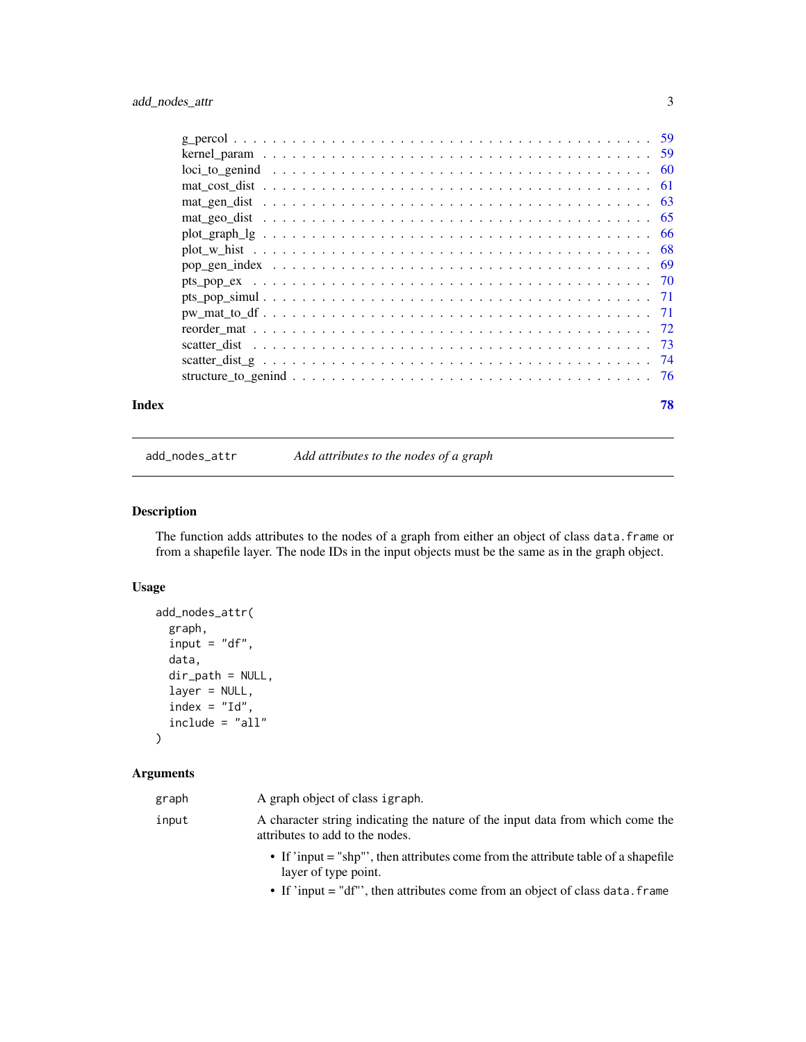| | |
|---|---|
| g_percol | 59 |
| kernel_param | 59 |
| loci_to_genind | 60 |
| mat_cost_dist | 61 |
| mat_gen_dist | 63 |
| mat_geo_dist | 65 |
| plot_graph_lg | 66 |
| plot_w_hist | 68 |
| pop_gen_index | 69 |
| pts_pop_ex | 70 |
| pts_pop_simul | 71 |
| pw_mat_to_df | 71 |
| reorder_mat | 72 |
| scatter_dist | 73 |
| scatter_dist_g | 74 |
| structure_to_genind | 76 |

**Index** **78**

---

## add_nodes_attr — *Add attributes to the nodes of a graph*

---

### Description

The function adds attributes to the nodes of a graph from either an object of class `data.frame` or from a shapefile layer. The node IDs in the input objects must be the same as in the graph object.

### Usage

```
add_nodes_attr(
  graph,
  input = "df",
  data,
  dir_path = NULL,
  layer = NULL,
  index = "Id",
  include = "all"
)
```

### Arguments

`graph` A graph object of class `igraph`.

`input` A character string indicating the nature of the input data from which come the attributes to add to the nodes.

- If 'input = "shp"', then attributes come from the attribute table of a shapefile layer of type point.
- If 'input = "df"', then attributes come from an object of class `data.frame`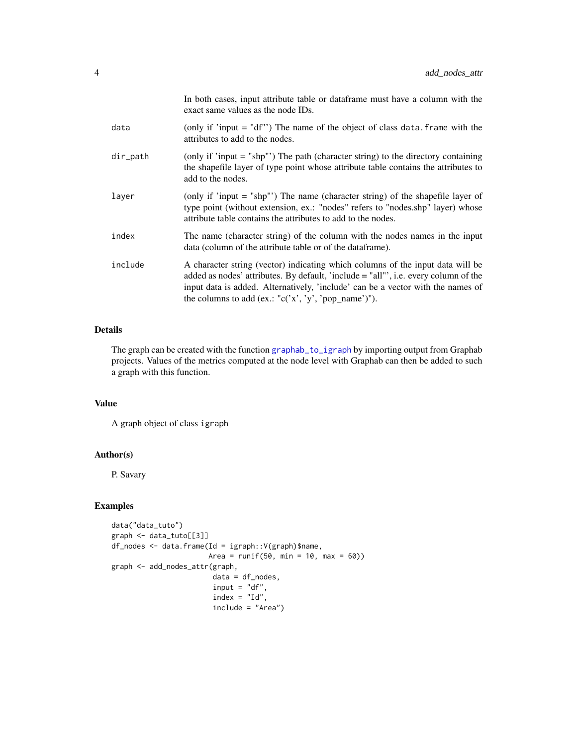|  |  |
| --- | --- |
|  | In both cases, input attribute table or dataframe must have a column with the exact same values as the node IDs. |
| data | (only if 'input = "df"') The name of the object of class data.frame with the attributes to add to the nodes. |
| dir_path | (only if 'input = "shp"') The path (character string) to the directory containing the shapefile layer of type point whose attribute table contains the attributes to add to the nodes. |
| layer | (only if 'input = "shp"') The name (character string) of the shapefile layer of type point (without extension, ex.: "nodes" refers to "nodes.shp" layer) whose attribute table contains the attributes to add to the nodes. |
| index | The name (character string) of the column with the nodes names in the input data (column of the attribute table or of the dataframe). |
| include | A character string (vector) indicating which columns of the input data will be added as nodes' attributes. By default, 'include = "all"', i.e. every column of the input data is added. Alternatively, 'include' can be a vector with the names of the columns to add (ex.: "c('x', 'y', 'pop_name')"). |

## Details

The graph can be created with the function graphab_to_igraph by importing output from Graphab projects. Values of the metrics computed at the node level with Graphab can then be added to such a graph with this function.

## Value

A graph object of class igraph

## Author(s)

P. Savary

## Examples

```
data("data_tuto")
graph <- data_tuto[[3]]
df_nodes <- data.frame(Id = igraph::V(graph)$name,
                       Area = runif(50, min = 10, max = 60))
graph <- add_nodes_attr(graph,
                        data = df_nodes,
                        input = "df",
                        index = "Id",
                        include = "Area")
```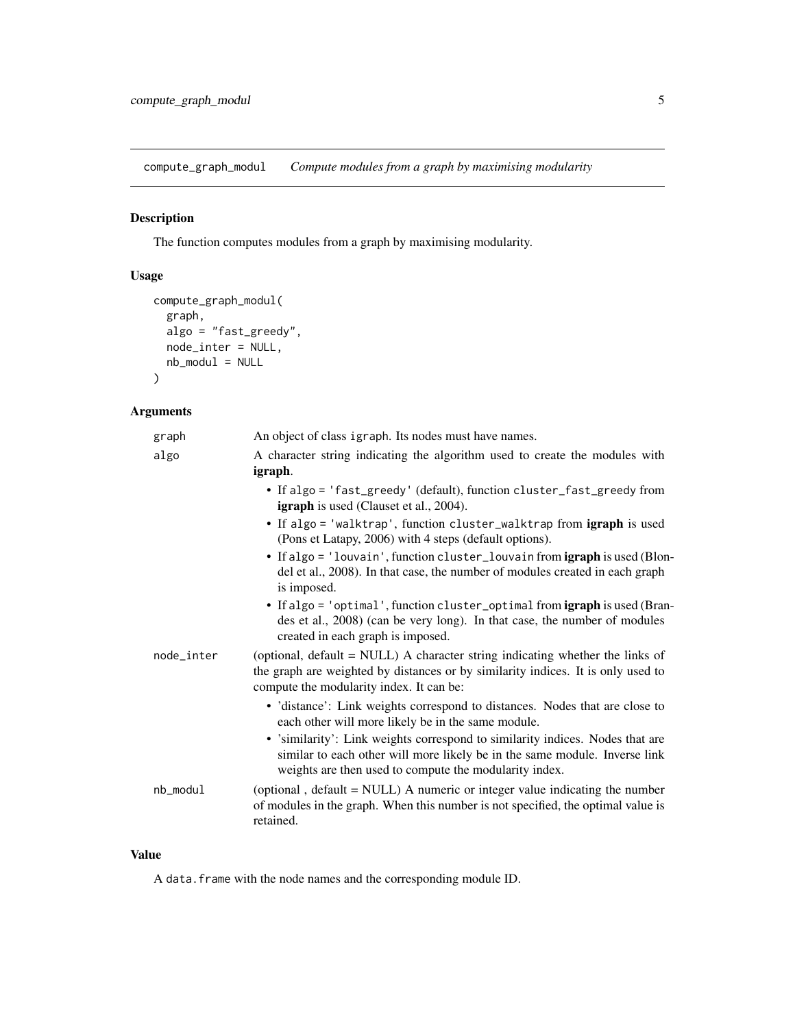## compute_graph_modul — *Compute modules from a graph by maximising modularity*

### Description

The function computes modules from a graph by maximising modularity.

### Usage

```
compute_graph_modul(
  graph,
  algo = "fast_greedy",
  node_inter = NULL,
  nb_modul = NULL
)
```

### Arguments

- `graph` — An object of class `igraph`. Its nodes must have names.
- `algo` — A character string indicating the algorithm used to create the modules with **igraph**.
  - If `algo = 'fast_greedy'` (default), function `cluster_fast_greedy` from **igraph** is used (Clauset et al., 2004).
  - If `algo = 'walktrap'`, function `cluster_walktrap` from **igraph** is used (Pons et Latapy, 2006) with 4 steps (default options).
  - If `algo = 'louvain'`, function `cluster_louvain` from **igraph** is used (Blondel et al., 2008). In that case, the number of modules created in each graph is imposed.
  - If `algo = 'optimal'`, function `cluster_optimal` from **igraph** is used (Brandes et al., 2008) (can be very long). In that case, the number of modules created in each graph is imposed.
- `node_inter` — (optional, default = NULL) A character string indicating whether the links of the graph are weighted by distances or by similarity indices. It is only used to compute the modularity index. It can be:
  - 'distance': Link weights correspond to distances. Nodes that are close to each other will more likely be in the same module.
  - 'similarity': Link weights correspond to similarity indices. Nodes that are similar to each other will more likely be in the same module. Inverse link weights are then used to compute the modularity index.
- `nb_modul` — (optional , default = NULL) A numeric or integer value indicating the number of modules in the graph. When this number is not specified, the optimal value is retained.

### Value

A `data.frame` with the node names and the corresponding module ID.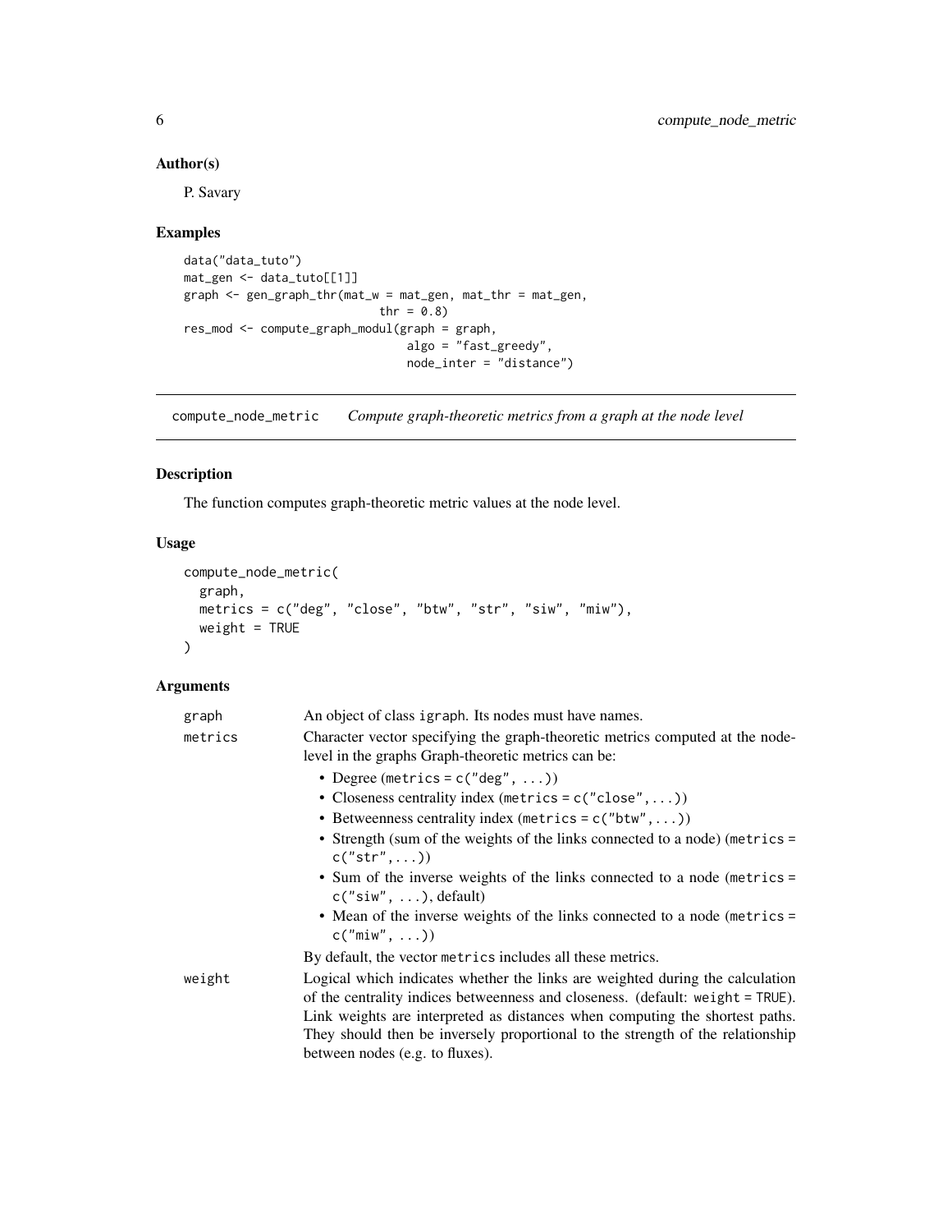## Author(s)

P. Savary

## Examples

```
data("data_tuto")
mat_gen <- data_tuto[[1]]
graph <- gen_graph_thr(mat_w = mat_gen, mat_thr = mat_gen,
                       thr = 0.8)
res_mod <- compute_graph_modul(graph = graph,
                               algo = "fast_greedy",
                               node_inter = "distance")
```

---

# compute_node_metric — *Compute graph-theoretic metrics from a graph at the node level*

---

## Description

The function computes graph-theoretic metric values at the node level.

## Usage

```
compute_node_metric(
  graph,
  metrics = c("deg", "close", "btw", "str", "siw", "miw"),
  weight = TRUE
)
```

## Arguments

| | |
|---|---|
| `graph` | An object of class `igraph`. Its nodes must have names. |
| `metrics` | Character vector specifying the graph-theoretic metrics computed at the node-level in the graphs Graph-theoretic metrics can be:<br>• Degree (`metrics = c("deg", ...)`)<br>• Closeness centrality index (`metrics = c("close",...)`)<br>• Betweenness centrality index (`metrics = c("btw",...)`)<br>• Strength (sum of the weights of the links connected to a node) (`metrics = c("str",...)`)<br>• Sum of the inverse weights of the links connected to a node (`metrics = c("siw", ...)`, default)<br>• Mean of the inverse weights of the links connected to a node (`metrics = c("miw", ...)`)<br>By default, the vector `metrics` includes all these metrics. |
| `weight` | Logical which indicates whether the links are weighted during the calculation of the centrality indices betweenness and closeness. (default: `weight = TRUE`). Link weights are interpreted as distances when computing the shortest paths. They should then be inversely proportional to the strength of the relationship between nodes (e.g. to fluxes). |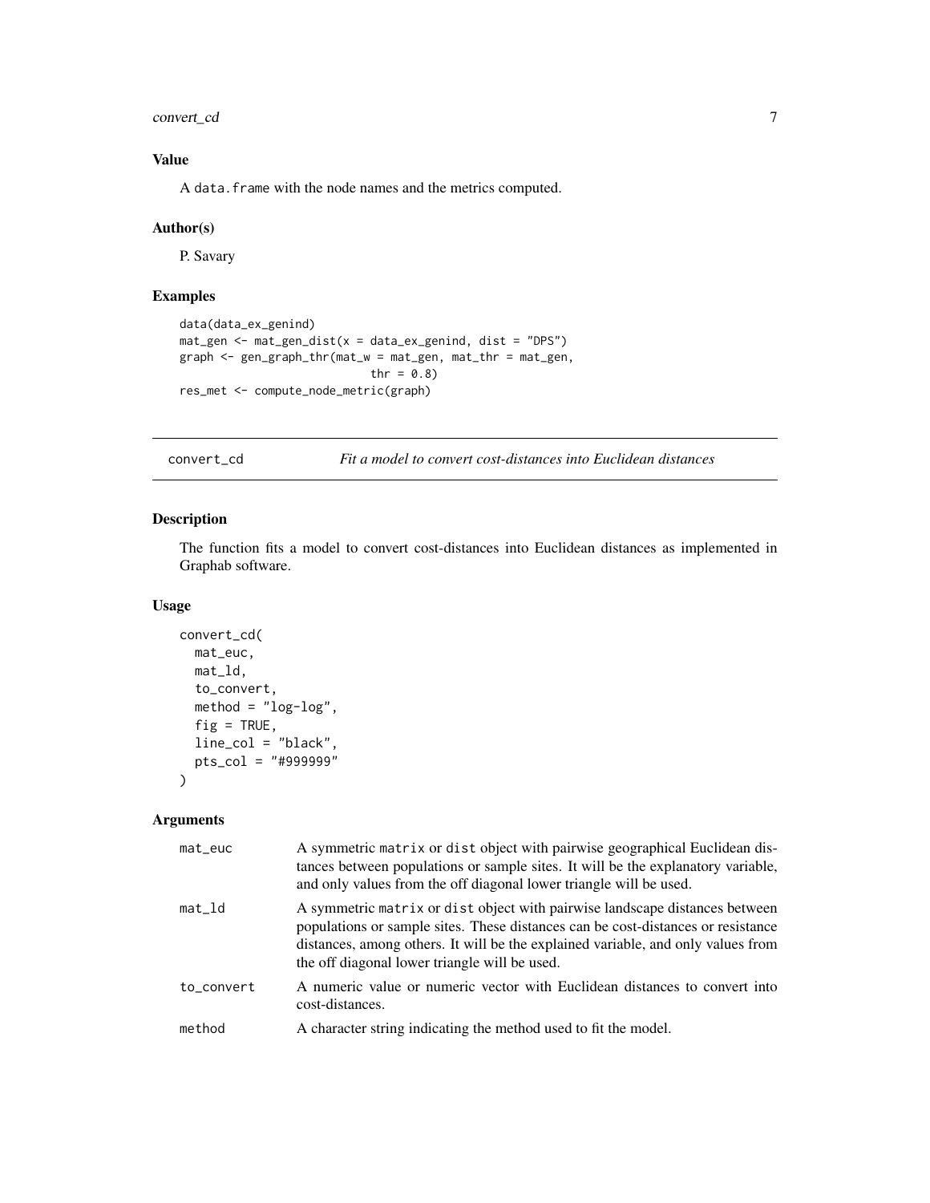### Value

A `data.frame` with the node names and the metrics computed.

### Author(s)

P. Savary

### Examples

```
data(data_ex_genind)
mat_gen <- mat_gen_dist(x = data_ex_genind, dist = "DPS")
graph <- gen_graph_thr(mat_w = mat_gen, mat_thr = mat_gen,
                            thr = 0.8)
res_met <- compute_node_metric(graph)
```

---

## convert_cd — *Fit a model to convert cost-distances into Euclidean distances*

### Description

The function fits a model to convert cost-distances into Euclidean distances as implemented in Graphab software.

### Usage

```
convert_cd(
  mat_euc,
  mat_ld,
  to_convert,
  method = "log-log",
  fig = TRUE,
  line_col = "black",
  pts_col = "#999999"
)
```

### Arguments

| | |
|---|---|
| mat_euc | A symmetric `matrix` or `dist` object with pairwise geographical Euclidean distances between populations or sample sites. It will be the explanatory variable, and only values from the off diagonal lower triangle will be used. |
| mat_ld | A symmetric `matrix` or `dist` object with pairwise landscape distances between populations or sample sites. These distances can be cost-distances or resistance distances, among others. It will be the explained variable, and only values from the off diagonal lower triangle will be used. |
| to_convert | A numeric value or numeric vector with Euclidean distances to convert into cost-distances. |
| method | A character string indicating the method used to fit the model. |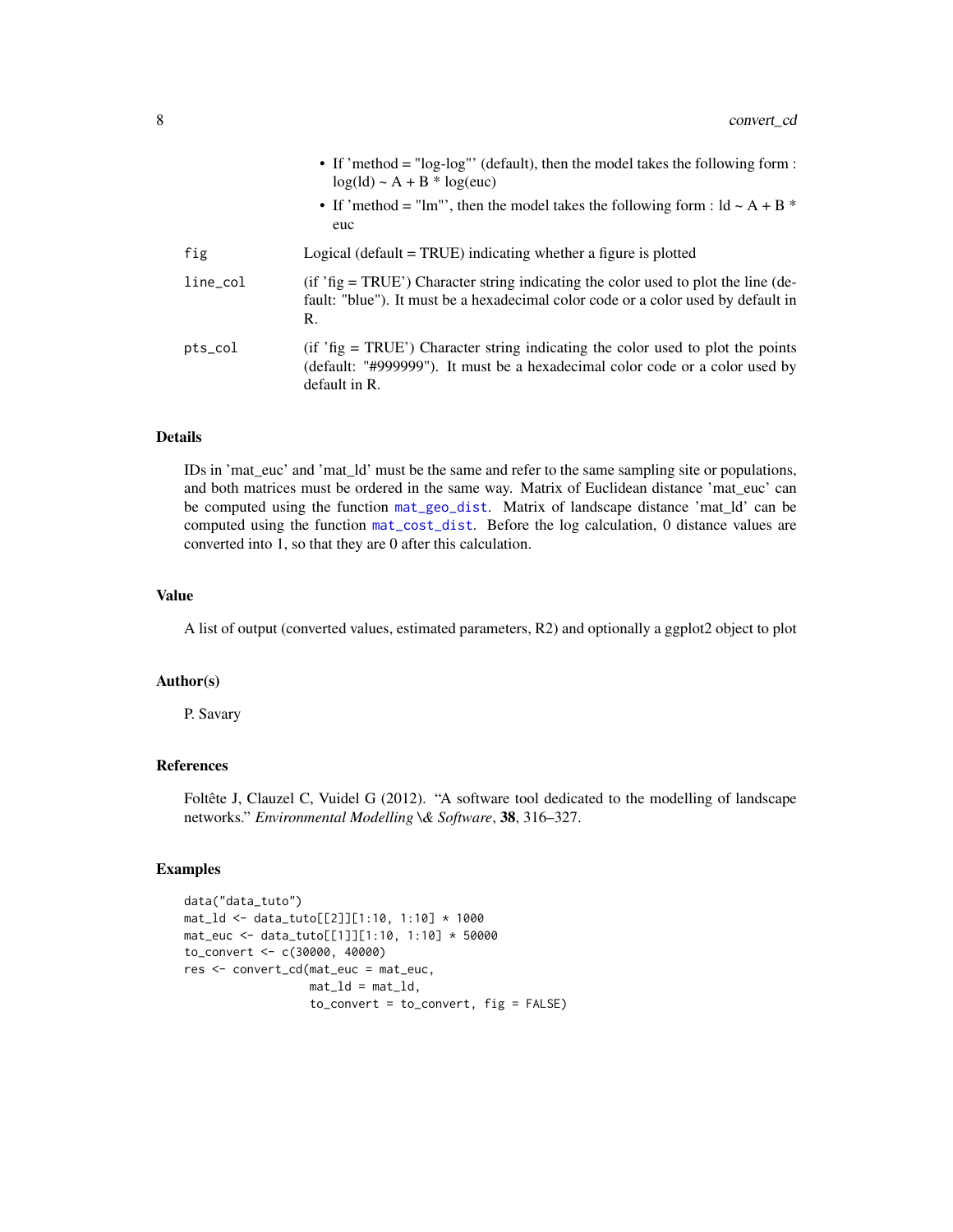- If 'method = "log-log"' (default), then the model takes the following form : log(ld) ~ A + B * log(euc)
- If 'method = "lm"', then the model takes the following form : ld ~ A + B * euc

| | |
|---|---|
| fig | Logical (default = TRUE) indicating whether a figure is plotted |
| line_col | (if 'fig = TRUE') Character string indicating the color used to plot the line (default: "blue"). It must be a hexadecimal color code or a color used by default in R. |
| pts_col | (if 'fig = TRUE') Character string indicating the color used to plot the points (default: "#999999"). It must be a hexadecimal color code or a color used by default in R. |

### Details

IDs in 'mat_euc' and 'mat_ld' must be the same and refer to the same sampling site or populations, and both matrices must be ordered in the same way. Matrix of Euclidean distance 'mat_euc' can be computed using the function mat_geo_dist. Matrix of landscape distance 'mat_ld' can be computed using the function mat_cost_dist. Before the log calculation, 0 distance values are converted into 1, so that they are 0 after this calculation.

### Value

A list of output (converted values, estimated parameters, R2) and optionally a ggplot2 object to plot

### Author(s)

P. Savary

### References

Foltête J, Clauzel C, Vuidel G (2012). "A software tool dedicated to the modelling of landscape networks." *Environmental Modelling \& Software*, **38**, 316–327.

### Examples

```
data("data_tuto")
mat_ld <- data_tuto[[2]][1:10, 1:10] * 1000
mat_euc <- data_tuto[[1]][1:10, 1:10] * 50000
to_convert <- c(30000, 40000)
res <- convert_cd(mat_euc = mat_euc,
                  mat_ld = mat_ld,
                  to_convert = to_convert, fig = FALSE)
```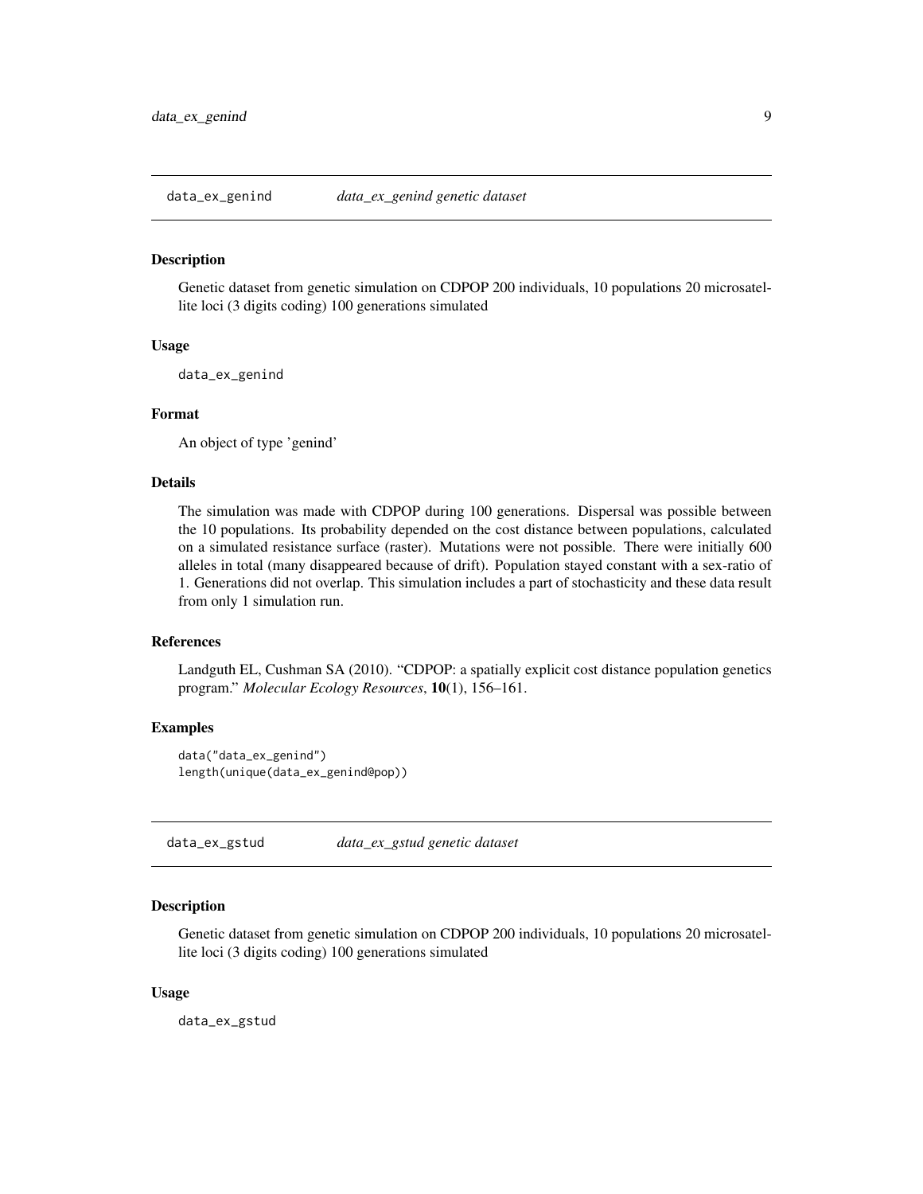## data_ex_genind    *data_ex_genind genetic dataset*

### Description

Genetic dataset from genetic simulation on CDPOP 200 individuals, 10 populations 20 microsatellite loci (3 digits coding) 100 generations simulated

### Usage

```
data_ex_genind
```

### Format

An object of type 'genind'

### Details

The simulation was made with CDPOP during 100 generations. Dispersal was possible between the 10 populations. Its probability depended on the cost distance between populations, calculated on a simulated resistance surface (raster). Mutations were not possible. There were initially 600 alleles in total (many disappeared because of drift). Population stayed constant with a sex-ratio of 1. Generations did not overlap. This simulation includes a part of stochasticity and these data result from only 1 simulation run.

### References

Landguth EL, Cushman SA (2010). "CDPOP: a spatially explicit cost distance population genetics program." *Molecular Ecology Resources*, **10**(1), 156–161.

### Examples

```
data("data_ex_genind")
length(unique(data_ex_genind@pop))
```

## data_ex_gstud    *data_ex_gstud genetic dataset*

### Description

Genetic dataset from genetic simulation on CDPOP 200 individuals, 10 populations 20 microsatellite loci (3 digits coding) 100 generations simulated

### Usage

```
data_ex_gstud
```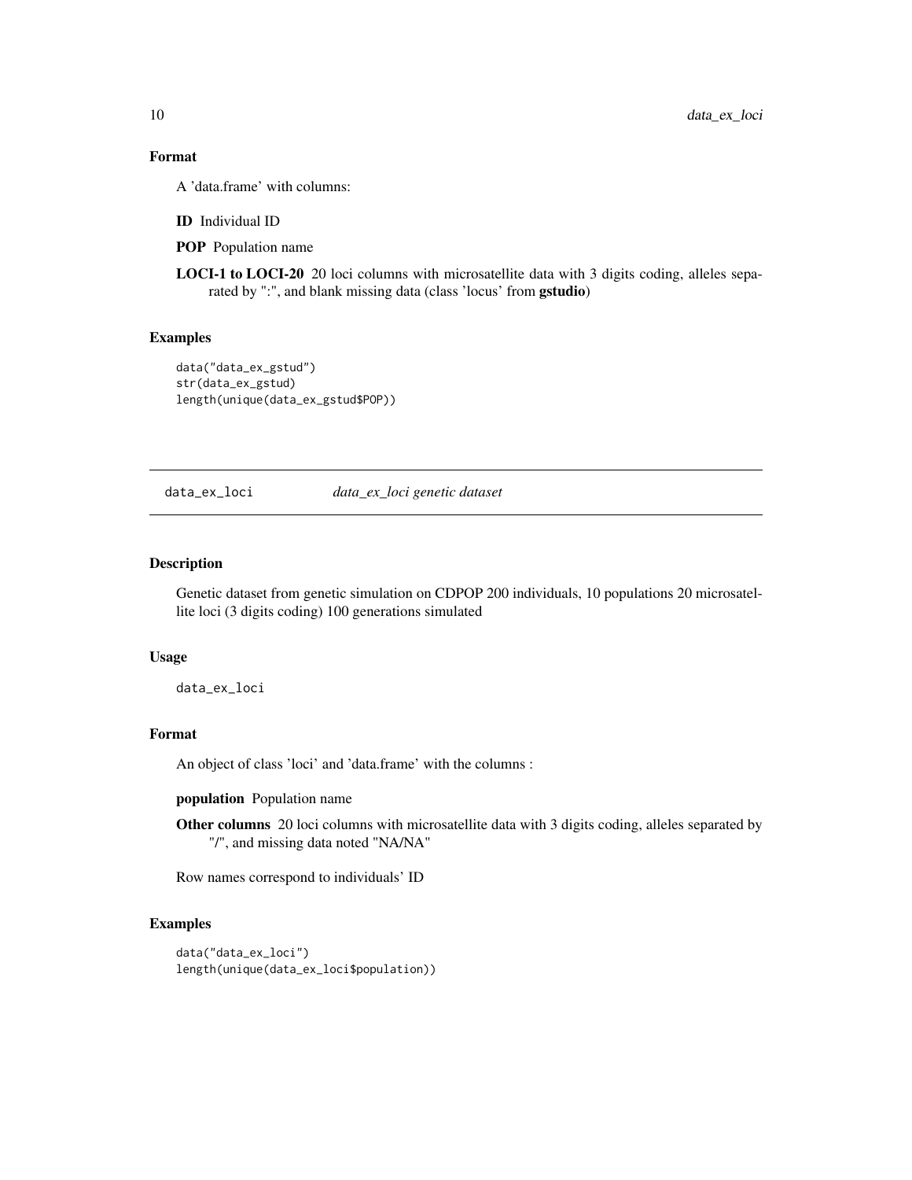### Format

A 'data.frame' with columns:

**ID** Individual ID

**POP** Population name

**LOCI-1 to LOCI-20** 20 loci columns with microsatellite data with 3 digits coding, alleles separated by ":", and blank missing data (class 'locus' from **gstudio**)

### Examples

```
data("data_ex_gstud")
str(data_ex_gstud)
length(unique(data_ex_gstud$POP))
```

---

## data_ex_loci    *data_ex_loci genetic dataset*

---

### Description

Genetic dataset from genetic simulation on CDPOP 200 individuals, 10 populations 20 microsatellite loci (3 digits coding) 100 generations simulated

### Usage

```
data_ex_loci
```

### Format

An object of class 'loci' and 'data.frame' with the columns :

**population** Population name

**Other columns** 20 loci columns with microsatellite data with 3 digits coding, alleles separated by "/", and missing data noted "NA/NA"

Row names correspond to individuals' ID

### Examples

```
data("data_ex_loci")
length(unique(data_ex_loci$population))
```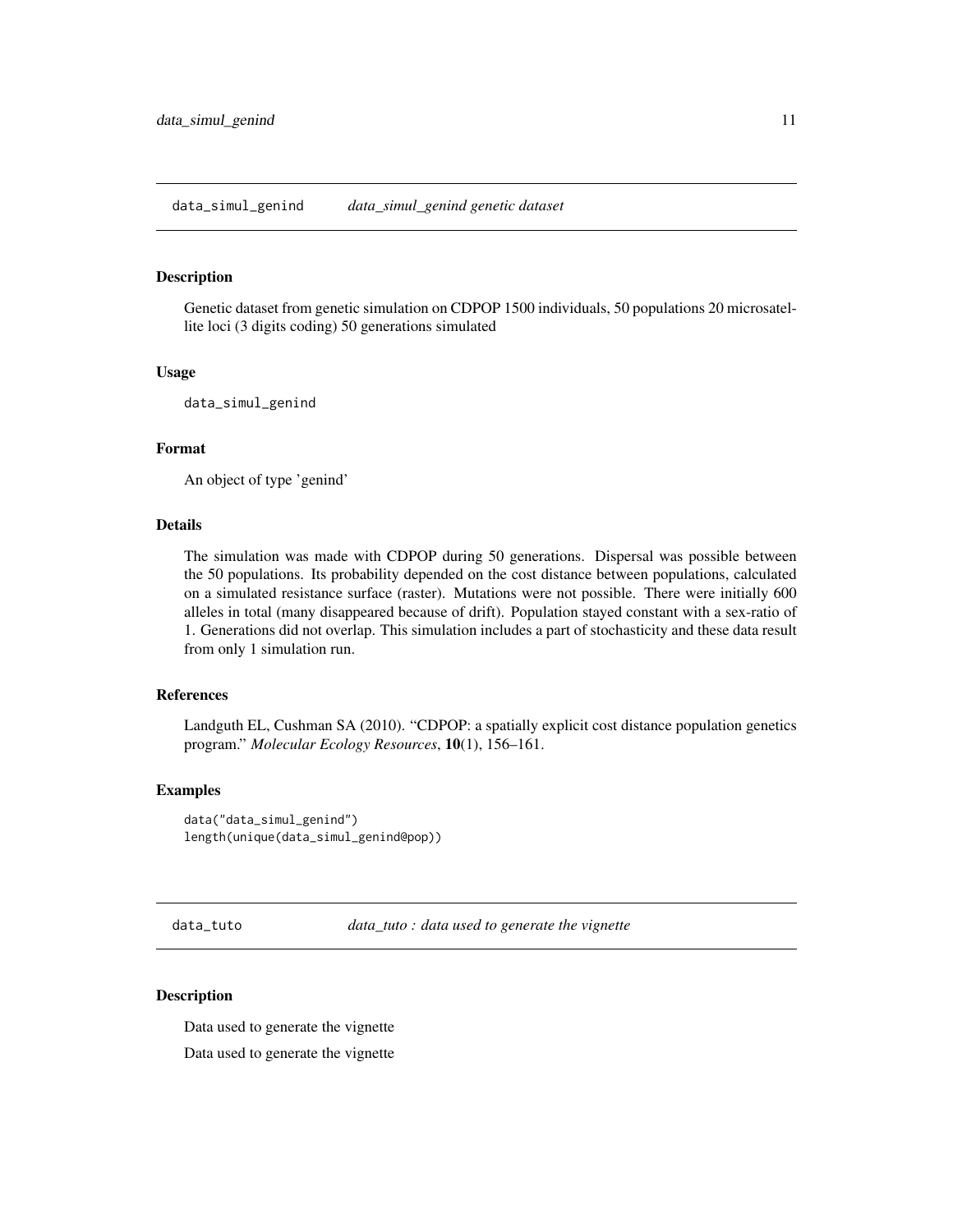## data_simul_genind *data_simul_genind genetic dataset*

### Description

Genetic dataset from genetic simulation on CDPOP 1500 individuals, 50 populations 20 microsatellite loci (3 digits coding) 50 generations simulated

### Usage

```
data_simul_genind
```

### Format

An object of type 'genind'

### Details

The simulation was made with CDPOP during 50 generations. Dispersal was possible between the 50 populations. Its probability depended on the cost distance between populations, calculated on a simulated resistance surface (raster). Mutations were not possible. There were initially 600 alleles in total (many disappeared because of drift). Population stayed constant with a sex-ratio of 1. Generations did not overlap. This simulation includes a part of stochasticity and these data result from only 1 simulation run.

### References

Landguth EL, Cushman SA (2010). "CDPOP: a spatially explicit cost distance population genetics program." *Molecular Ecology Resources*, **10**(1), 156–161.

### Examples

```
data("data_simul_genind")
length(unique(data_simul_genind@pop))
```

## data_tuto *data_tuto : data used to generate the vignette*

### Description

Data used to generate the vignette

Data used to generate the vignette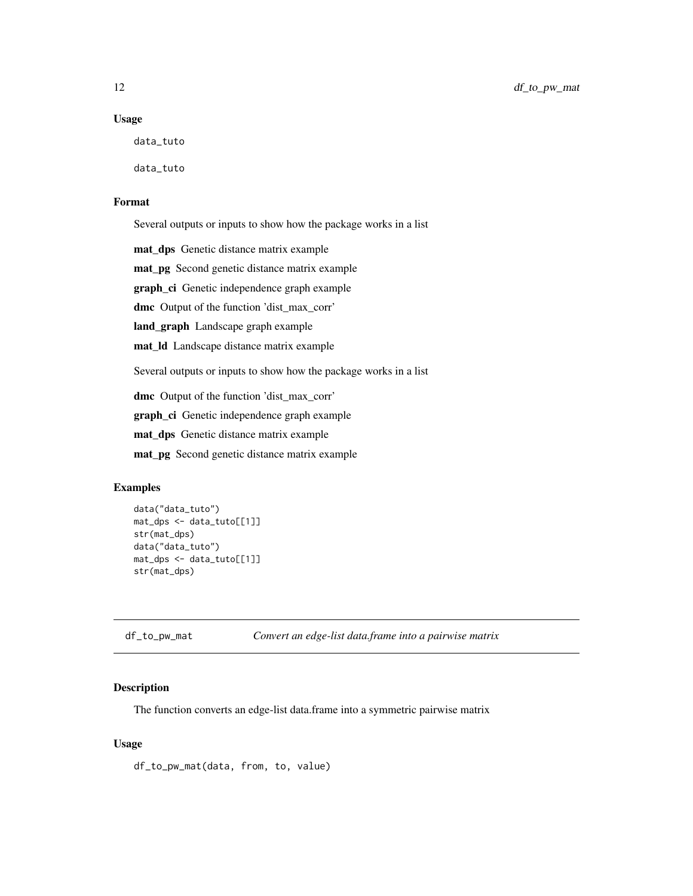### Usage

```
data_tuto

data_tuto
```

### Format

Several outputs or inputs to show how the package works in a list

**mat_dps** Genetic distance matrix example

**mat_pg** Second genetic distance matrix example

**graph_ci** Genetic independence graph example

**dmc** Output of the function 'dist_max_corr'

**land_graph** Landscape graph example

**mat_ld** Landscape distance matrix example

Several outputs or inputs to show how the package works in a list

**dmc** Output of the function 'dist_max_corr'

**graph_ci** Genetic independence graph example

**mat_dps** Genetic distance matrix example

**mat_pg** Second genetic distance matrix example

### Examples

```
data("data_tuto")
mat_dps <- data_tuto[[1]]
str(mat_dps)
data("data_tuto")
mat_dps <- data_tuto[[1]]
str(mat_dps)
```

---

## df_to_pw_mat    *Convert an edge-list data.frame into a pairwise matrix*

### Description

The function converts an edge-list data.frame into a symmetric pairwise matrix

### Usage

```
df_to_pw_mat(data, from, to, value)
```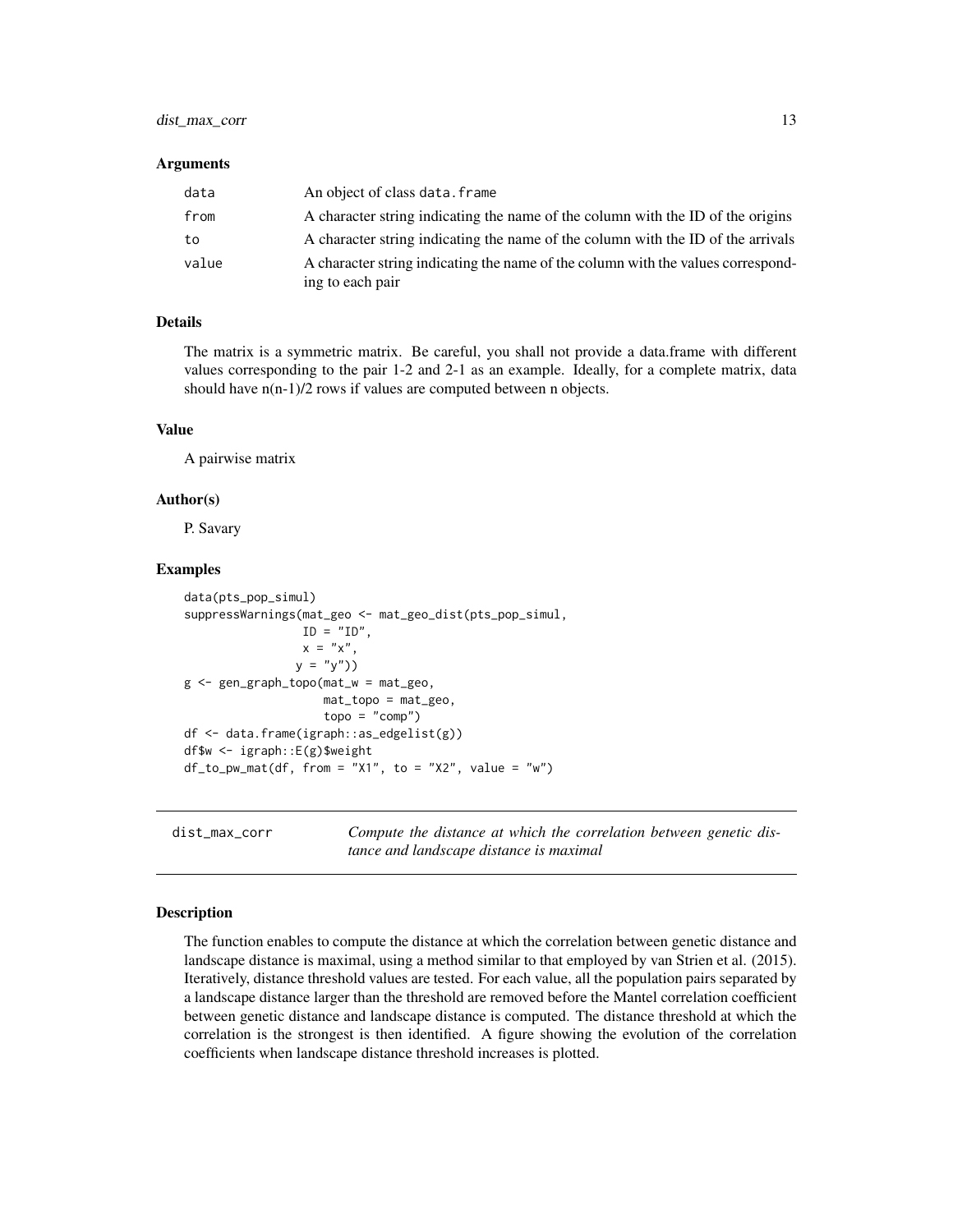### Arguments

| | |
|---|---|
| data | An object of class data.frame |
| from | A character string indicating the name of the column with the ID of the origins |
| to | A character string indicating the name of the column with the ID of the arrivals |
| value | A character string indicating the name of the column with the values corresponding to each pair |

### Details

The matrix is a symmetric matrix. Be careful, you shall not provide a data.frame with different values corresponding to the pair 1-2 and 2-1 as an example. Ideally, for a complete matrix, data should have n(n-1)/2 rows if values are computed between n objects.

### Value

A pairwise matrix

### Author(s)

P. Savary

### Examples

```
data(pts_pop_simul)
suppressWarnings(mat_geo <- mat_geo_dist(pts_pop_simul,
                 ID = "ID",
                 x = "x",
                y = "y"))
g <- gen_graph_topo(mat_w = mat_geo,
                    mat_topo = mat_geo,
                    topo = "comp")
df <- data.frame(igraph::as_edgelist(g))
df$w <- igraph::E(g)$weight
df_to_pw_mat(df, from = "X1", to = "X2", value = "w")
```

---

## dist_max_corr — *Compute the distance at which the correlation between genetic distance and landscape distance is maximal*

### Description

The function enables to compute the distance at which the correlation between genetic distance and landscape distance is maximal, using a method similar to that employed by van Strien et al. (2015). Iteratively, distance threshold values are tested. For each value, all the population pairs separated by a landscape distance larger than the threshold are removed before the Mantel correlation coefficient between genetic distance and landscape distance is computed. The distance threshold at which the correlation is the strongest is then identified. A figure showing the evolution of the correlation coefficients when landscape distance threshold increases is plotted.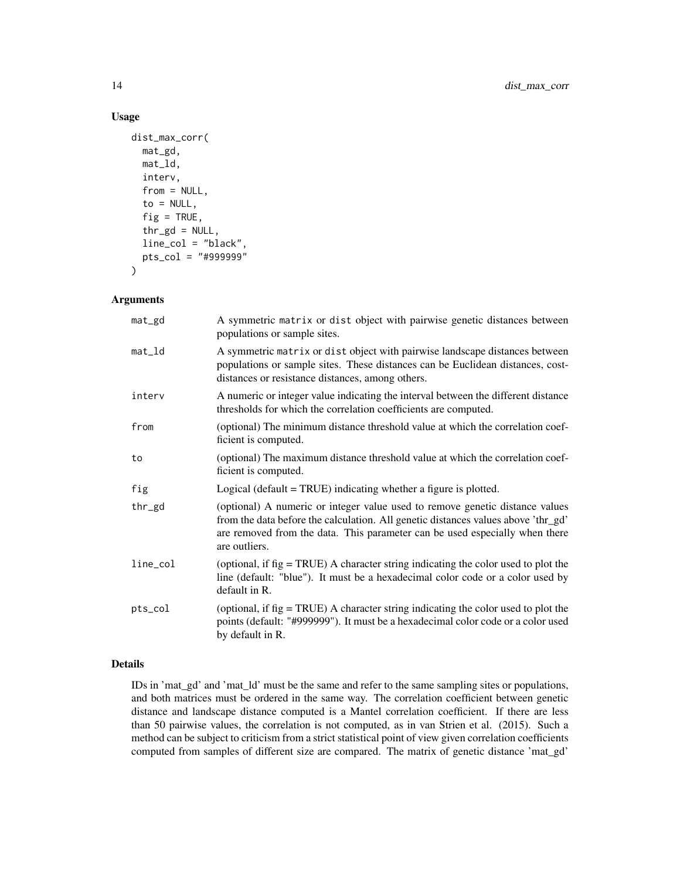## Usage

```
dist_max_corr(
  mat_gd,
  mat_ld,
  interv,
  from = NULL,
  to = NULL,
  fig = TRUE,
  thr_gd = NULL,
  line_col = "black",
  pts_col = "#999999"
)
```

## Arguments

| | |
|---|---|
| mat_gd | A symmetric matrix or dist object with pairwise genetic distances between populations or sample sites. |
| mat_ld | A symmetric matrix or dist object with pairwise landscape distances between populations or sample sites. These distances can be Euclidean distances, cost-distances or resistance distances, among others. |
| interv | A numeric or integer value indicating the interval between the different distance thresholds for which the correlation coefficients are computed. |
| from | (optional) The minimum distance threshold value at which the correlation coefficient is computed. |
| to | (optional) The maximum distance threshold value at which the correlation coefficient is computed. |
| fig | Logical (default = TRUE) indicating whether a figure is plotted. |
| thr_gd | (optional) A numeric or integer value used to remove genetic distance values from the data before the calculation. All genetic distances values above 'thr_gd' are removed from the data. This parameter can be used especially when there are outliers. |
| line_col | (optional, if fig = TRUE) A character string indicating the color used to plot the line (default: "blue"). It must be a hexadecimal color code or a color used by default in R. |
| pts_col | (optional, if fig = TRUE) A character string indicating the color used to plot the points (default: "#999999"). It must be a hexadecimal color code or a color used by default in R. |

## Details

IDs in 'mat_gd' and 'mat_ld' must be the same and refer to the same sampling sites or populations, and both matrices must be ordered in the same way. The correlation coefficient between genetic distance and landscape distance computed is a Mantel correlation coefficient. If there are less than 50 pairwise values, the correlation is not computed, as in van Strien et al. (2015). Such a method can be subject to criticism from a strict statistical point of view given correlation coefficients computed from samples of different size are compared. The matrix of genetic distance 'mat_gd'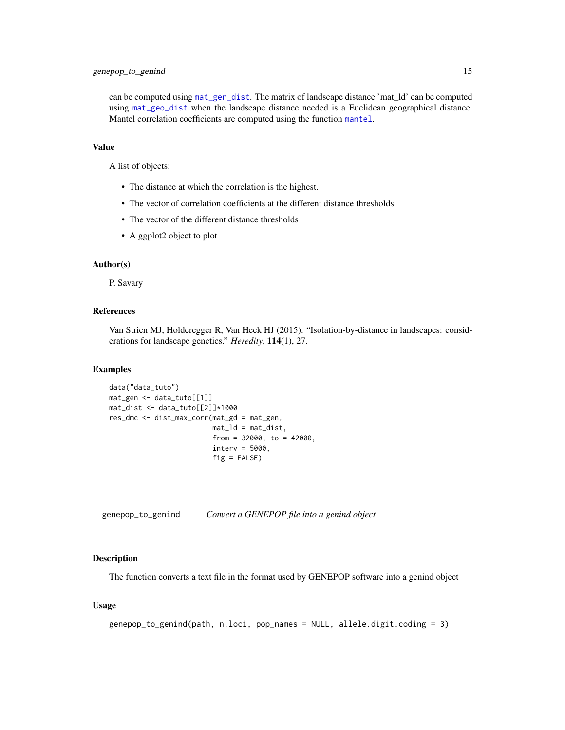can be computed using `mat_gen_dist`. The matrix of landscape distance 'mat_ld' can be computed using `mat_geo_dist` when the landscape distance needed is a Euclidean geographical distance. Mantel correlation coefficients are computed using the function `mantel`.

### Value

A list of objects:

- The distance at which the correlation is the highest.
- The vector of correlation coefficients at the different distance thresholds
- The vector of the different distance thresholds
- A ggplot2 object to plot

### Author(s)

P. Savary

### References

Van Strien MJ, Holderegger R, Van Heck HJ (2015). "Isolation-by-distance in landscapes: considerations for landscape genetics." *Heredity*, **114**(1), 27.

### Examples

```
data("data_tuto")
mat_gen <- data_tuto[[1]]
mat_dist <- data_tuto[[2]]*1000
res_dmc <- dist_max_corr(mat_gd = mat_gen,
                         mat_ld = mat_dist,
                         from = 32000, to = 42000,
                         interv = 5000,
                         fig = FALSE)
```

---

## genepop_to_genind — *Convert a GENEPOP file into a genind object*

### Description

The function converts a text file in the format used by GENEPOP software into a genind object

### Usage

```
genepop_to_genind(path, n.loci, pop_names = NULL, allele.digit.coding = 3)
```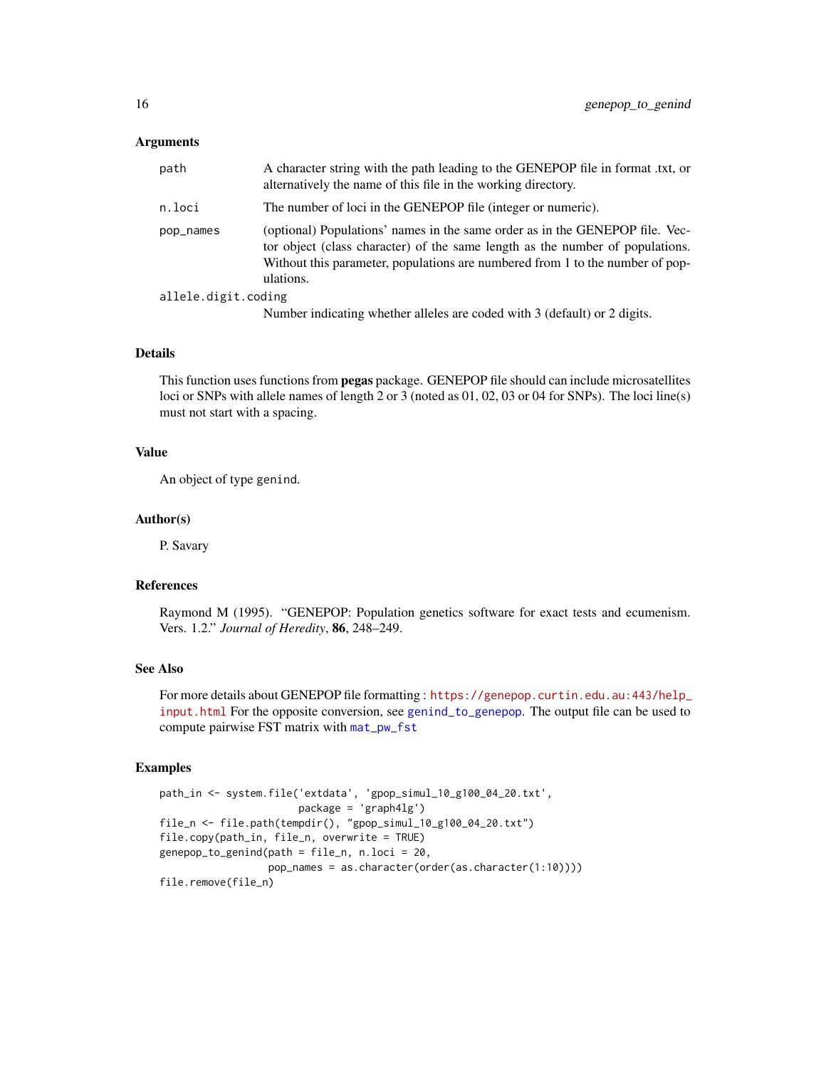### Arguments

- `path`: A character string with the path leading to the GENEPOP file in format .txt, or alternatively the name of this file in the working directory.
- `n.loci`: The number of loci in the GENEPOP file (integer or numeric).
- `pop_names`: (optional) Populations' names in the same order as in the GENEPOP file. Vector object (class character) of the same length as the number of populations. Without this parameter, populations are numbered from 1 to the number of populations.
- `allele.digit.coding`: Number indicating whether alleles are coded with 3 (default) or 2 digits.

### Details

This function uses functions from **pegas** package. GENEPOP file should can include microsatellites loci or SNPs with allele names of length 2 or 3 (noted as 01, 02, 03 or 04 for SNPs). The loci line(s) must not start with a spacing.

### Value

An object of type genind.

### Author(s)

P. Savary

### References

Raymond M (1995). "GENEPOP: Population genetics software for exact tests and ecumenism. Vers. 1.2." *Journal of Heredity*, **86**, 248–249.

### See Also

For more details about GENEPOP file formatting : https://genepop.curtin.edu.au:443/help_input.html For the opposite conversion, see `genind_to_genepop`. The output file can be used to compute pairwise FST matrix with `mat_pw_fst`

### Examples

```
path_in <- system.file('extdata', 'gpop_simul_10_g100_04_20.txt',
                       package = 'graph4lg')
file_n <- file.path(tempdir(), "gpop_simul_10_g100_04_20.txt")
file.copy(path_in, file_n, overwrite = TRUE)
genepop_to_genind(path = file_n, n.loci = 20,
                  pop_names = as.character(order(as.character(1:10))))
file.remove(file_n)
```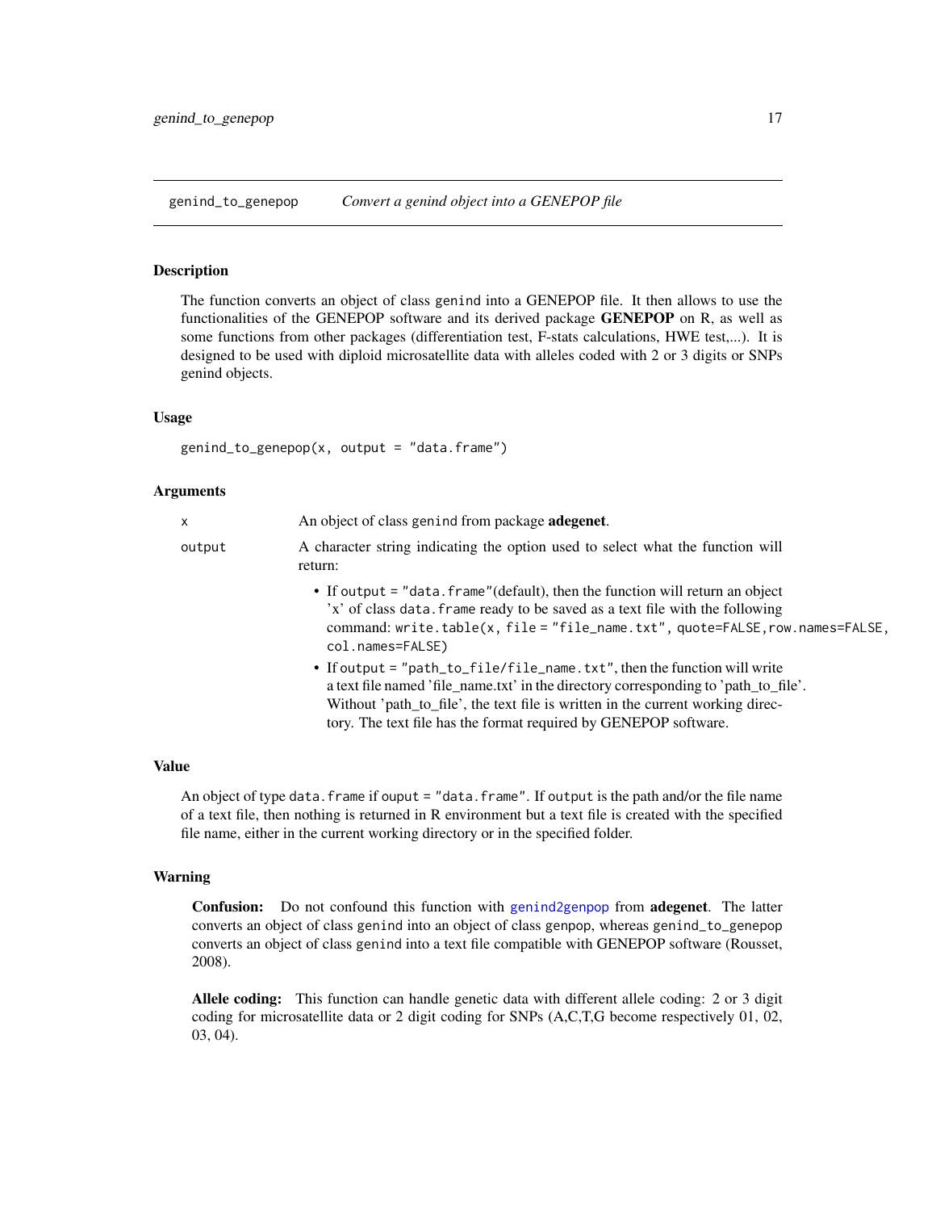## genind_to_genepop *Convert a genind object into a GENEPOP file*

### Description

The function converts an object of class `genind` into a GENEPOP file. It then allows to use the functionalities of the GENEPOP software and its derived package **GENEPOP** on R, as well as some functions from other packages (differentiation test, F-stats calculations, HWE test,...). It is designed to be used with diploid microsatellite data with alleles coded with 2 or 3 digits or SNPs genind objects.

### Usage

```
genind_to_genepop(x, output = "data.frame")
```

### Arguments

| | |
|---|---|
| `x` | An object of class `genind` from package **adegenet**. |
| `output` | A character string indicating the option used to select what the function will return:<br>• If `output = "data.frame"`(default), then the function will return an object 'x' of class `data.frame` ready to be saved as a text file with the following command: `write.table(x, file = "file_name.txt", quote=FALSE,row.names=FALSE, col.names=FALSE)`<br>• If `output = "path_to_file/file_name.txt"`, then the function will write a text file named 'file_name.txt' in the directory corresponding to 'path_to_file'. Without 'path_to_file', the text file is written in the current working directory. The text file has the format required by GENEPOP software. |

### Value

An object of type `data.frame` if `ouput = "data.frame"`. If `output` is the path and/or the file name of a text file, then nothing is returned in R environment but a text file is created with the specified file name, either in the current working directory or in the specified folder.

### Warning

**Confusion:** Do not confound this function with `genind2genpop` from **adegenet**. The latter converts an object of class `genind` into an object of class `genpop`, whereas `genind_to_genepop` converts an object of class `genind` into a text file compatible with GENEPOP software (Rousset, 2008).

**Allele coding:** This function can handle genetic data with different allele coding: 2 or 3 digit coding for microsatellite data or 2 digit coding for SNPs (A,C,T,G become respectively 01, 02, 03, 04).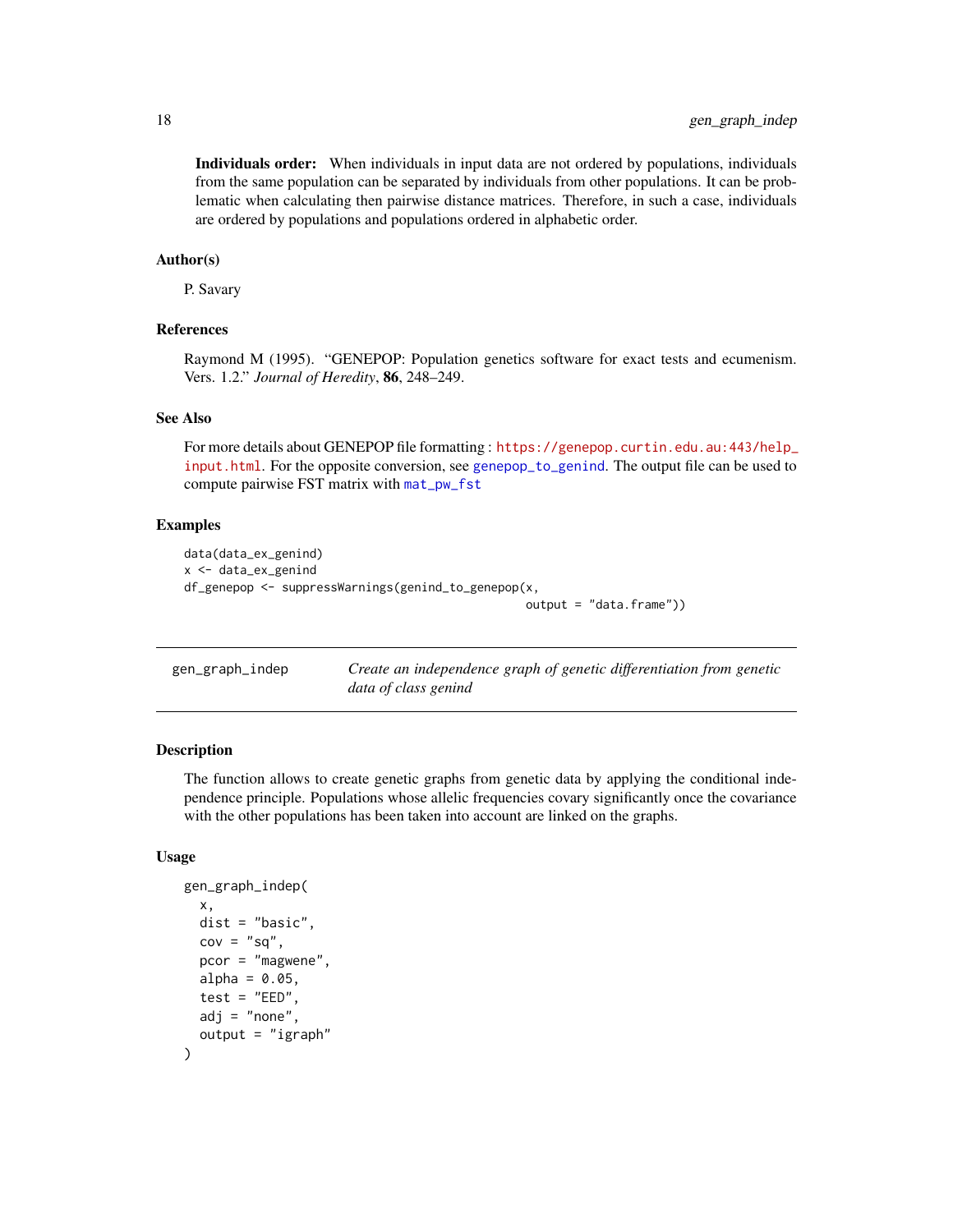**Individuals order:** When individuals in input data are not ordered by populations, individuals from the same population can be separated by individuals from other populations. It can be problematic when calculating then pairwise distance matrices. Therefore, in such a case, individuals are ordered by populations and populations ordered in alphabetic order.

### Author(s)

P. Savary

### References

Raymond M (1995). "GENEPOP: Population genetics software for exact tests and ecumenism. Vers. 1.2." *Journal of Heredity*, **86**, 248–249.

### See Also

For more details about GENEPOP file formatting : https://genepop.curtin.edu.au:443/help_input.html. For the opposite conversion, see genepop_to_genind. The output file can be used to compute pairwise FST matrix with mat_pw_fst

### Examples

```
data(data_ex_genind)
x <- data_ex_genind
df_genepop <- suppressWarnings(genind_to_genepop(x,
                                                 output = "data.frame"))
```

---

## gen_graph_indep — *Create an independence graph of genetic differentiation from genetic data of class genind*

### Description

The function allows to create genetic graphs from genetic data by applying the conditional independence principle. Populations whose allelic frequencies covary significantly once the covariance with the other populations has been taken into account are linked on the graphs.

### Usage

```
gen_graph_indep(
  x,
  dist = "basic",
  cov = "sq",
  pcor = "magwene",
  alpha = 0.05,
  test = "EED",
  adj = "none",
  output = "igraph"
)
```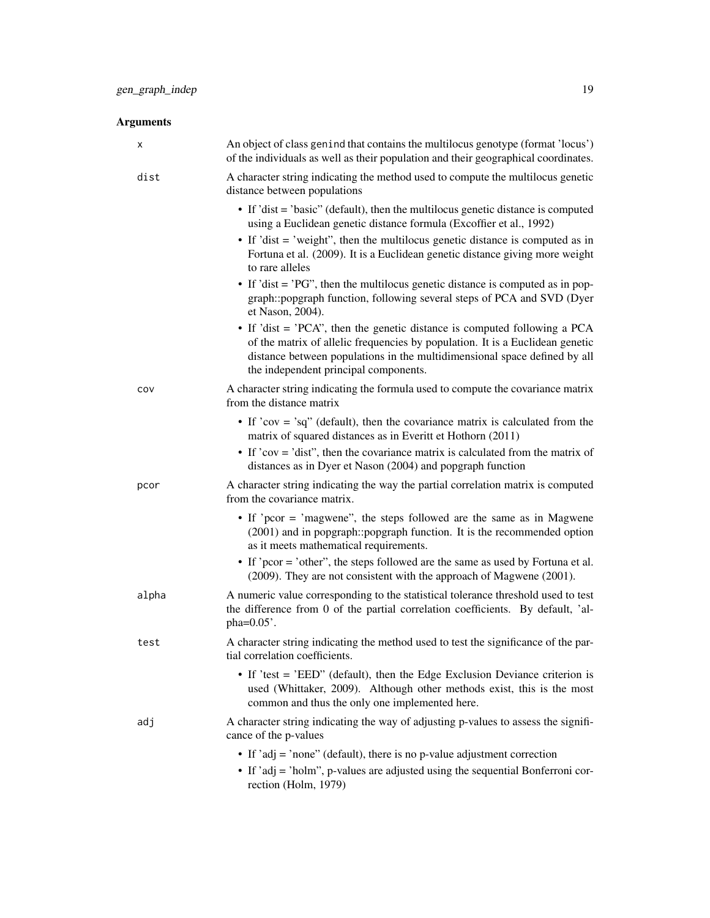## Arguments

**x** An object of class genind that contains the multilocus genotype (format 'locus') of the individuals as well as their population and their geographical coordinates.

**dist** A character string indicating the method used to compute the multilocus genetic distance between populations

- If 'dist = 'basic" (default), then the multilocus genetic distance is computed using a Euclidean genetic distance formula (Excoffier et al., 1992)
- If 'dist = 'weight", then the multilocus genetic distance is computed as in Fortuna et al. (2009). It is a Euclidean genetic distance giving more weight to rare alleles
- If 'dist = 'PG", then the multilocus genetic distance is computed as in popgraph::popgraph function, following several steps of PCA and SVD (Dyer et Nason, 2004).
- If 'dist = 'PCA", then the genetic distance is computed following a PCA of the matrix of allelic frequencies by population. It is a Euclidean genetic distance between populations in the multidimensional space defined by all the independent principal components.

**cov** A character string indicating the formula used to compute the covariance matrix from the distance matrix

- If 'cov = 'sq" (default), then the covariance matrix is calculated from the matrix of squared distances as in Everitt et Hothorn (2011)
- If 'cov = 'dist", then the covariance matrix is calculated from the matrix of distances as in Dyer et Nason (2004) and popgraph function

**pcor** A character string indicating the way the partial correlation matrix is computed from the covariance matrix.

- If 'pcor = 'magwene", the steps followed are the same as in Magwene (2001) and in popgraph::popgraph function. It is the recommended option as it meets mathematical requirements.
- If 'pcor = 'other", the steps followed are the same as used by Fortuna et al. (2009). They are not consistent with the approach of Magwene (2001).

**alpha** A numeric value corresponding to the statistical tolerance threshold used to test the difference from 0 of the partial correlation coefficients. By default, 'alpha=0.05'.

**test** A character string indicating the method used to test the significance of the partial correlation coefficients.

- If 'test = 'EED" (default), then the Edge Exclusion Deviance criterion is used (Whittaker, 2009). Although other methods exist, this is the most common and thus the only one implemented here.

**adj** A character string indicating the way of adjusting p-values to assess the significance of the p-values

- If 'adj = 'none" (default), there is no p-value adjustment correction
- If 'adj = 'holm", p-values are adjusted using the sequential Bonferroni correction (Holm, 1979)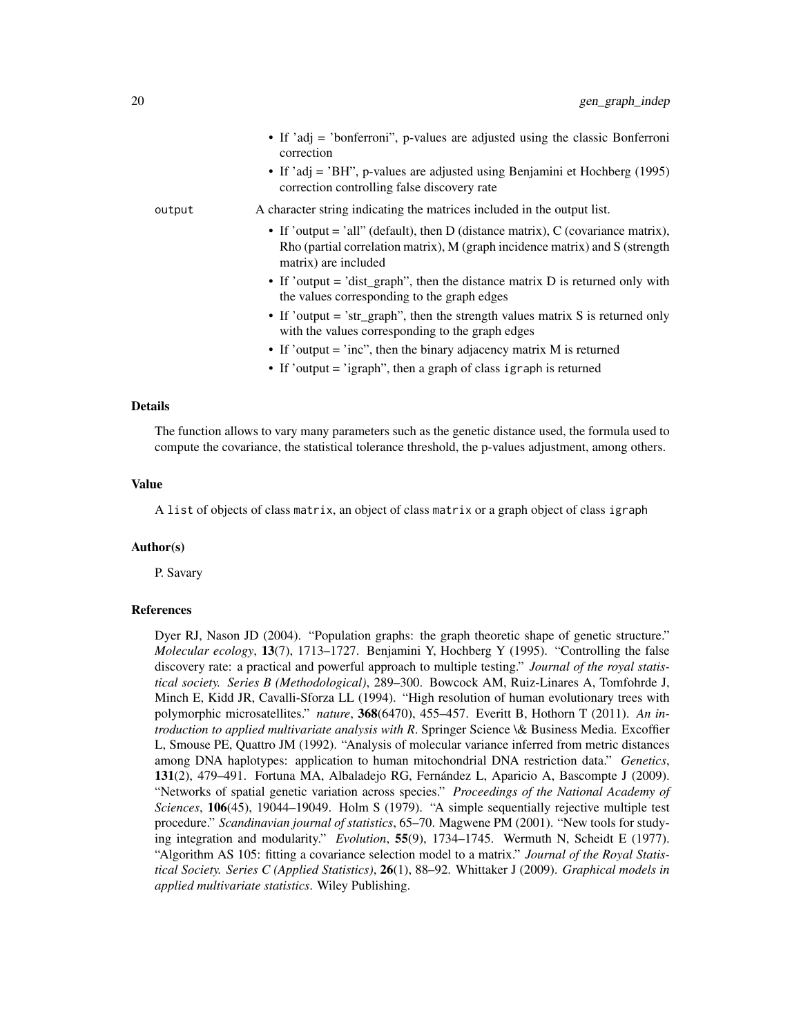- If 'adj = 'bonferroni", p-values are adjusted using the classic Bonferroni correction
- If 'adj = 'BH", p-values are adjusted using Benjamini et Hochberg (1995) correction controlling false discovery rate

output A character string indicating the matrices included in the output list.

- If 'output = 'all" (default), then D (distance matrix), C (covariance matrix), Rho (partial correlation matrix), M (graph incidence matrix) and S (strength matrix) are included
- If 'output = 'dist_graph", then the distance matrix D is returned only with the values corresponding to the graph edges
- If 'output = 'str_graph", then the strength values matrix S is returned only with the values corresponding to the graph edges
- If 'output = 'inc", then the binary adjacency matrix M is returned
- If 'output = 'igraph", then a graph of class igraph is returned

## Details

The function allows to vary many parameters such as the genetic distance used, the formula used to compute the covariance, the statistical tolerance threshold, the p-values adjustment, among others.

## Value

A list of objects of class matrix, an object of class matrix or a graph object of class igraph

## Author(s)

P. Savary

## References

Dyer RJ, Nason JD (2004). "Population graphs: the graph theoretic shape of genetic structure." *Molecular ecology*, **13**(7), 1713–1727. Benjamini Y, Hochberg Y (1995). "Controlling the false discovery rate: a practical and powerful approach to multiple testing." *Journal of the royal statistical society. Series B (Methodological)*, 289–300. Bowcock AM, Ruiz-Linares A, Tomfohrde J, Minch E, Kidd JR, Cavalli-Sforza LL (1994). "High resolution of human evolutionary trees with polymorphic microsatellites." *nature*, **368**(6470), 455–457. Everitt B, Hothorn T (2011). *An introduction to applied multivariate analysis with R*. Springer Science \& Business Media. Excoffier L, Smouse PE, Quattro JM (1992). "Analysis of molecular variance inferred from metric distances among DNA haplotypes: application to human mitochondrial DNA restriction data." *Genetics*, **131**(2), 479–491. Fortuna MA, Albaladejo RG, Fernández L, Aparicio A, Bascompte J (2009). "Networks of spatial genetic variation across species." *Proceedings of the National Academy of Sciences*, **106**(45), 19044–19049. Holm S (1979). "A simple sequentially rejective multiple test procedure." *Scandinavian journal of statistics*, 65–70. Magwene PM (2001). "New tools for studying integration and modularity." *Evolution*, **55**(9), 1734–1745. Wermuth N, Scheidt E (1977). "Algorithm AS 105: fitting a covariance selection model to a matrix." *Journal of the Royal Statistical Society. Series C (Applied Statistics)*, **26**(1), 88–92. Whittaker J (2009). *Graphical models in applied multivariate statistics*. Wiley Publishing.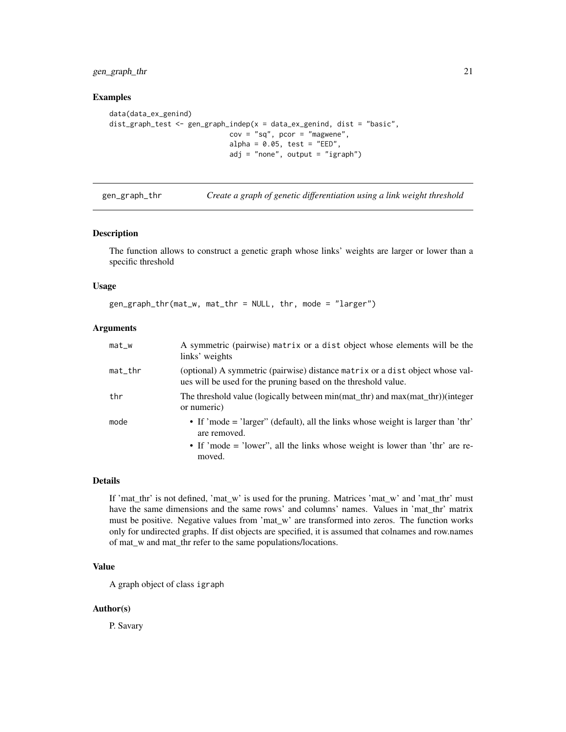### Examples

```
data(data_ex_genind)
dist_graph_test <- gen_graph_indep(x = data_ex_genind, dist = "basic",
                              cov = "sq", pcor = "magwene",
                              alpha = 0.05, test = "EED",
                              adj = "none", output = "igraph")
```

---

## gen_graph_thr — *Create a graph of genetic differentiation using a link weight threshold*

### Description

The function allows to construct a genetic graph whose links' weights are larger or lower than a specific threshold

### Usage

```
gen_graph_thr(mat_w, mat_thr = NULL, thr, mode = "larger")
```

### Arguments

| | |
|---|---|
| `mat_w` | A symmetric (pairwise) `matrix` or a `dist` object whose elements will be the links' weights |
| `mat_thr` | (optional) A symmetric (pairwise) distance `matrix` or a `dist` object whose values will be used for the pruning based on the threshold value. |
| `thr` | The threshold value (logically between min(mat_thr) and max(mat_thr))(integer or numeric) |
| `mode` | • If 'mode = 'larger" (default), all the links whose weight is larger than 'thr' are removed. • If 'mode = 'lower", all the links whose weight is lower than 'thr' are removed. |

### Details

If 'mat_thr' is not defined, 'mat_w' is used for the pruning. Matrices 'mat_w' and 'mat_thr' must have the same dimensions and the same rows' and columns' names. Values in 'mat_thr' matrix must be positive. Negative values from 'mat_w' are transformed into zeros. The function works only for undirected graphs. If dist objects are specified, it is assumed that colnames and row.names of mat_w and mat_thr refer to the same populations/locations.

### Value

A graph object of class `igraph`

### Author(s)

P. Savary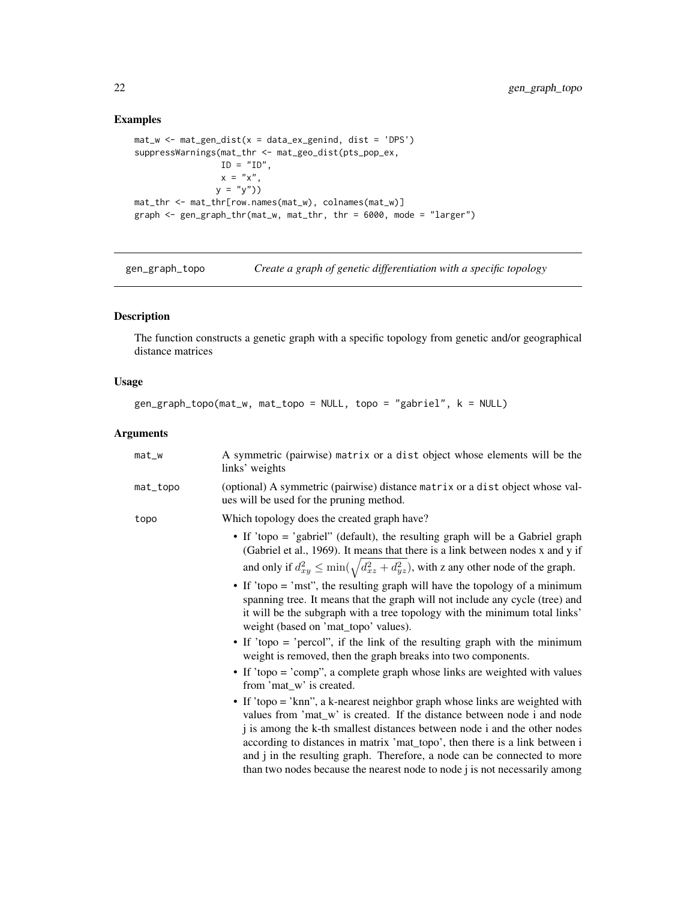### Examples

```
mat_w <- mat_gen_dist(x = data_ex_genind, dist = 'DPS')
suppressWarnings(mat_thr <- mat_geo_dist(pts_pop_ex,
                 ID = "ID",
                 x = "x",
                 y = "y"))
mat_thr <- mat_thr[row.names(mat_w), colnames(mat_w)]
graph <- gen_graph_thr(mat_w, mat_thr, thr = 6000, mode = "larger")
```

---

## gen_graph_topo — *Create a graph of genetic differentiation with a specific topology*

### Description

The function constructs a genetic graph with a specific topology from genetic and/or geographical distance matrices

### Usage

```
gen_graph_topo(mat_w, mat_topo = NULL, topo = "gabriel", k = NULL)
```

### Arguments

| | |
|---|---|
| `mat_w` | A symmetric (pairwise) `matrix` or a `dist` object whose elements will be the links' weights |
| `mat_topo` | (optional) A symmetric (pairwise) distance `matrix` or a `dist` object whose values will be used for the pruning method. |
| `topo` | Which topology does the created graph have?<br>• If 'topo = 'gabriel" (default), the resulting graph will be a Gabriel graph (Gabriel et al., 1969). It means that there is a link between nodes x and y if and only if $d_{xy}^2 \leq \min(\sqrt{d_{xz}^2 + d_{yz}^2})$, with z any other node of the graph.<br>• If 'topo = 'mst", the resulting graph will have the topology of a minimum spanning tree. It means that the graph will not include any cycle (tree) and it will be the subgraph with a tree topology with the minimum total links' weight (based on 'mat_topo' values).<br>• If 'topo = 'percol", if the link of the resulting graph with the minimum weight is removed, then the graph breaks into two components.<br>• If 'topo = 'comp", a complete graph whose links are weighted with values from 'mat_w' is created.<br>• If 'topo = 'knn", a k-nearest neighbor graph whose links are weighted with values from 'mat_w' is created. If the distance between node i and node j is among the k-th smallest distances between node i and the other nodes according to distances in matrix 'mat_topo', then there is a link between i and j in the resulting graph. Therefore, a node can be connected to more than two nodes because the nearest node to node j is not necessarily among |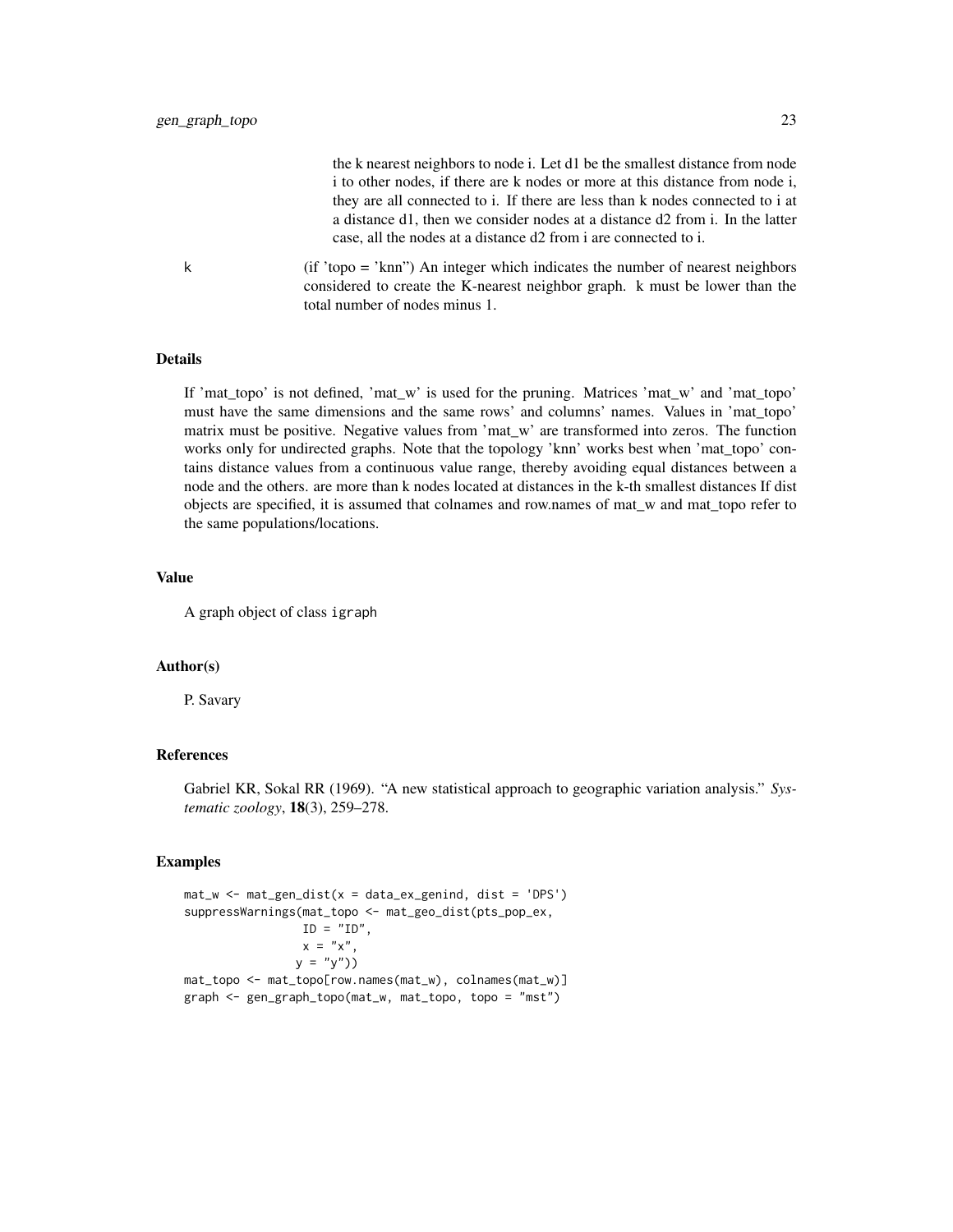the k nearest neighbors to node i. Let d1 be the smallest distance from node i to other nodes, if there are k nodes or more at this distance from node i, they are all connected to i. If there are less than k nodes connected to i at a distance d1, then we consider nodes at a distance d2 from i. In the latter case, all the nodes at a distance d2 from i are connected to i.

k (if 'topo = 'knn") An integer which indicates the number of nearest neighbors considered to create the K-nearest neighbor graph. k must be lower than the total number of nodes minus 1.

### Details

If 'mat_topo' is not defined, 'mat_w' is used for the pruning. Matrices 'mat_w' and 'mat_topo' must have the same dimensions and the same rows' and columns' names. Values in 'mat_topo' matrix must be positive. Negative values from 'mat_w' are transformed into zeros. The function works only for undirected graphs. Note that the topology 'knn' works best when 'mat_topo' contains distance values from a continuous value range, thereby avoiding equal distances between a node and the others. are more than k nodes located at distances in the k-th smallest distances If dist objects are specified, it is assumed that colnames and row.names of mat_w and mat_topo refer to the same populations/locations.

### Value

A graph object of class igraph

### Author(s)

P. Savary

### References

Gabriel KR, Sokal RR (1969). "A new statistical approach to geographic variation analysis." *Systematic zoology*, **18**(3), 259–278.

### Examples

```
mat_w <- mat_gen_dist(x = data_ex_genind, dist = 'DPS')
suppressWarnings(mat_topo <- mat_geo_dist(pts_pop_ex,
                 ID = "ID",
                 x = "x",
                y = "y"))
mat_topo <- mat_topo[row.names(mat_w), colnames(mat_w)]
graph <- gen_graph_topo(mat_w, mat_topo, topo = "mst")
```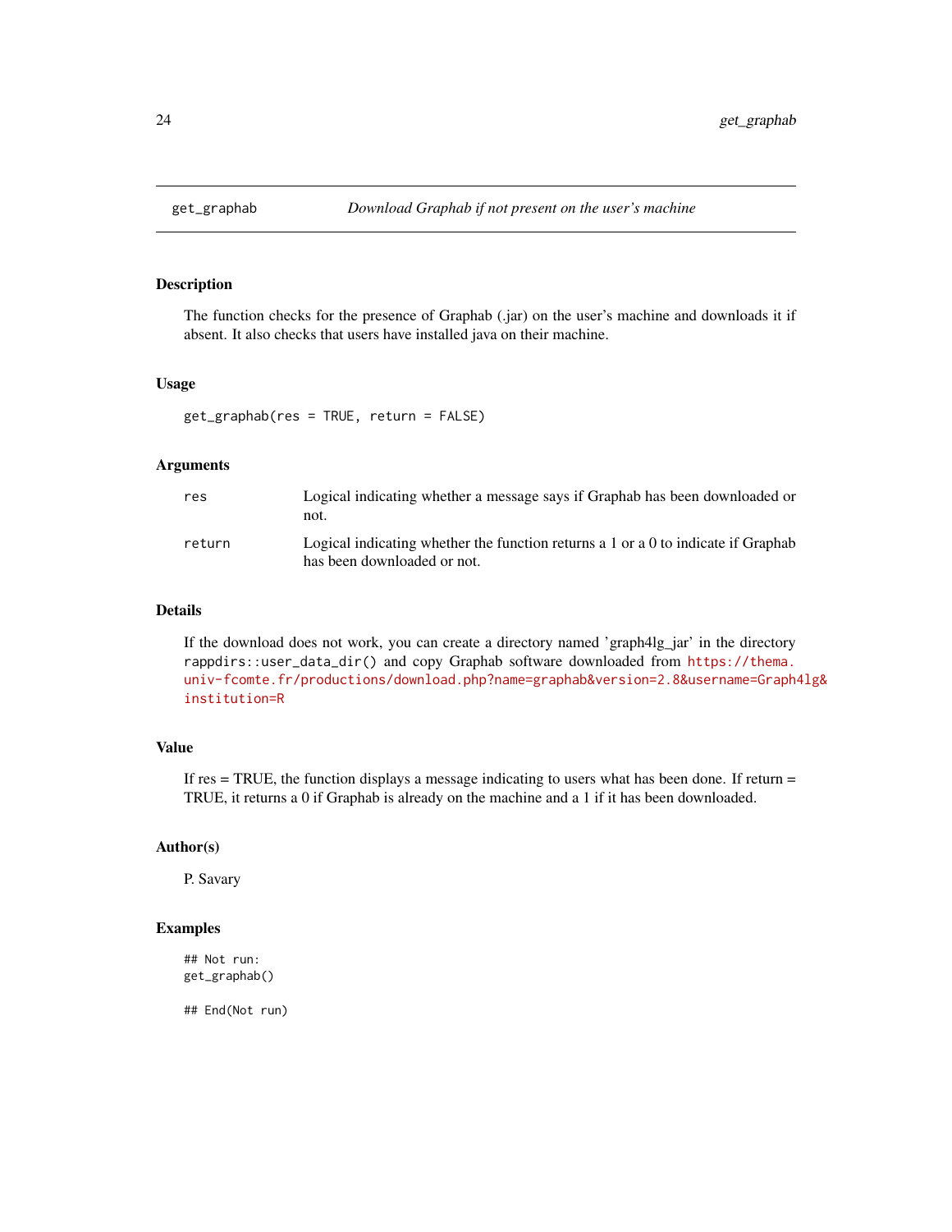## get_graphab — *Download Graphab if not present on the user's machine*

### Description

The function checks for the presence of Graphab (.jar) on the user's machine and downloads it if absent. It also checks that users have installed java on their machine.

### Usage

```
get_graphab(res = TRUE, return = FALSE)
```

### Arguments

| | |
|---|---|
| `res` | Logical indicating whether a message says if Graphab has been downloaded or not. |
| `return` | Logical indicating whether the function returns a 1 or a 0 to indicate if Graphab has been downloaded or not. |

### Details

If the download does not work, you can create a directory named 'graph4lg_jar' in the directory `rappdirs::user_data_dir()` and copy Graphab software downloaded from https://thema.univ-fcomte.fr/productions/download.php?name=graphab&version=2.8&username=Graph4lg&institution=R

### Value

If res = TRUE, the function displays a message indicating to users what has been done. If return = TRUE, it returns a 0 if Graphab is already on the machine and a 1 if it has been downloaded.

### Author(s)

P. Savary

### Examples

```
## Not run:
get_graphab()

## End(Not run)
```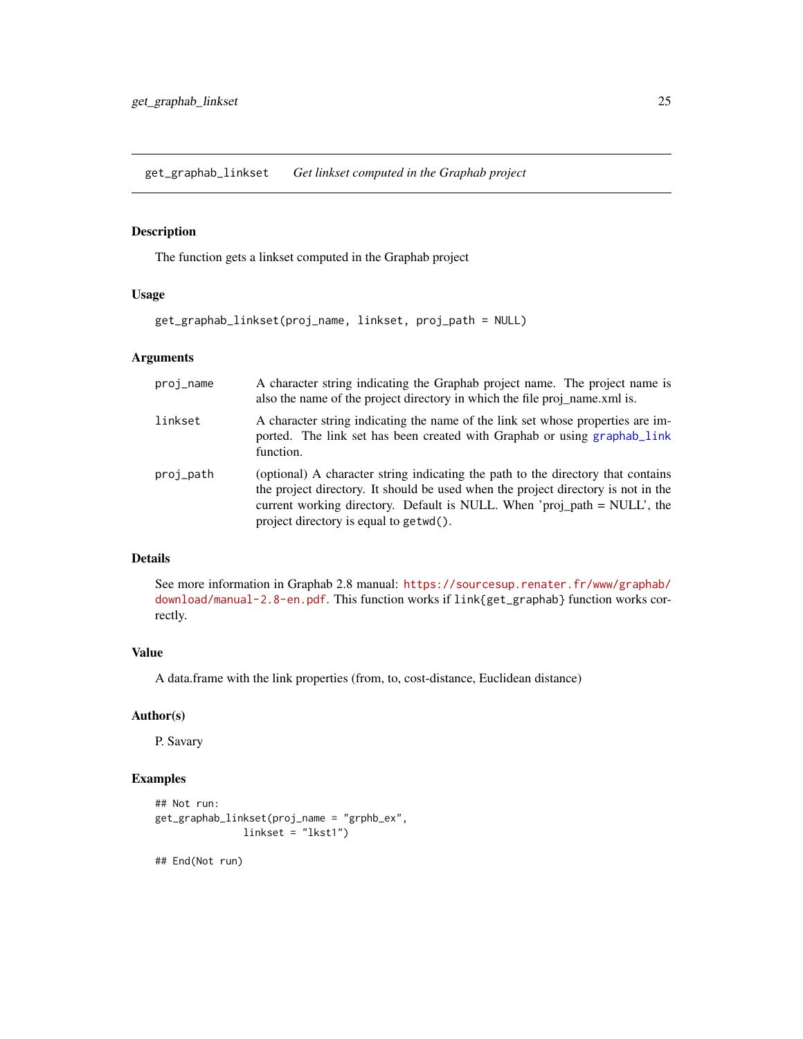## get_graphab_linkset — *Get linkset computed in the Graphab project*

### Description

The function gets a linkset computed in the Graphab project

### Usage

```
get_graphab_linkset(proj_name, linkset, proj_path = NULL)
```

### Arguments

| | |
|---|---|
| `proj_name` | A character string indicating the Graphab project name. The project name is also the name of the project directory in which the file proj_name.xml is. |
| `linkset` | A character string indicating the name of the link set whose properties are imported. The link set has been created with Graphab or using `graphab_link` function. |
| `proj_path` | (optional) A character string indicating the path to the directory that contains the project directory. It should be used when the project directory is not in the current working directory. Default is NULL. When 'proj_path = NULL', the project directory is equal to `getwd()`. |

### Details

See more information in Graphab 2.8 manual: https://sourcesup.renater.fr/www/graphab/download/manual-2.8-en.pdf. This function works if `link{get_graphab}` function works correctly.

### Value

A data.frame with the link properties (from, to, cost-distance, Euclidean distance)

### Author(s)

P. Savary

### Examples

```
## Not run:
get_graphab_linkset(proj_name = "grphb_ex",
                    linkset = "lkst1")

## End(Not run)
```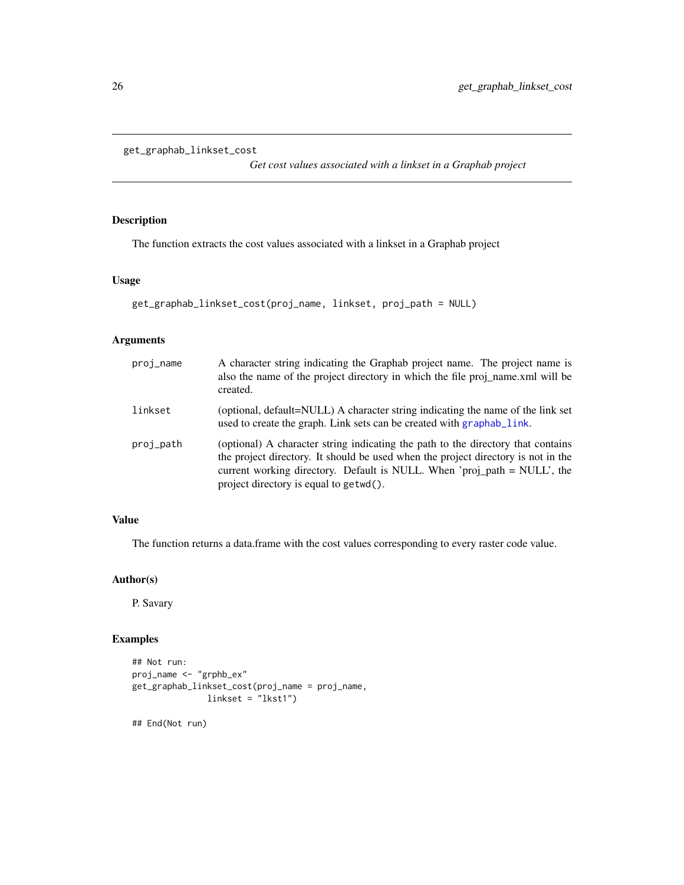get_graphab_linkset_cost

*Get cost values associated with a linkset in a Graphab project*

## Description

The function extracts the cost values associated with a linkset in a Graphab project

## Usage

```
get_graphab_linkset_cost(proj_name, linkset, proj_path = NULL)
```

## Arguments

| | |
|---|---|
| proj_name | A character string indicating the Graphab project name. The project name is also the name of the project directory in which the file proj_name.xml will be created. |
| linkset | (optional, default=NULL) A character string indicating the name of the link set used to create the graph. Link sets can be created with `graphab_link`. |
| proj_path | (optional) A character string indicating the path to the directory that contains the project directory. It should be used when the project directory is not in the current working directory. Default is NULL. When 'proj_path = NULL', the project directory is equal to `getwd()`. |

## Value

The function returns a data.frame with the cost values corresponding to every raster code value.

## Author(s)

P. Savary

## Examples

```
## Not run:
proj_name <- "grphb_ex"
get_graphab_linkset_cost(proj_name = proj_name,
               linkset = "lkst1")

## End(Not run)
```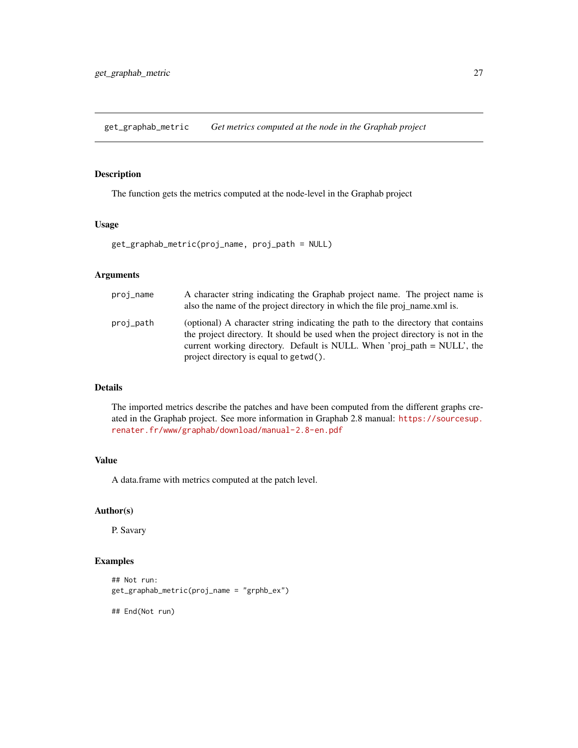## get_graphab_metric — *Get metrics computed at the node in the Graphab project*

### Description

The function gets the metrics computed at the node-level in the Graphab project

### Usage

```
get_graphab_metric(proj_name, proj_path = NULL)
```

### Arguments

- `proj_name` — A character string indicating the Graphab project name. The project name is also the name of the project directory in which the file proj_name.xml is.
- `proj_path` — (optional) A character string indicating the path to the directory that contains the project directory. It should be used when the project directory is not in the current working directory. Default is NULL. When 'proj_path = NULL', the project directory is equal to `getwd()`.

### Details

The imported metrics describe the patches and have been computed from the different graphs created in the Graphab project. See more information in Graphab 2.8 manual: https://sourcesup.renater.fr/www/graphab/download/manual-2.8-en.pdf

### Value

A data.frame with metrics computed at the patch level.

### Author(s)

P. Savary

### Examples

```
## Not run:
get_graphab_metric(proj_name = "grphb_ex")

## End(Not run)
```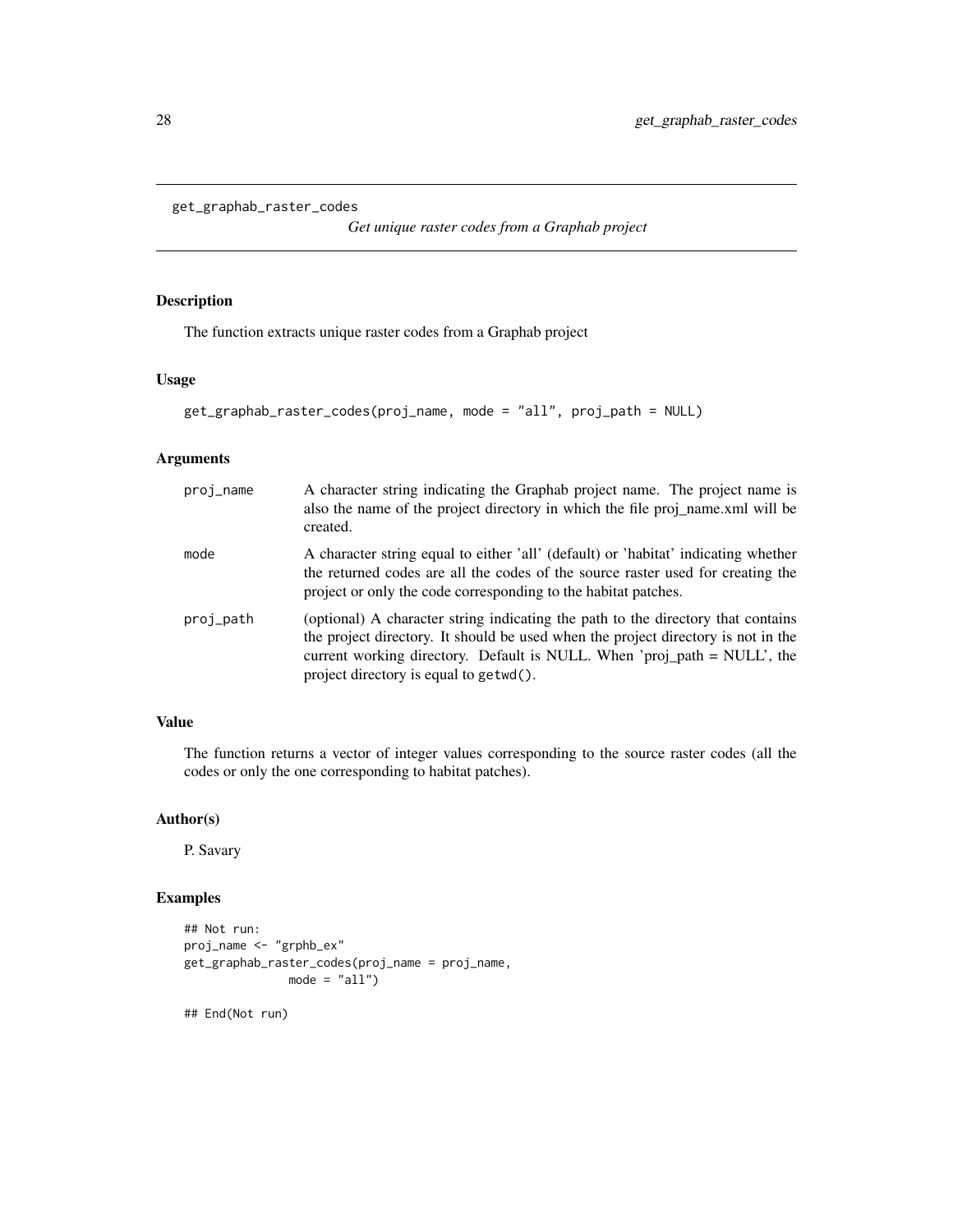## get_graphab_raster_codes

*Get unique raster codes from a Graphab project*

### Description

The function extracts unique raster codes from a Graphab project

### Usage

```
get_graphab_raster_codes(proj_name, mode = "all", proj_path = NULL)
```

### Arguments

| | |
|---|---|
| proj_name | A character string indicating the Graphab project name. The project name is also the name of the project directory in which the file proj_name.xml will be created. |
| mode | A character string equal to either 'all' (default) or 'habitat' indicating whether the returned codes are all the codes of the source raster used for creating the project or only the code corresponding to the habitat patches. |
| proj_path | (optional) A character string indicating the path to the directory that contains the project directory. It should be used when the project directory is not in the current working directory. Default is NULL. When 'proj_path = NULL', the project directory is equal to `getwd()`. |

### Value

The function returns a vector of integer values corresponding to the source raster codes (all the codes or only the one corresponding to habitat patches).

### Author(s)

P. Savary

### Examples

```
## Not run:
proj_name <- "grphb_ex"
get_graphab_raster_codes(proj_name = proj_name,
              mode = "all")

## End(Not run)
```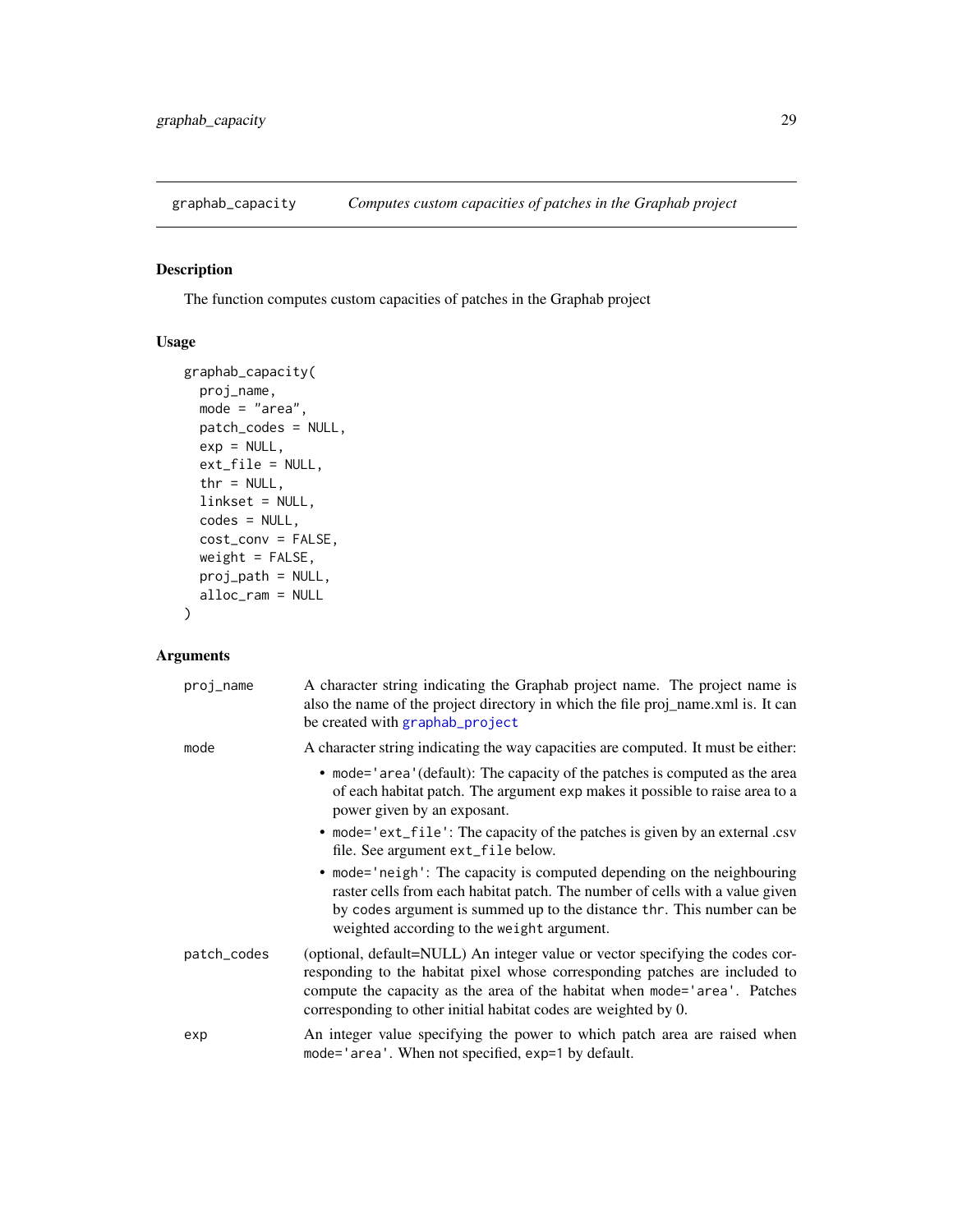## graphab_capacity — *Computes custom capacities of patches in the Graphab project*

### Description

The function computes custom capacities of patches in the Graphab project

### Usage

```
graphab_capacity(
  proj_name,
  mode = "area",
  patch_codes = NULL,
  exp = NULL,
  ext_file = NULL,
  thr = NULL,
  linkset = NULL,
  codes = NULL,
  cost_conv = FALSE,
  weight = FALSE,
  proj_path = NULL,
  alloc_ram = NULL
)
```

### Arguments

| | |
|---|---|
| `proj_name` | A character string indicating the Graphab project name. The project name is also the name of the project directory in which the file proj_name.xml is. It can be created with `graphab_project` |
| `mode` | A character string indicating the way capacities are computed. It must be either:<br>• `mode='area'`(default): The capacity of the patches is computed as the area of each habitat patch. The argument `exp` makes it possible to raise area to a power given by an exposant.<br>• `mode='ext_file'`: The capacity of the patches is given by an external .csv file. See argument `ext_file` below.<br>• `mode='neigh'`: The capacity is computed depending on the neighbouring raster cells from each habitat patch. The number of cells with a value given by `codes` argument is summed up to the distance `thr`. This number can be weighted according to the `weight` argument. |
| `patch_codes` | (optional, default=NULL) An integer value or vector specifying the codes corresponding to the habitat pixel whose corresponding patches are included to compute the capacity as the area of the habitat when `mode='area'`. Patches corresponding to other initial habitat codes are weighted by 0. |
| `exp` | An integer value specifying the power to which patch area are raised when `mode='area'`. When not specified, `exp=1` by default. |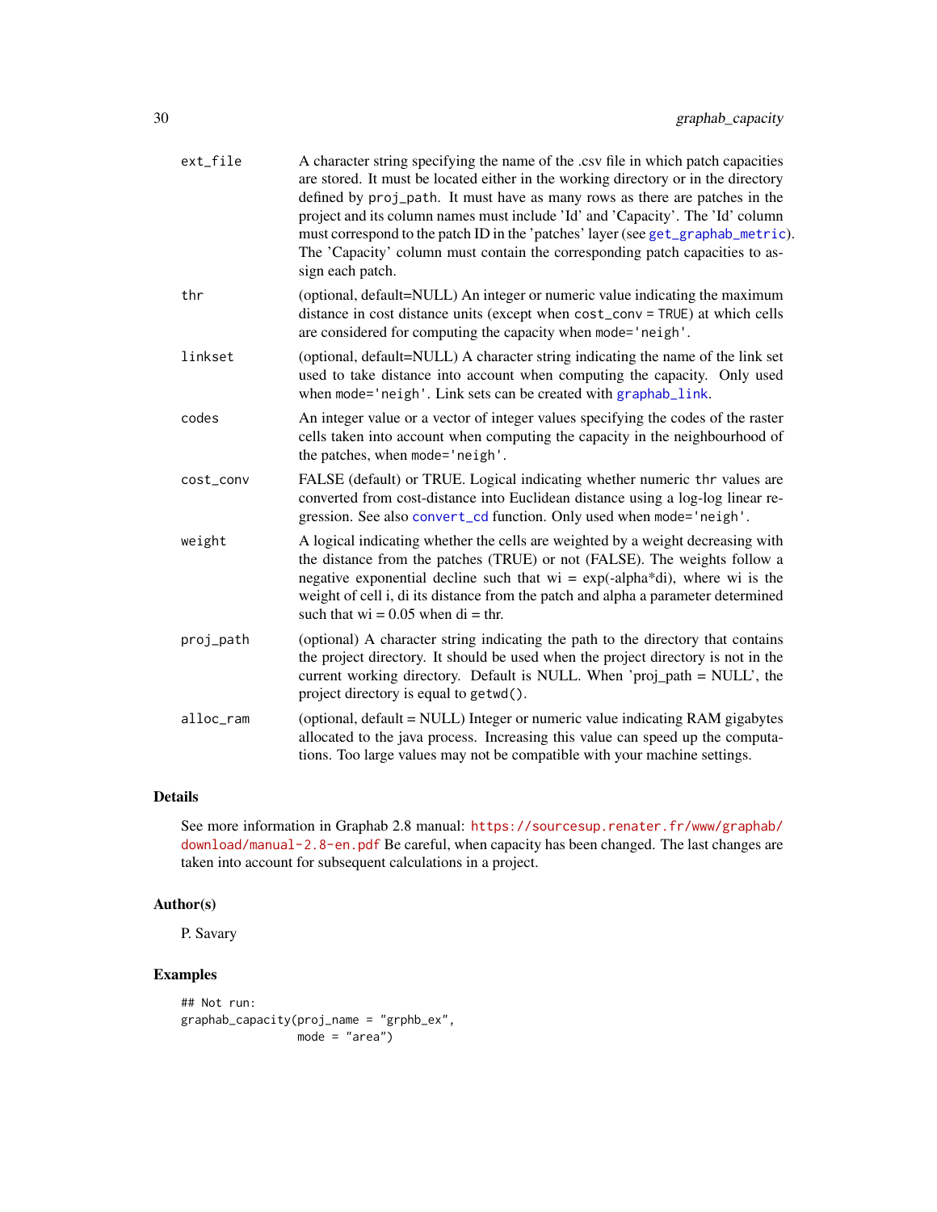| | |
|---|---|
| `ext_file` | A character string specifying the name of the .csv file in which patch capacities are stored. It must be located either in the working directory or in the directory defined by `proj_path`. It must have as many rows as there are patches in the project and its column names must include 'Id' and 'Capacity'. The 'Id' column must correspond to the patch ID in the 'patches' layer (see `get_graphab_metric`). The 'Capacity' column must contain the corresponding patch capacities to assign each patch. |
| `thr` | (optional, default=NULL) An integer or numeric value indicating the maximum distance in cost distance units (except when `cost_conv = TRUE`) at which cells are considered for computing the capacity when `mode='neigh'`. |
| `linkset` | (optional, default=NULL) A character string indicating the name of the link set used to take distance into account when computing the capacity. Only used when `mode='neigh'`. Link sets can be created with `graphab_link`. |
| `codes` | An integer value or a vector of integer values specifying the codes of the raster cells taken into account when computing the capacity in the neighbourhood of the patches, when `mode='neigh'`. |
| `cost_conv` | FALSE (default) or TRUE. Logical indicating whether numeric `thr` values are converted from cost-distance into Euclidean distance using a log-log linear regression. See also `convert_cd` function. Only used when `mode='neigh'`. |
| `weight` | A logical indicating whether the cells are weighted by a weight decreasing with the distance from the patches (TRUE) or not (FALSE). The weights follow a negative exponential decline such that wi = exp(-alpha*di), where wi is the weight of cell i, di its distance from the patch and alpha a parameter determined such that wi = 0.05 when di = thr. |
| `proj_path` | (optional) A character string indicating the path to the directory that contains the project directory. It should be used when the project directory is not in the current working directory. Default is NULL. When 'proj_path = NULL', the project directory is equal to `getwd()`. |
| `alloc_ram` | (optional, default = NULL) Integer or numeric value indicating RAM gigabytes allocated to the java process. Increasing this value can speed up the computations. Too large values may not be compatible with your machine settings. |

## Details

See more information in Graphab 2.8 manual: https://sourcesup.renater.fr/www/graphab/download/manual-2.8-en.pdf Be careful, when capacity has been changed. The last changes are taken into account for subsequent calculations in a project.

## Author(s)

P. Savary

## Examples

```
## Not run:
graphab_capacity(proj_name = "grphb_ex",
                 mode = "area")
```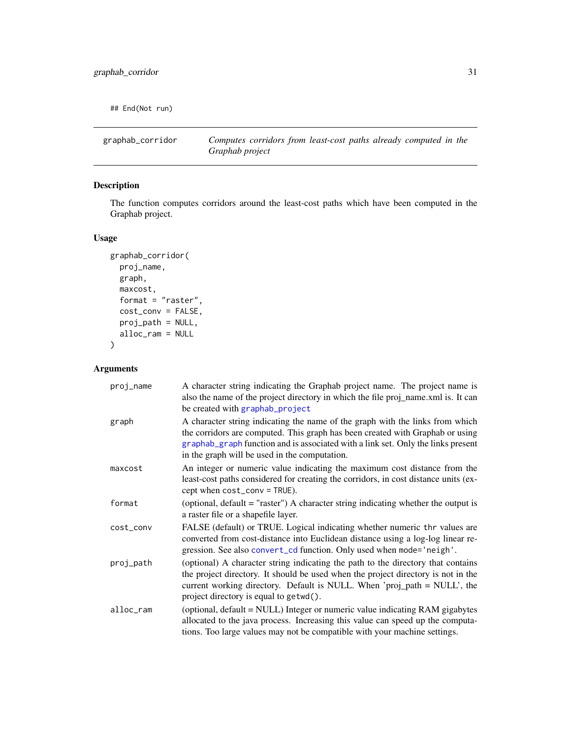```
## End(Not run)
```

## graphab_corridor — *Computes corridors from least-cost paths already computed in the Graphab project*

### Description

The function computes corridors around the least-cost paths which have been computed in the Graphab project.

### Usage

```
graphab_corridor(
  proj_name,
  graph,
  maxcost,
  format = "raster",
  cost_conv = FALSE,
  proj_path = NULL,
  alloc_ram = NULL
)
```

### Arguments

| Argument | Description |
|---|---|
| proj_name | A character string indicating the Graphab project name. The project name is also the name of the project directory in which the file proj_name.xml is. It can be created with graphab_project |
| graph | A character string indicating the name of the graph with the links from which the corridors are computed. This graph has been created with Graphab or using graphab_graph function and is associated with a link set. Only the links present in the graph will be used in the computation. |
| maxcost | An integer or numeric value indicating the maximum cost distance from the least-cost paths considered for creating the corridors, in cost distance units (except when cost_conv = TRUE). |
| format | (optional, default = "raster") A character string indicating whether the output is a raster file or a shapefile layer. |
| cost_conv | FALSE (default) or TRUE. Logical indicating whether numeric thr values are converted from cost-distance into Euclidean distance using a log-log linear regression. See also convert_cd function. Only used when mode='neigh'. |
| proj_path | (optional) A character string indicating the path to the directory that contains the project directory. It should be used when the project directory is not in the current working directory. Default is NULL. When 'proj_path = NULL', the project directory is equal to getwd(). |
| alloc_ram | (optional, default = NULL) Integer or numeric value indicating RAM gigabytes allocated to the java process. Increasing this value can speed up the computations. Too large values may not be compatible with your machine settings. |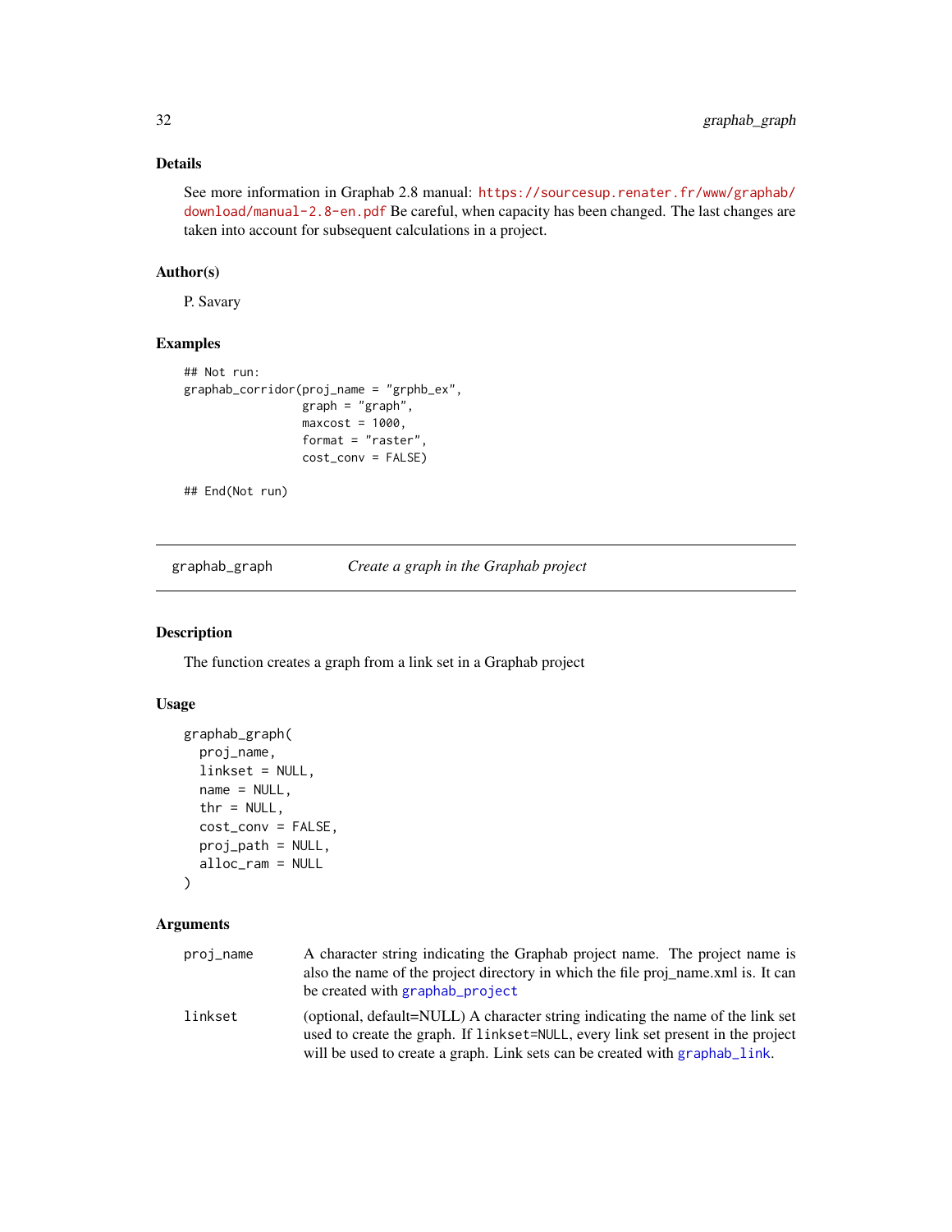### Details

See more information in Graphab 2.8 manual: https://sourcesup.renater.fr/www/graphab/download/manual-2.8-en.pdf Be careful, when capacity has been changed. The last changes are taken into account for subsequent calculations in a project.

### Author(s)

P. Savary

### Examples

```
## Not run:
graphab_corridor(proj_name = "grphb_ex",
                 graph = "graph",
                 maxcost = 1000,
                 format = "raster",
                 cost_conv = FALSE)

## End(Not run)
```

---

## graphab_graph — *Create a graph in the Graphab project*

### Description

The function creates a graph from a link set in a Graphab project

### Usage

```
graphab_graph(
  proj_name,
  linkset = NULL,
  name = NULL,
  thr = NULL,
  cost_conv = FALSE,
  proj_path = NULL,
  alloc_ram = NULL
)
```

### Arguments

| | |
|---|---|
| proj_name | A character string indicating the Graphab project name. The project name is also the name of the project directory in which the file proj_name.xml is. It can be created with graphab_project |
| linkset | (optional, default=NULL) A character string indicating the name of the link set used to create the graph. If linkset=NULL, every link set present in the project will be used to create a graph. Link sets can be created with graphab_link. |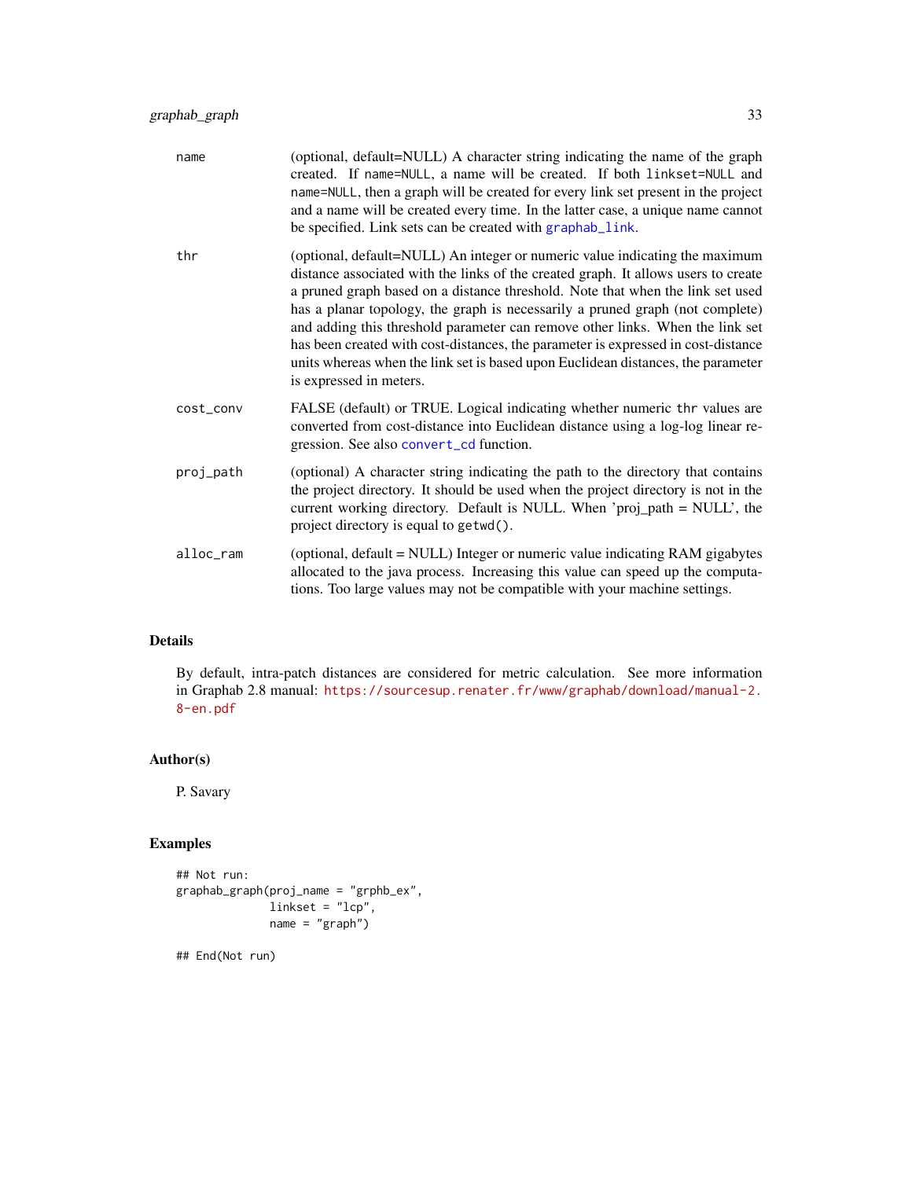| | |
|---|---|
| name | (optional, default=NULL) A character string indicating the name of the graph created. If name=NULL, a name will be created. If both linkset=NULL and name=NULL, then a graph will be created for every link set present in the project and a name will be created every time. In the latter case, a unique name cannot be specified. Link sets can be created with graphab_link. |
| thr | (optional, default=NULL) An integer or numeric value indicating the maximum distance associated with the links of the created graph. It allows users to create a pruned graph based on a distance threshold. Note that when the link set used has a planar topology, the graph is necessarily a pruned graph (not complete) and adding this threshold parameter can remove other links. When the link set has been created with cost-distances, the parameter is expressed in cost-distance units whereas when the link set is based upon Euclidean distances, the parameter is expressed in meters. |
| cost_conv | FALSE (default) or TRUE. Logical indicating whether numeric thr values are converted from cost-distance into Euclidean distance using a log-log linear regression. See also convert_cd function. |
| proj_path | (optional) A character string indicating the path to the directory that contains the project directory. It should be used when the project directory is not in the current working directory. Default is NULL. When 'proj_path = NULL', the project directory is equal to getwd(). |
| alloc_ram | (optional, default = NULL) Integer or numeric value indicating RAM gigabytes allocated to the java process. Increasing this value can speed up the computations. Too large values may not be compatible with your machine settings. |

## Details

By default, intra-patch distances are considered for metric calculation. See more information in Graphab 2.8 manual: https://sourcesup.renater.fr/www/graphab/download/manual-2.8-en.pdf

## Author(s)

P. Savary

## Examples

```
## Not run:
graphab_graph(proj_name = "grphb_ex",
              linkset = "lcp",
              name = "graph")

## End(Not run)
```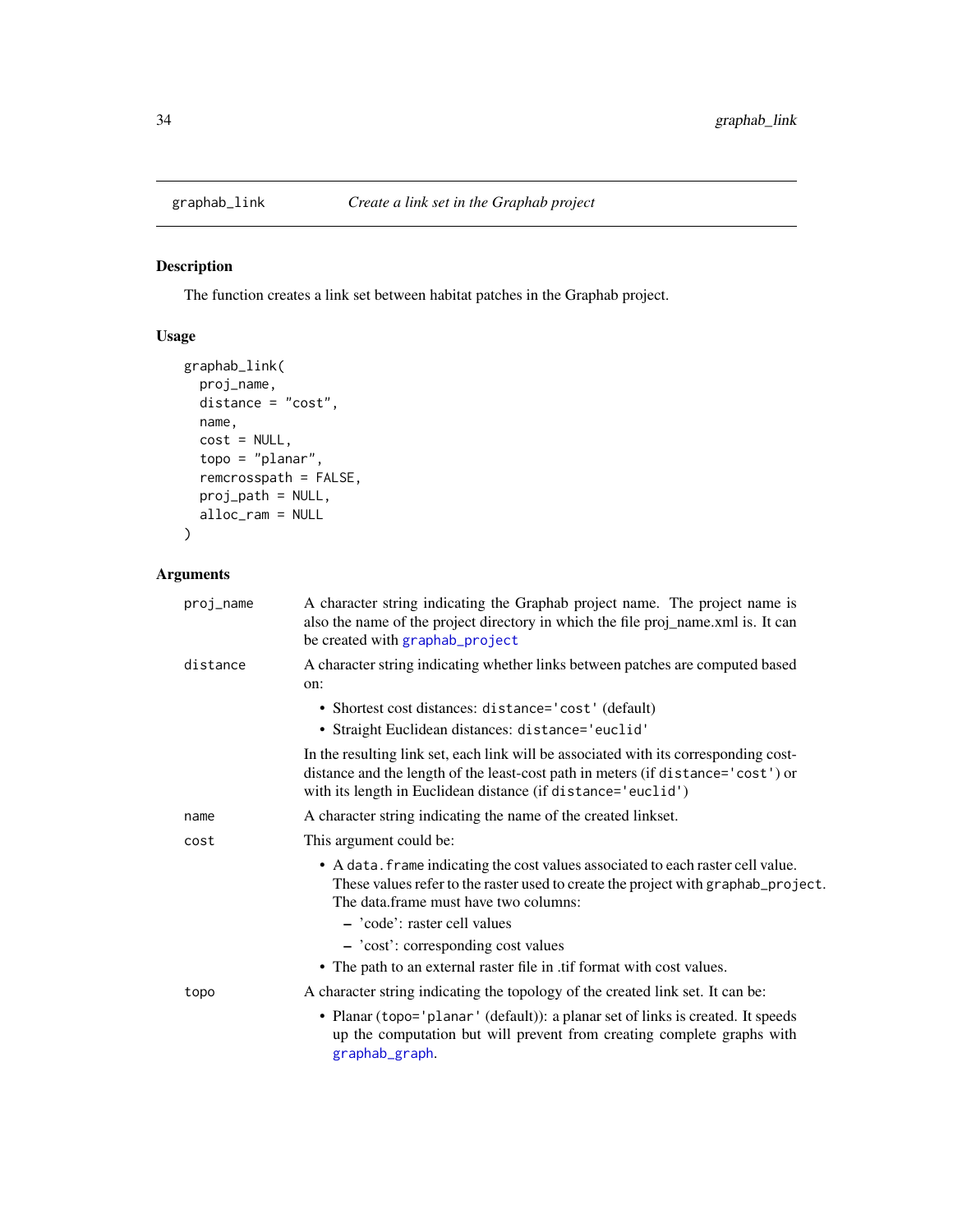## graphab_link — *Create a link set in the Graphab project*

### Description

The function creates a link set between habitat patches in the Graphab project.

### Usage

```
graphab_link(
  proj_name,
  distance = "cost",
  name,
  cost = NULL,
  topo = "planar",
  remcrosspath = FALSE,
  proj_path = NULL,
  alloc_ram = NULL
)
```

### Arguments

**proj_name**
A character string indicating the Graphab project name. The project name is also the name of the project directory in which the file proj_name.xml is. It can be created with `graphab_project`

**distance**
A character string indicating whether links between patches are computed based on:

- Shortest cost distances: `distance='cost'` (default)
- Straight Euclidean distances: `distance='euclid'`

In the resulting link set, each link will be associated with its corresponding cost-distance and the length of the least-cost path in meters (if `distance='cost'`) or with its length in Euclidean distance (if `distance='euclid'`)

**name**
A character string indicating the name of the created linkset.

**cost**
This argument could be:

- A `data.frame` indicating the cost values associated to each raster cell value. These values refer to the raster used to create the project with `graphab_project`. The data.frame must have two columns:
  - 'code': raster cell values
  - 'cost': corresponding cost values
- The path to an external raster file in .tif format with cost values.

**topo**
A character string indicating the topology of the created link set. It can be:

- Planar (`topo='planar'` (default)): a planar set of links is created. It speeds up the computation but will prevent from creating complete graphs with `graphab_graph`.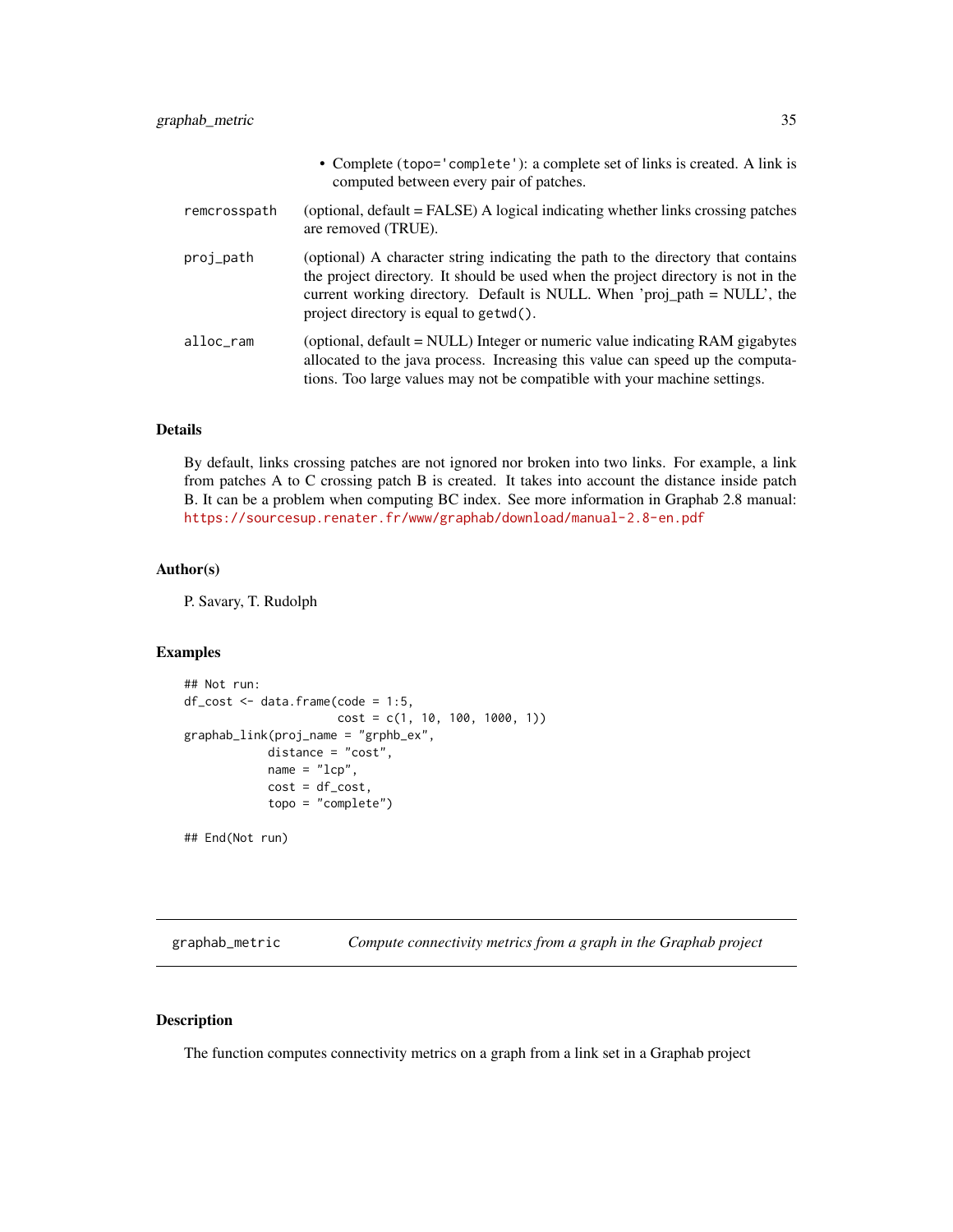- Complete (topo='complete'): a complete set of links is created. A link is computed between every pair of patches.

| | |
|---|---|
| remcrosspath | (optional, default = FALSE) A logical indicating whether links crossing patches are removed (TRUE). |
| proj_path | (optional) A character string indicating the path to the directory that contains the project directory. It should be used when the project directory is not in the current working directory. Default is NULL. When 'proj_path = NULL', the project directory is equal to `getwd()`. |
| alloc_ram | (optional, default = NULL) Integer or numeric value indicating RAM gigabytes allocated to the java process. Increasing this value can speed up the computations. Too large values may not be compatible with your machine settings. |

### Details

By default, links crossing patches are not ignored nor broken into two links. For example, a link from patches A to C crossing patch B is created. It takes into account the distance inside patch B. It can be a problem when computing BC index. See more information in Graphab 2.8 manual: https://sourcesup.renater.fr/www/graphab/download/manual-2.8-en.pdf

### Author(s)

P. Savary, T. Rudolph

### Examples

```
## Not run:
df_cost <- data.frame(code = 1:5,
                      cost = c(1, 10, 100, 1000, 1))
graphab_link(proj_name = "grphb_ex",
            distance = "cost",
            name = "lcp",
            cost = df_cost,
            topo = "complete")

## End(Not run)
```

---

## graphab_metric — *Compute connectivity metrics from a graph in the Graphab project*

### Description

The function computes connectivity metrics on a graph from a link set in a Graphab project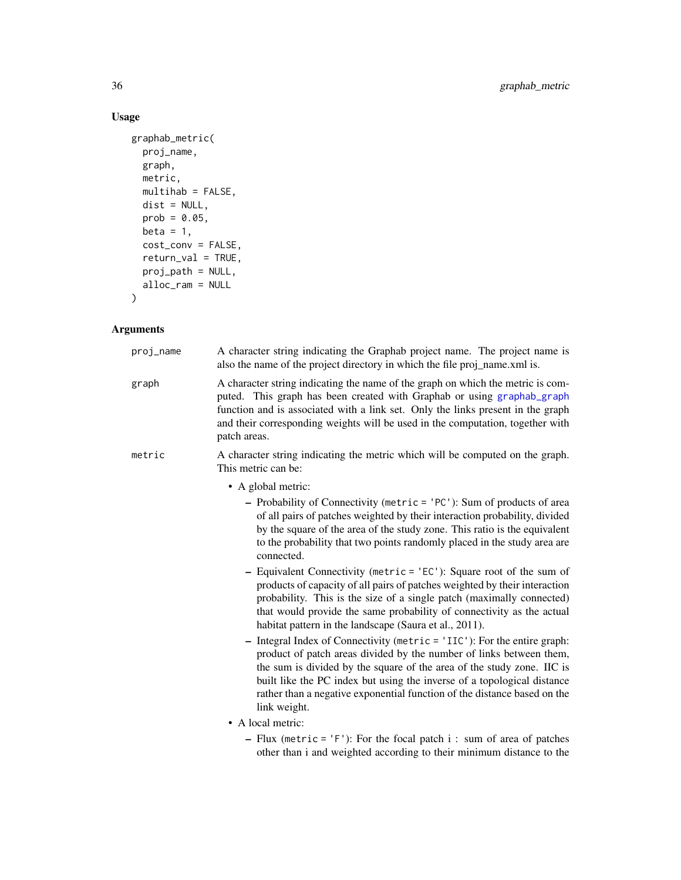## Usage

```
graphab_metric(
  proj_name,
  graph,
  metric,
  multihab = FALSE,
  dist = NULL,
  prob = 0.05,
  beta = 1,
  cost_conv = FALSE,
  return_val = TRUE,
  proj_path = NULL,
  alloc_ram = NULL
)
```

## Arguments

**proj_name** A character string indicating the Graphab project name. The project name is also the name of the project directory in which the file proj_name.xml is.

**graph** A character string indicating the name of the graph on which the metric is computed. This graph has been created with Graphab or using graphab_graph function and is associated with a link set. Only the links present in the graph and their corresponding weights will be used in the computation, together with patch areas.

**metric** A character string indicating the metric which will be computed on the graph. This metric can be:

- A global metric:
  - Probability of Connectivity (metric = 'PC'): Sum of products of area of all pairs of patches weighted by their interaction probability, divided by the square of the area of the study zone. This ratio is the equivalent to the probability that two points randomly placed in the study area are connected.
  - Equivalent Connectivity (metric = 'EC'): Square root of the sum of products of capacity of all pairs of patches weighted by their interaction probability. This is the size of a single patch (maximally connected) that would provide the same probability of connectivity as the actual habitat pattern in the landscape (Saura et al., 2011).
  - Integral Index of Connectivity (metric = 'IIC'): For the entire graph: product of patch areas divided by the number of links between them, the sum is divided by the square of the area of the study zone. IIC is built like the PC index but using the inverse of a topological distance rather than a negative exponential function of the distance based on the link weight.
- A local metric:
  - Flux (metric = 'F'): For the focal patch i : sum of area of patches other than i and weighted according to their minimum distance to the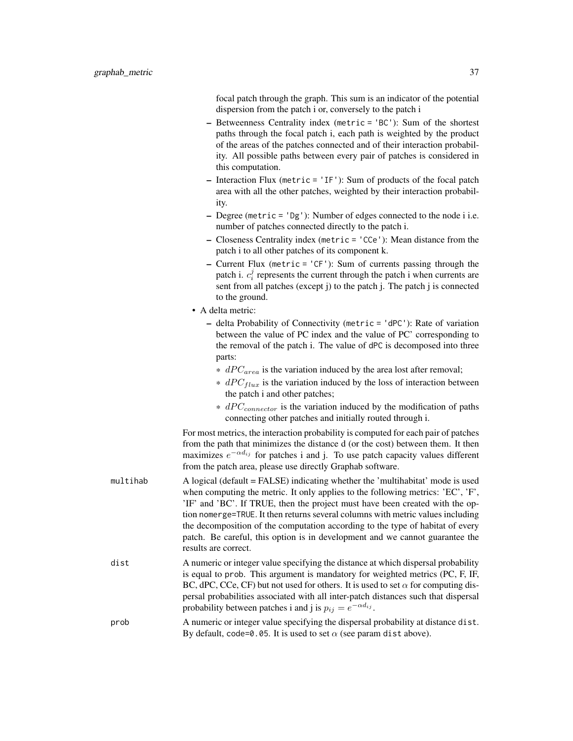focal patch through the graph. This sum is an indicator of the potential dispersion from the patch i or, conversely to the patch i

  - Betweenness Centrality index (`metric = 'BC'`): Sum of the shortest paths through the focal patch i, each path is weighted by the product of the areas of the patches connected and of their interaction probability. All possible paths between every pair of patches is considered in this computation.
  - Interaction Flux (`metric = 'IF'`): Sum of products of the focal patch area with all the other patches, weighted by their interaction probability.
  - Degree (`metric = 'Dg'`): Number of edges connected to the node i i.e. number of patches connected directly to the patch i.
  - Closeness Centrality index (`metric = 'CCe'`): Mean distance from the patch i to all other patches of its component k.
  - Current Flux (`metric = 'CF'`): Sum of currents passing through the patch i. $c_i^j$ represents the current through the patch i when currents are sent from all patches (except j) to the patch j. The patch j is connected to the ground.

- A delta metric:
  - delta Probability of Connectivity (`metric = 'dPC'`): Rate of variation between the value of PC index and the value of PC' corresponding to the removal of the patch i. The value of `dPC` is decomposed into three parts:
    - $dPC_{area}$ is the variation induced by the area lost after removal;
    - $dPC_{flux}$ is the variation induced by the loss of interaction between the patch i and other patches;
    - $dPC_{connector}$ is the variation induced by the modification of paths connecting other patches and initially routed through i.

For most metrics, the interaction probability is computed for each pair of patches from the path that minimizes the distance d (or the cost) between them. It then maximizes $e^{-\alpha d_{ij}}$ for patches i and j. To use patch capacity values different from the patch area, please use directly Graphab software.

`multihab` A logical (default = FALSE) indicating whether the 'multihabitat' mode is used when computing the metric. It only applies to the following metrics: 'EC', 'F', 'IF' and 'BC'. If TRUE, then the project must have been created with the option `nomerge=TRUE`. It then returns several columns with metric values including the decomposition of the computation according to the type of habitat of every patch. Be careful, this option is in development and we cannot guarantee the results are correct.

`dist` A numeric or integer value specifying the distance at which dispersal probability is equal to `prob`. This argument is mandatory for weighted metrics (PC, F, IF, BC, dPC, CCe, CF) but not used for others. It is used to set $\alpha$ for computing dispersal probabilities associated with all inter-patch distances such that dispersal probability between patches i and j is $p_{ij} = e^{-\alpha d_{ij}}$.

`prob` A numeric or integer value specifying the dispersal probability at distance `dist`. By default, `code=0.05`. It is used to set $\alpha$ (see param `dist` above).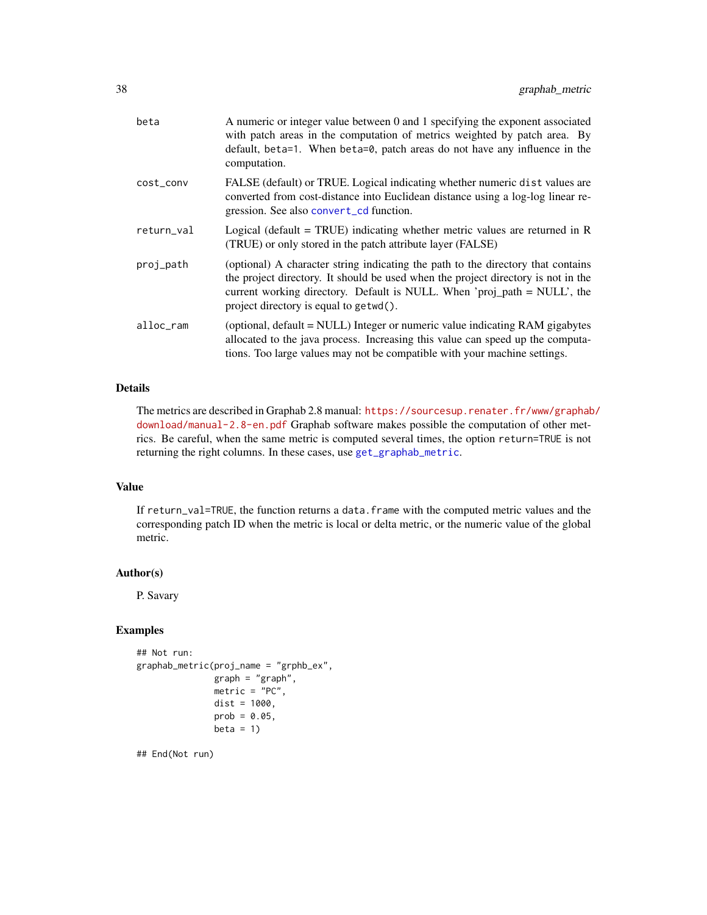| | |
|---|---|
| beta | A numeric or integer value between 0 and 1 specifying the exponent associated with patch areas in the computation of metrics weighted by patch area. By default, `beta=1`. When `beta=0`, patch areas do not have any influence in the computation. |
| cost_conv | FALSE (default) or TRUE. Logical indicating whether numeric `dist` values are converted from cost-distance into Euclidean distance using a log-log linear regression. See also `convert_cd` function. |
| return_val | Logical (default = TRUE) indicating whether metric values are returned in R (TRUE) or only stored in the patch attribute layer (FALSE) |
| proj_path | (optional) A character string indicating the path to the directory that contains the project directory. It should be used when the project directory is not in the current working directory. Default is NULL. When 'proj_path = NULL', the project directory is equal to `getwd()`. |
| alloc_ram | (optional, default = NULL) Integer or numeric value indicating RAM gigabytes allocated to the java process. Increasing this value can speed up the computations. Too large values may not be compatible with your machine settings. |

## Details

The metrics are described in Graphab 2.8 manual: https://sourcesup.renater.fr/www/graphab/download/manual-2.8-en.pdf Graphab software makes possible the computation of other metrics. Be careful, when the same metric is computed several times, the option `return=TRUE` is not returning the right columns. In these cases, use `get_graphab_metric`.

## Value

If `return_val=TRUE`, the function returns a `data.frame` with the computed metric values and the corresponding patch ID when the metric is local or delta metric, or the numeric value of the global metric.

## Author(s)

P. Savary

## Examples

```
## Not run:
graphab_metric(proj_name = "grphb_ex",
               graph = "graph",
               metric = "PC",
               dist = 1000,
               prob = 0.05,
               beta = 1)

## End(Not run)
```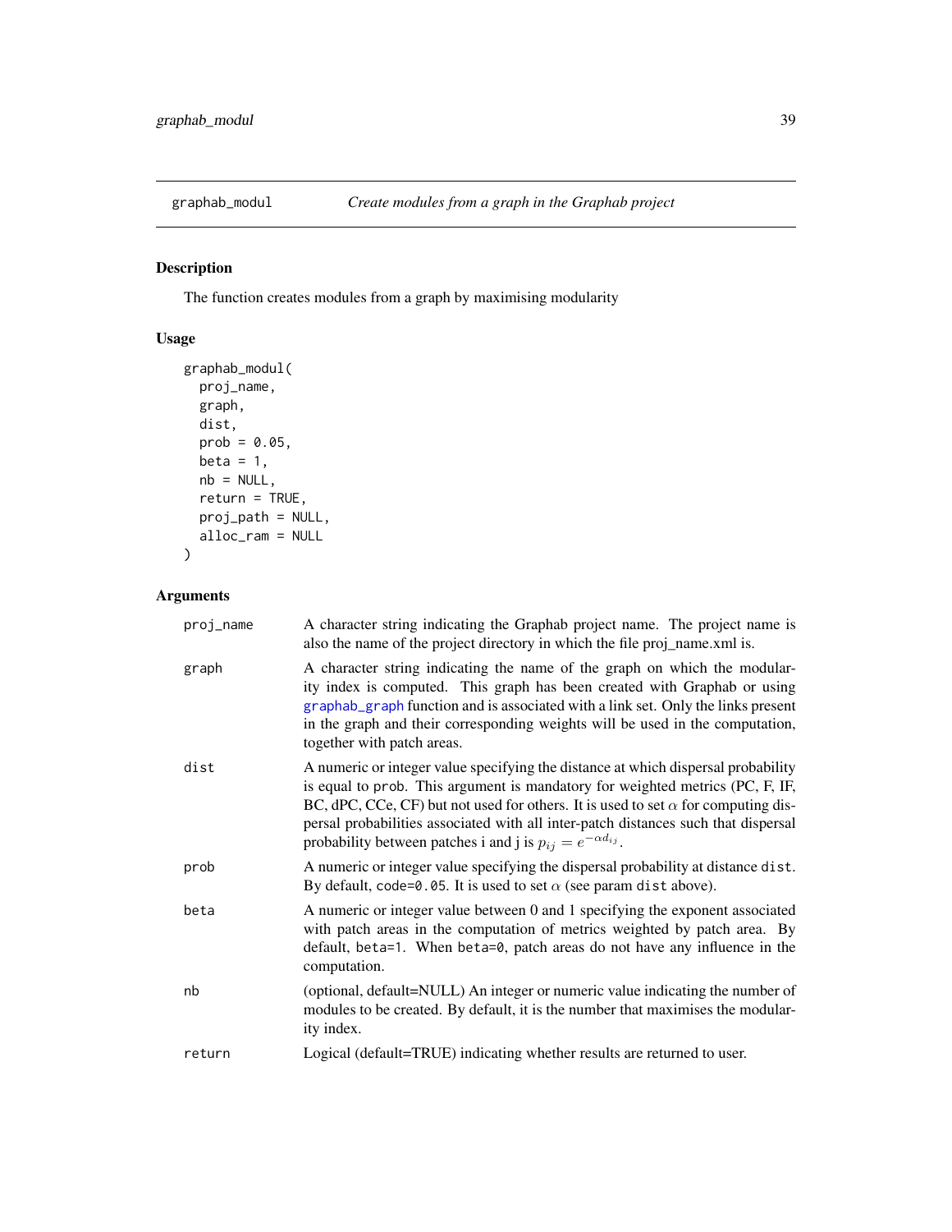graphab_modul — *Create modules from a graph in the Graphab project*

## Description

The function creates modules from a graph by maximising modularity

## Usage

```
graphab_modul(
  proj_name,
  graph,
  dist,
  prob = 0.05,
  beta = 1,
  nb = NULL,
  return = TRUE,
  proj_path = NULL,
  alloc_ram = NULL
)
```

## Arguments

| | |
|---|---|
| proj_name | A character string indicating the Graphab project name. The project name is also the name of the project directory in which the file proj_name.xml is. |
| graph | A character string indicating the name of the graph on which the modularity index is computed. This graph has been created with Graphab or using graphab_graph function and is associated with a link set. Only the links present in the graph and their corresponding weights will be used in the computation, together with patch areas. |
| dist | A numeric or integer value specifying the distance at which dispersal probability is equal to prob. This argument is mandatory for weighted metrics (PC, F, IF, BC, dPC, CCe, CF) but not used for others. It is used to set $\alpha$ for computing dispersal probabilities associated with all inter-patch distances such that dispersal probability between patches i and j is $p_{ij} = e^{-\alpha d_{ij}}$. |
| prob | A numeric or integer value specifying the dispersal probability at distance dist. By default, code=0.05. It is used to set $\alpha$ (see param dist above). |
| beta | A numeric or integer value between 0 and 1 specifying the exponent associated with patch areas in the computation of metrics weighted by patch area. By default, beta=1. When beta=0, patch areas do not have any influence in the computation. |
| nb | (optional, default=NULL) An integer or numeric value indicating the number of modules to be created. By default, it is the number that maximises the modularity index. |
| return | Logical (default=TRUE) indicating whether results are returned to user. |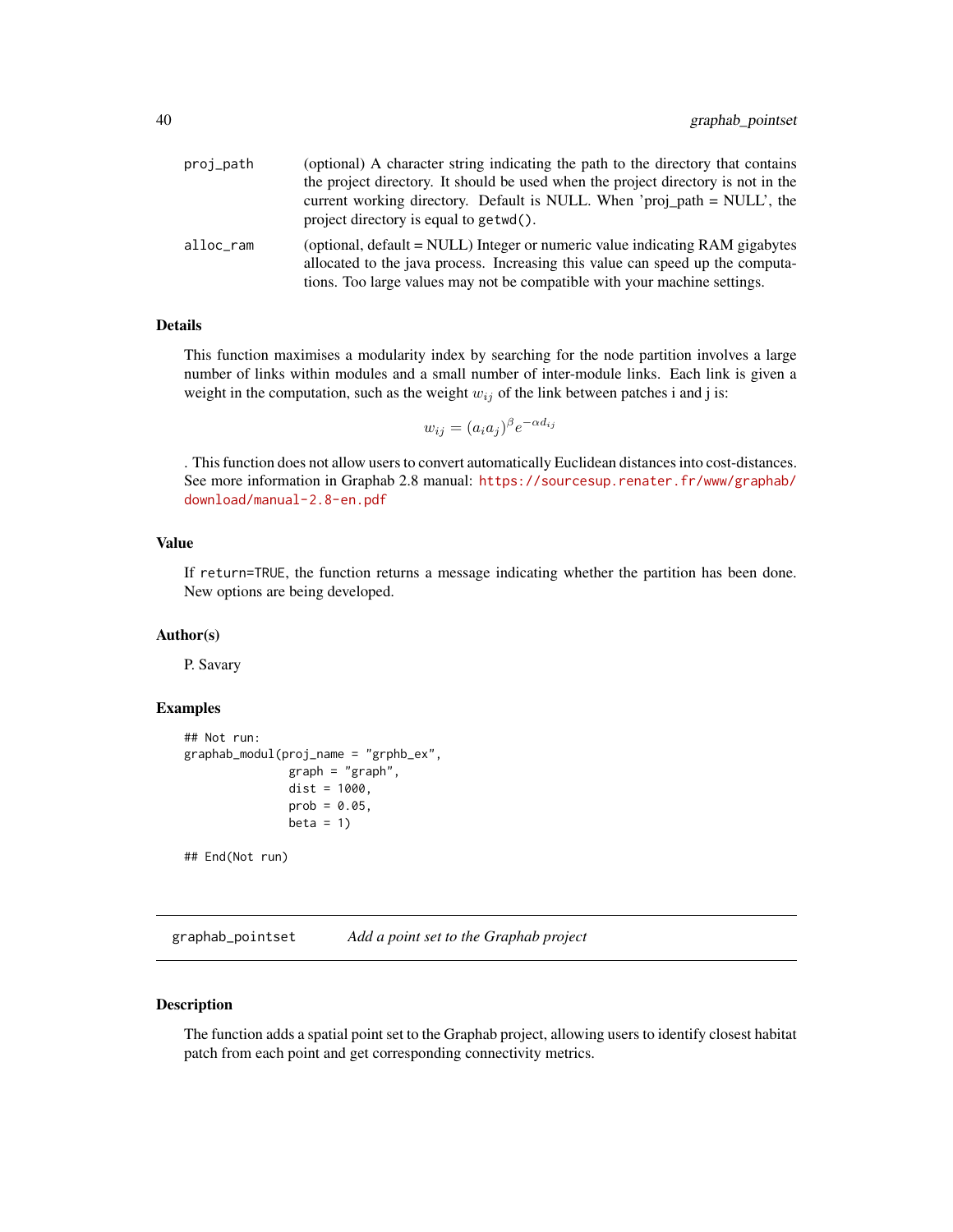| | |
|---|---|
| proj_path | (optional) A character string indicating the path to the directory that contains the project directory. It should be used when the project directory is not in the current working directory. Default is NULL. When 'proj_path = NULL', the project directory is equal to getwd(). |
| alloc_ram | (optional, default = NULL) Integer or numeric value indicating RAM gigabytes allocated to the java process. Increasing this value can speed up the computations. Too large values may not be compatible with your machine settings. |

### Details

This function maximises a modularity index by searching for the node partition involves a large number of links within modules and a small number of inter-module links. Each link is given a weight in the computation, such as the weight $w_{ij}$ of the link between patches i and j is:

$$w_{ij} = (a_i a_j)^{\beta} e^{-\alpha d_{ij}}$$

. This function does not allow users to convert automatically Euclidean distances into cost-distances. See more information in Graphab 2.8 manual: https://sourcesup.renater.fr/www/graphab/download/manual-2.8-en.pdf

### Value

If return=TRUE, the function returns a message indicating whether the partition has been done. New options are being developed.

### Author(s)

P. Savary

### Examples

```
## Not run:
graphab_modul(proj_name = "grphb_ex",
              graph = "graph",
              dist = 1000,
              prob = 0.05,
              beta = 1)

## End(Not run)
```

## graphab_pointset *Add a point set to the Graphab project*

### Description

The function adds a spatial point set to the Graphab project, allowing users to identify closest habitat patch from each point and get corresponding connectivity metrics.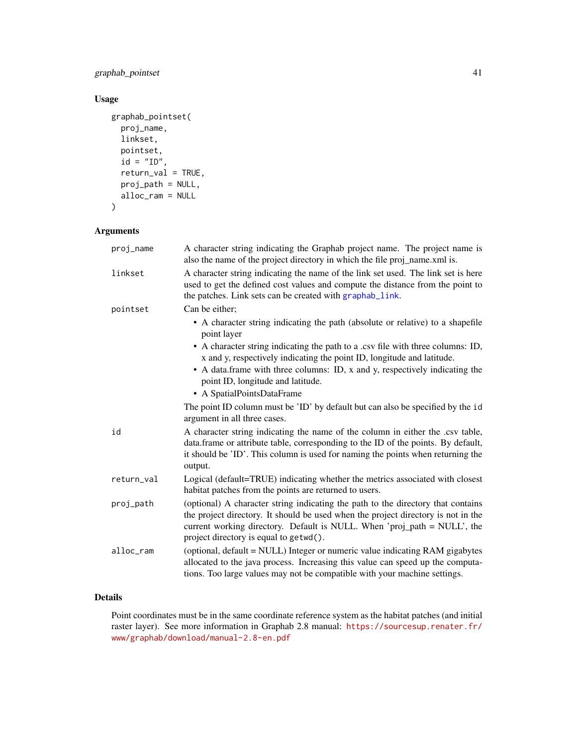## Usage

```
graphab_pointset(
  proj_name,
  linkset,
  pointset,
  id = "ID",
  return_val = TRUE,
  proj_path = NULL,
  alloc_ram = NULL
)
```

## Arguments

| | |
|---|---|
| proj_name | A character string indicating the Graphab project name. The project name is also the name of the project directory in which the file proj_name.xml is. |
| linkset | A character string indicating the name of the link set used. The link set is here used to get the defined cost values and compute the distance from the point to the patches. Link sets can be created with graphab_link. |
| pointset | Can be either; <br>• A character string indicating the path (absolute or relative) to a shapefile point layer <br>• A character string indicating the path to a .csv file with three columns: ID, x and y, respectively indicating the point ID, longitude and latitude. <br>• A data.frame with three columns: ID, x and y, respectively indicating the point ID, longitude and latitude. <br>• A SpatialPointsDataFrame <br>The point ID column must be 'ID' by default but can also be specified by the id argument in all three cases. |
| id | A character string indicating the name of the column in either the .csv table, data.frame or attribute table, corresponding to the ID of the points. By default, it should be 'ID'. This column is used for naming the points when returning the output. |
| return_val | Logical (default=TRUE) indicating whether the metrics associated with closest habitat patches from the points are returned to users. |
| proj_path | (optional) A character string indicating the path to the directory that contains the project directory. It should be used when the project directory is not in the current working directory. Default is NULL. When 'proj_path = NULL', the project directory is equal to getwd(). |
| alloc_ram | (optional, default = NULL) Integer or numeric value indicating RAM gigabytes allocated to the java process. Increasing this value can speed up the computations. Too large values may not be compatible with your machine settings. |

## Details

Point coordinates must be in the same coordinate reference system as the habitat patches (and initial raster layer). See more information in Graphab 2.8 manual: https://sourcesup.renater.fr/www/graphab/download/manual-2.8-en.pdf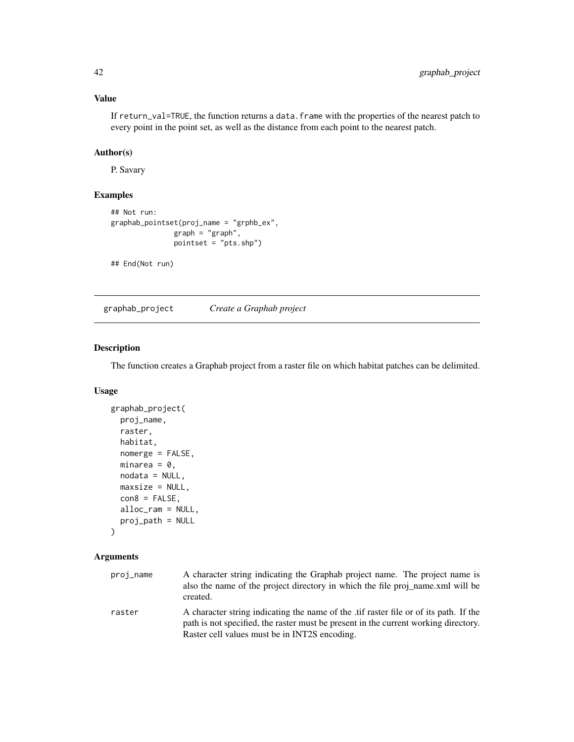### Value

If return_val=TRUE, the function returns a data.frame with the properties of the nearest patch to every point in the point set, as well as the distance from each point to the nearest patch.

### Author(s)

P. Savary

### Examples

```
## Not run:
graphab_pointset(proj_name = "grphb_ex",
               graph = "graph",
               pointset = "pts.shp")

## End(Not run)
```

---

## graphab_project    *Create a Graphab project*

---

### Description

The function creates a Graphab project from a raster file on which habitat patches can be delimited.

### Usage

```
graphab_project(
  proj_name,
  raster,
  habitat,
  nomerge = FALSE,
  minarea = 0,
  nodata = NULL,
  maxsize = NULL,
  con8 = FALSE,
  alloc_ram = NULL,
  proj_path = NULL
)
```

### Arguments

| | |
|---|---|
| proj_name | A character string indicating the Graphab project name. The project name is also the name of the project directory in which the file proj_name.xml will be created. |
| raster | A character string indicating the name of the .tif raster file or of its path. If the path is not specified, the raster must be present in the current working directory. Raster cell values must be in INT2S encoding. |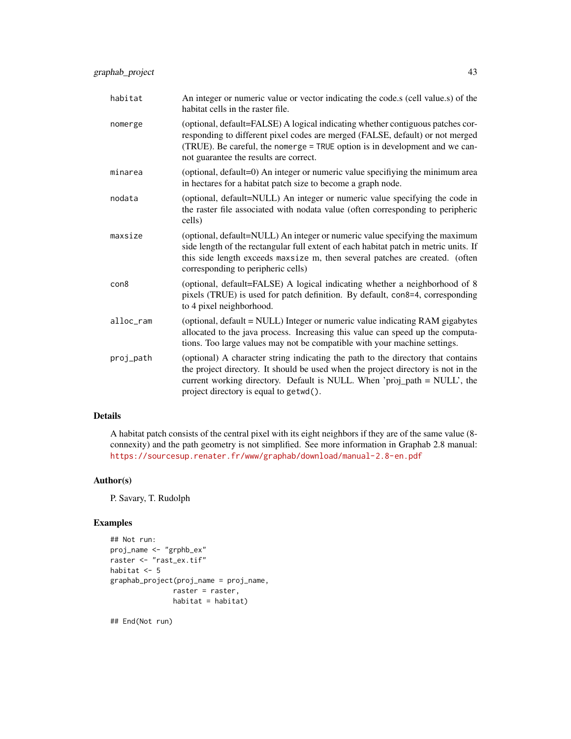| | |
|---|---|
| `habitat` | An integer or numeric value or vector indicating the code.s (cell value.s) of the habitat cells in the raster file. |
| `nomerge` | (optional, default=FALSE) A logical indicating whether contiguous patches corresponding to different pixel codes are merged (FALSE, default) or not merged (TRUE). Be careful, the `nomerge = TRUE` option is in development and we cannot guarantee the results are correct. |
| `minarea` | (optional, default=0) An integer or numeric value specifiying the minimum area in hectares for a habitat patch size to become a graph node. |
| `nodata` | (optional, default=NULL) An integer or numeric value specifying the code in the raster file associated with nodata value (often corresponding to peripheric cells) |
| `maxsize` | (optional, default=NULL) An integer or numeric value specifying the maximum side length of the rectangular full extent of each habitat patch in metric units. If this side length exceeds `maxsize` m, then several patches are created. (often corresponding to peripheric cells) |
| `con8` | (optional, default=FALSE) A logical indicating whether a neighborhood of 8 pixels (TRUE) is used for patch definition. By default, `con8=4`, corresponding to 4 pixel neighborhood. |
| `alloc_ram` | (optional, default = NULL) Integer or numeric value indicating RAM gigabytes allocated to the java process. Increasing this value can speed up the computations. Too large values may not be compatible with your machine settings. |
| `proj_path` | (optional) A character string indicating the path to the directory that contains the project directory. It should be used when the project directory is not in the current working directory. Default is NULL. When 'proj_path = NULL', the project directory is equal to `getwd()`. |

## Details

A habitat patch consists of the central pixel with its eight neighbors if they are of the same value (8-connexity) and the path geometry is not simplified. See more information in Graphab 2.8 manual: https://sourcesup.renater.fr/www/graphab/download/manual-2.8-en.pdf

## Author(s)

P. Savary, T. Rudolph

## Examples

```
## Not run:
proj_name <- "grphb_ex"
raster <- "rast_ex.tif"
habitat <- 5
graphab_project(proj_name = proj_name,
                raster = raster,
                habitat = habitat)

## End(Not run)
```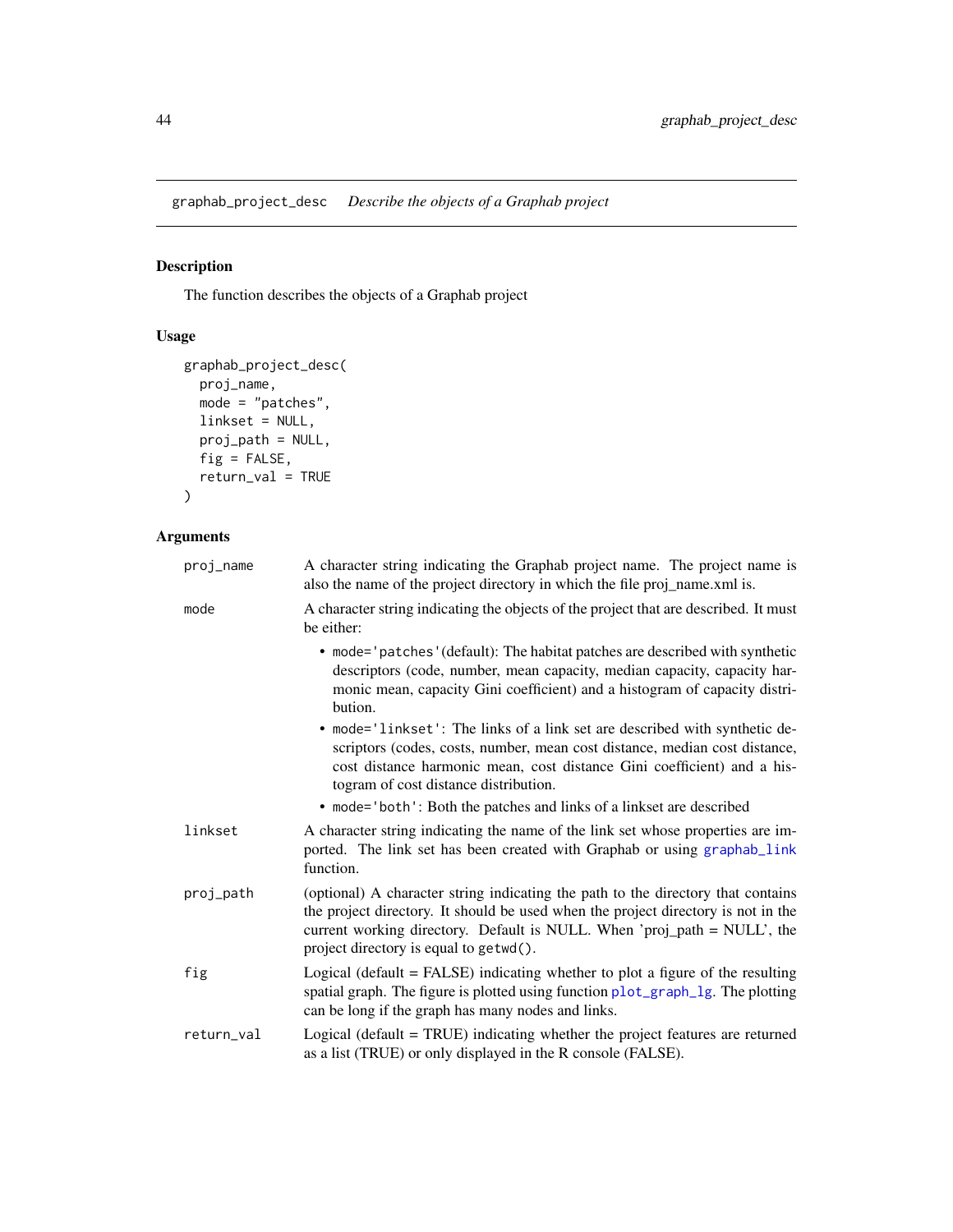## graphab_project_desc *Describe the objects of a Graphab project*

### Description

The function describes the objects of a Graphab project

### Usage

```
graphab_project_desc(
  proj_name,
  mode = "patches",
  linkset = NULL,
  proj_path = NULL,
  fig = FALSE,
  return_val = TRUE
)
```

### Arguments

| | |
|---|---|
| proj_name | A character string indicating the Graphab project name. The project name is also the name of the project directory in which the file proj_name.xml is. |
| mode | A character string indicating the objects of the project that are described. It must be either:<br>• mode='patches'(default): The habitat patches are described with synthetic descriptors (code, number, mean capacity, median capacity, capacity harmonic mean, capacity Gini coefficient) and a histogram of capacity distribution.<br>• mode='linkset': The links of a link set are described with synthetic descriptors (codes, costs, number, mean cost distance, median cost distance, cost distance harmonic mean, cost distance Gini coefficient) and a histogram of cost distance distribution.<br>• mode='both': Both the patches and links of a linkset are described |
| linkset | A character string indicating the name of the link set whose properties are imported. The link set has been created with Graphab or using graphab_link function. |
| proj_path | (optional) A character string indicating the path to the directory that contains the project directory. It should be used when the project directory is not in the current working directory. Default is NULL. When 'proj_path = NULL', the project directory is equal to getwd(). |
| fig | Logical (default = FALSE) indicating whether to plot a figure of the resulting spatial graph. The figure is plotted using function plot_graph_lg. The plotting can be long if the graph has many nodes and links. |
| return_val | Logical (default = TRUE) indicating whether the project features are returned as a list (TRUE) or only displayed in the R console (FALSE). |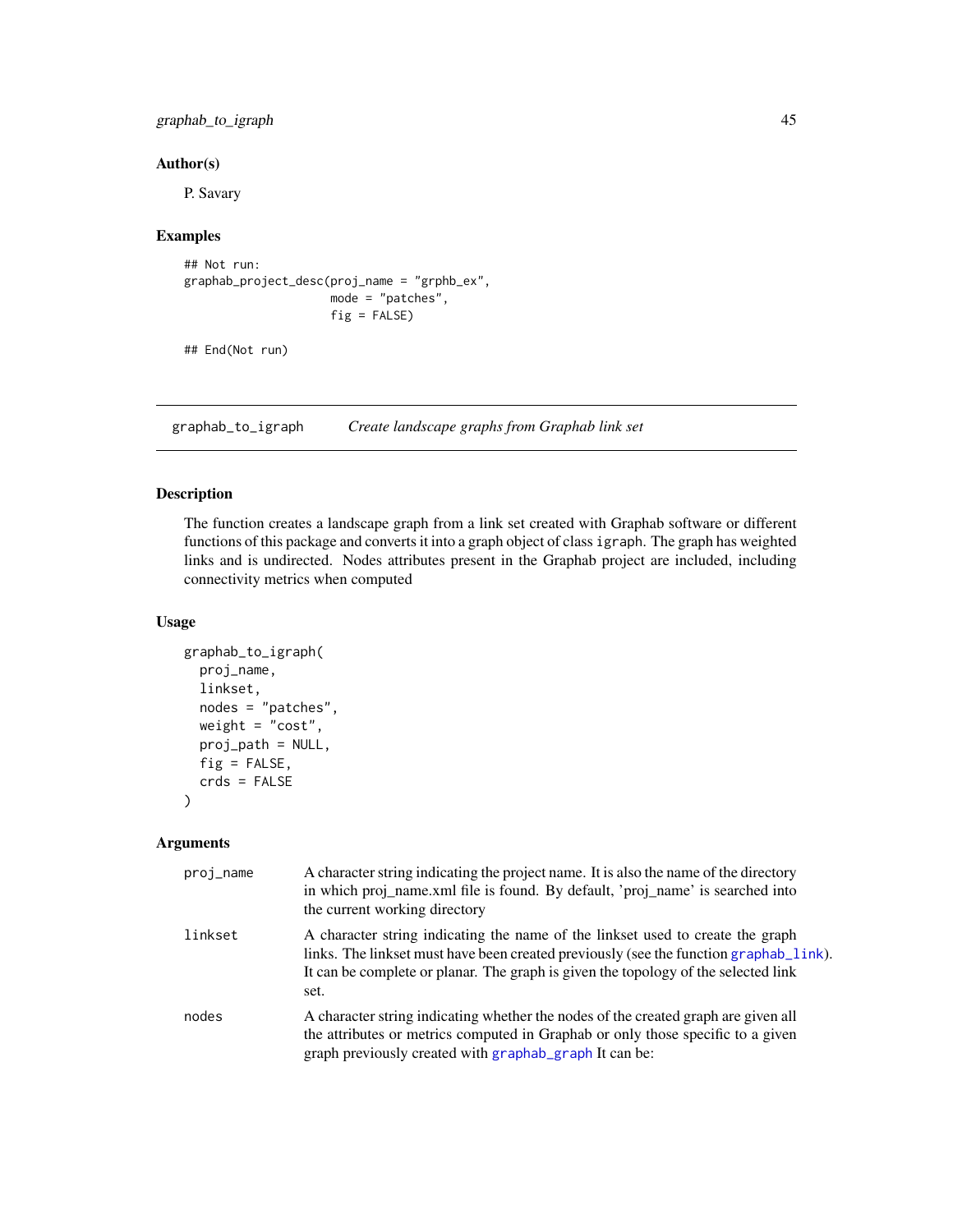### Author(s)

P. Savary

### Examples

```
## Not run:
graphab_project_desc(proj_name = "grphb_ex",
                     mode = "patches",
                     fig = FALSE)

## End(Not run)
```

---

## graphab_to_igraph &nbsp;&nbsp;&nbsp; *Create landscape graphs from Graphab link set*

---

### Description

The function creates a landscape graph from a link set created with Graphab software or different functions of this package and converts it into a graph object of class `igraph`. The graph has weighted links and is undirected. Nodes attributes present in the Graphab project are included, including connectivity metrics when computed

### Usage

```
graphab_to_igraph(
  proj_name,
  linkset,
  nodes = "patches",
  weight = "cost",
  proj_path = NULL,
  fig = FALSE,
  crds = FALSE
)
```

### Arguments

| | |
|---|---|
| `proj_name` | A character string indicating the project name. It is also the name of the directory in which proj_name.xml file is found. By default, 'proj_name' is searched into the current working directory |
| `linkset` | A character string indicating the name of the linkset used to create the graph links. The linkset must have been created previously (see the function `graphab_link`). It can be complete or planar. The graph is given the topology of the selected link set. |
| `nodes` | A character string indicating whether the nodes of the created graph are given all the attributes or metrics computed in Graphab or only those specific to a given graph previously created with `graphab_graph` It can be: |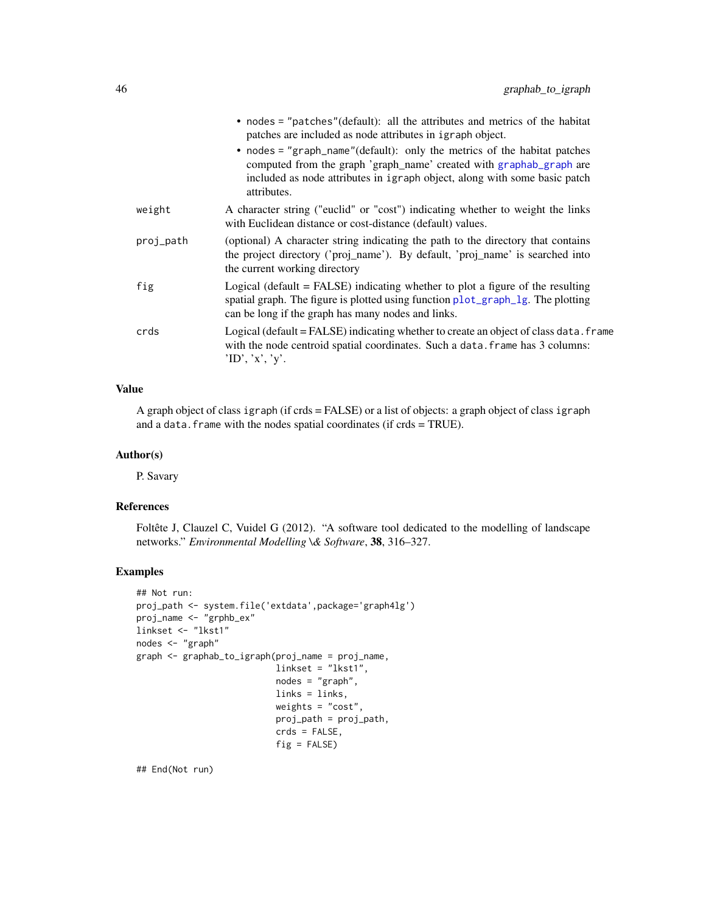- nodes = "patches"(default): all the attributes and metrics of the habitat patches are included as node attributes in igraph object.
- nodes = "graph_name"(default): only the metrics of the habitat patches computed from the graph 'graph_name' created with graphab_graph are included as node attributes in igraph object, along with some basic patch attributes.

| | |
|---|---|
| weight | A character string ("euclid" or "cost") indicating whether to weight the links with Euclidean distance or cost-distance (default) values. |
| proj_path | (optional) A character string indicating the path to the directory that contains the project directory ('proj_name'). By default, 'proj_name' is searched into the current working directory |
| fig | Logical (default = FALSE) indicating whether to plot a figure of the resulting spatial graph. The figure is plotted using function plot_graph_lg. The plotting can be long if the graph has many nodes and links. |
| crds | Logical (default = FALSE) indicating whether to create an object of class data.frame with the node centroid spatial coordinates. Such a data.frame has 3 columns: 'ID', 'x', 'y'. |

## Value

A graph object of class igraph (if crds = FALSE) or a list of objects: a graph object of class igraph and a data.frame with the nodes spatial coordinates (if crds = TRUE).

## Author(s)

P. Savary

## References

Foltête J, Clauzel C, Vuidel G (2012). "A software tool dedicated to the modelling of landscape networks." *Environmental Modelling \& Software*, **38**, 316–327.

## Examples

```
## Not run:
proj_path <- system.file('extdata',package='graph4lg')
proj_name <- "grphb_ex"
linkset <- "lkst1"
nodes <- "graph"
graph <- graphab_to_igraph(proj_name = proj_name,
                           linkset = "lkst1",
                           nodes = "graph",
                           links = links,
                           weights = "cost",
                           proj_path = proj_path,
                           crds = FALSE,
                           fig = FALSE)

## End(Not run)
```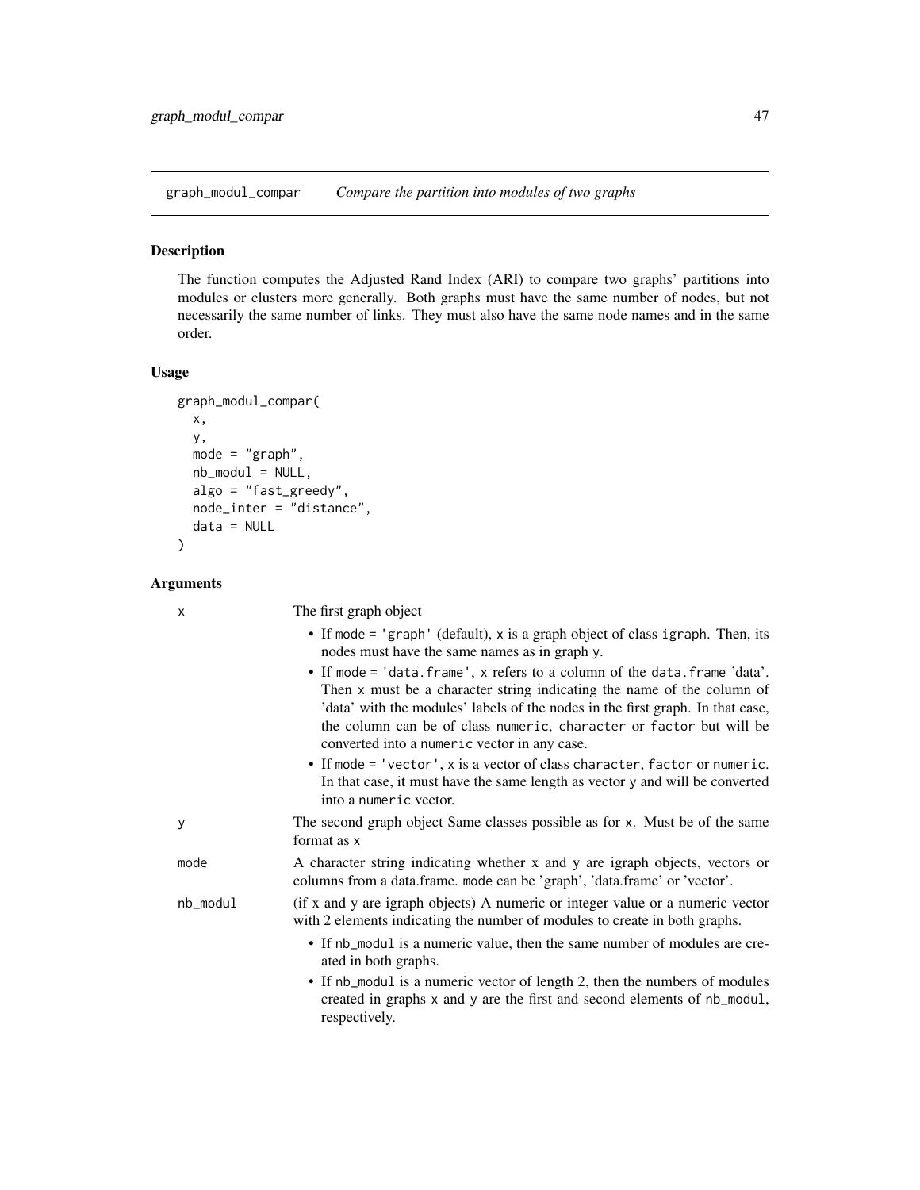## graph_modul_compar *Compare the partition into modules of two graphs*

### Description

The function computes the Adjusted Rand Index (ARI) to compare two graphs' partitions into modules or clusters more generally. Both graphs must have the same number of nodes, but not necessarily the same number of links. They must also have the same node names and in the same order.

### Usage

```
graph_modul_compar(
  x,
  y,
  mode = "graph",
  nb_modul = NULL,
  algo = "fast_greedy",
  node_inter = "distance",
  data = NULL
)
```

### Arguments

**x** The first graph object

- If mode = 'graph' (default), x is a graph object of class igraph. Then, its nodes must have the same names as in graph y.
- If mode = 'data.frame', x refers to a column of the data.frame 'data'. Then x must be a character string indicating the name of the column of 'data' with the modules' labels of the nodes in the first graph. In that case, the column can be of class numeric, character or factor but will be converted into a numeric vector in any case.
- If mode = 'vector', x is a vector of class character, factor or numeric. In that case, it must have the same length as vector y and will be converted into a numeric vector.

**y** The second graph object Same classes possible as for x. Must be of the same format as x

**mode** A character string indicating whether x and y are igraph objects, vectors or columns from a data.frame. mode can be 'graph', 'data.frame' or 'vector'.

**nb_modul** (if x and y are igraph objects) A numeric or integer value or a numeric vector with 2 elements indicating the number of modules to create in both graphs.

- If nb_modul is a numeric value, then the same number of modules are created in both graphs.
- If nb_modul is a numeric vector of length 2, then the numbers of modules created in graphs x and y are the first and second elements of nb_modul, respectively.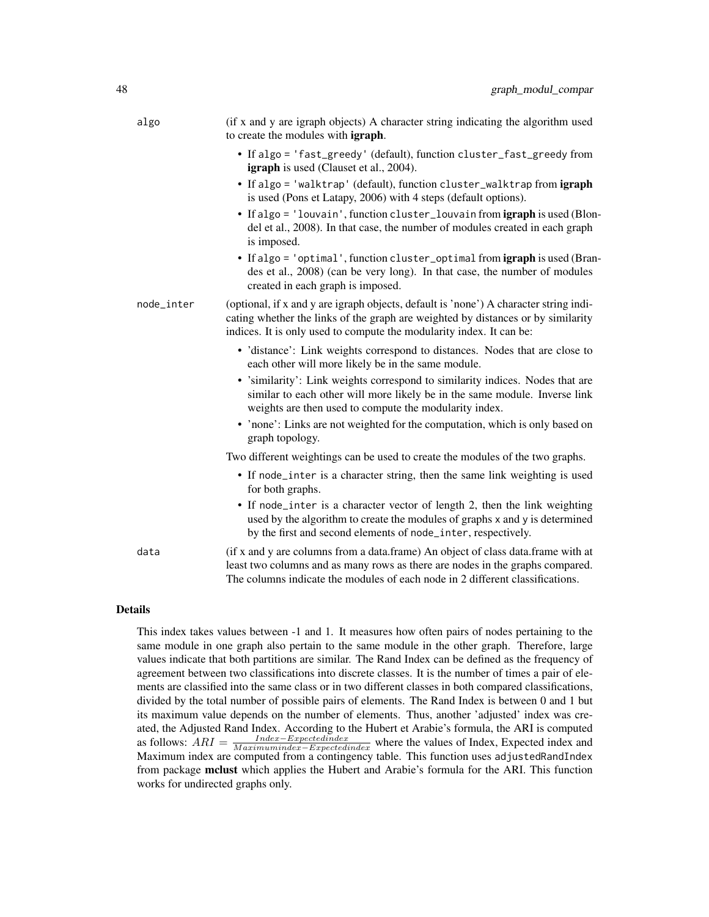algo
: (if x and y are igraph objects) A character string indicating the algorithm used to create the modules with **igraph**.

- If `algo = 'fast_greedy'` (default), function `cluster_fast_greedy` from **igraph** is used (Clauset et al., 2004).
- If `algo = 'walktrap'` (default), function `cluster_walktrap` from **igraph** is used (Pons et Latapy, 2006) with 4 steps (default options).
- If `algo = 'louvain'`, function `cluster_louvain` from **igraph** is used (Blondel et al., 2008). In that case, the number of modules created in each graph is imposed.
- If `algo = 'optimal'`, function `cluster_optimal` from **igraph** is used (Brandes et al., 2008) (can be very long). In that case, the number of modules created in each graph is imposed.

node_inter
: (optional, if x and y are igraph objects, default is 'none') A character string indicating whether the links of the graph are weighted by distances or by similarity indices. It is only used to compute the modularity index. It can be:

- 'distance': Link weights correspond to distances. Nodes that are close to each other will more likely be in the same module.
- 'similarity': Link weights correspond to similarity indices. Nodes that are similar to each other will more likely be in the same module. Inverse link weights are then used to compute the modularity index.
- 'none': Links are not weighted for the computation, which is only based on graph topology.

Two different weightings can be used to create the modules of the two graphs.

- If `node_inter` is a character string, then the same link weighting is used for both graphs.
- If `node_inter` is a character vector of length 2, then the link weighting used by the algorithm to create the modules of graphs `x` and `y` is determined by the first and second elements of `node_inter`, respectively.

data
: (if x and y are columns from a data.frame) An object of class data.frame with at least two columns and as many rows as there are nodes in the graphs compared. The columns indicate the modules of each node in 2 different classifications.

## Details

This index takes values between -1 and 1. It measures how often pairs of nodes pertaining to the same module in one graph also pertain to the same module in the other graph. Therefore, large values indicate that both partitions are similar. The Rand Index can be defined as the frequency of agreement between two classifications into discrete classes. It is the number of times a pair of elements are classified into the same class or in two different classes in both compared classifications, divided by the total number of possible pairs of elements. The Rand Index is between 0 and 1 but its maximum value depends on the number of elements. Thus, another 'adjusted' index was created, the Adjusted Rand Index. According to the Hubert et Arabie's formula, the ARI is computed as follows: $ARI = \frac{Index - Expectedindex}{Maximumindex - Expectedindex}$ where the values of Index, Expected index and Maximum index are computed from a contingency table. This function uses `adjustedRandIndex` from package **mclust** which applies the Hubert and Arabie's formula for the ARI. This function works for undirected graphs only.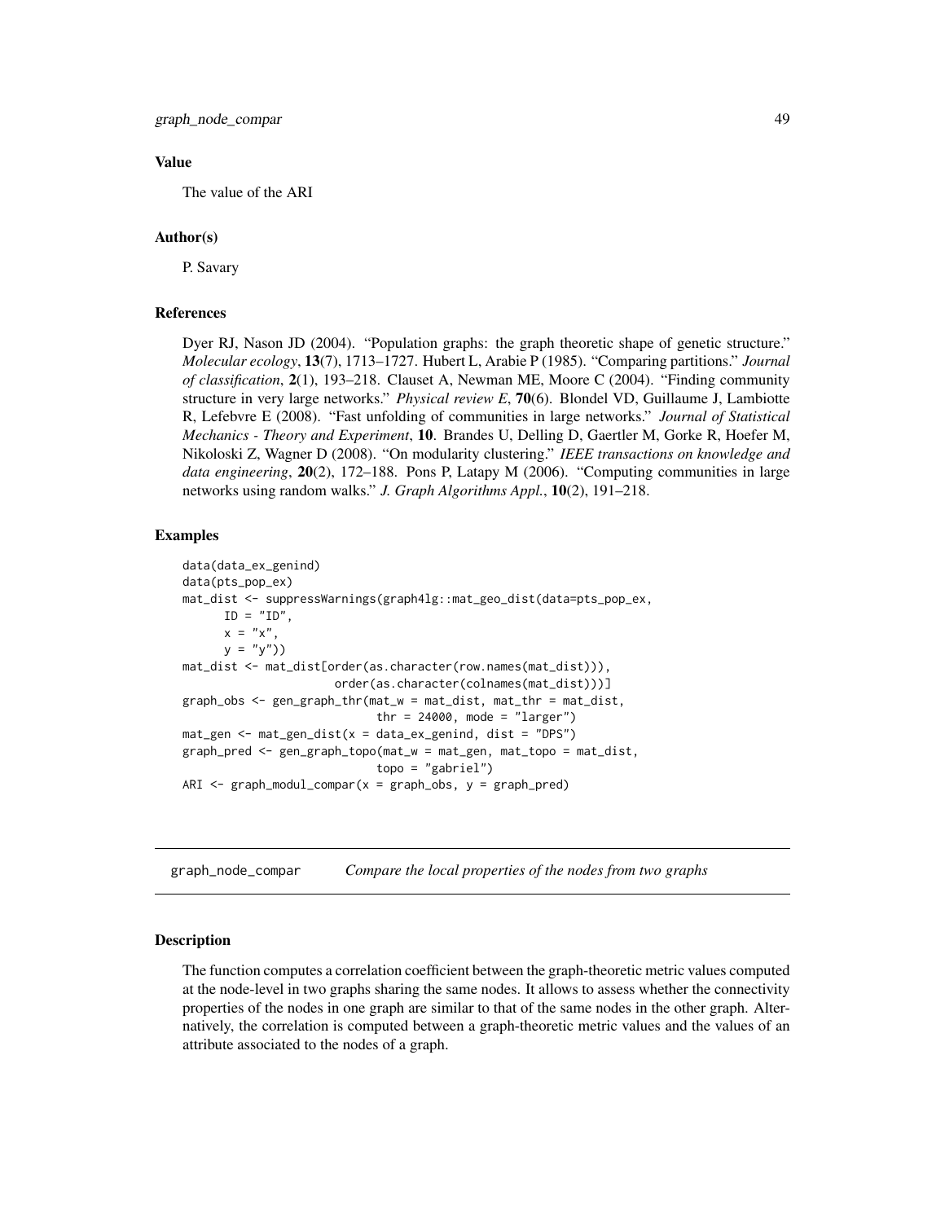### Value

The value of the ARI

### Author(s)

P. Savary

### References

Dyer RJ, Nason JD (2004). "Population graphs: the graph theoretic shape of genetic structure." *Molecular ecology*, **13**(7), 1713–1727. Hubert L, Arabie P (1985). "Comparing partitions." *Journal of classification*, **2**(1), 193–218. Clauset A, Newman ME, Moore C (2004). "Finding community structure in very large networks." *Physical review E*, **70**(6). Blondel VD, Guillaume J, Lambiotte R, Lefebvre E (2008). "Fast unfolding of communities in large networks." *Journal of Statistical Mechanics - Theory and Experiment*, **10**. Brandes U, Delling D, Gaertler M, Gorke R, Hoefer M, Nikoloski Z, Wagner D (2008). "On modularity clustering." *IEEE transactions on knowledge and data engineering*, **20**(2), 172–188. Pons P, Latapy M (2006). "Computing communities in large networks using random walks." *J. Graph Algorithms Appl.*, **10**(2), 191–218.

### Examples

```
data(data_ex_genind)
data(pts_pop_ex)
mat_dist <- suppressWarnings(graph4lg::mat_geo_dist(data=pts_pop_ex,
      ID = "ID",
      x = "x",
      y = "y"))
mat_dist <- mat_dist[order(as.character(row.names(mat_dist))),
                     order(as.character(colnames(mat_dist)))]
graph_obs <- gen_graph_thr(mat_w = mat_dist, mat_thr = mat_dist,
                           thr = 24000, mode = "larger")
mat_gen <- mat_gen_dist(x = data_ex_genind, dist = "DPS")
graph_pred <- gen_graph_topo(mat_w = mat_gen, mat_topo = mat_dist,
                           topo = "gabriel")
ARI <- graph_modul_compar(x = graph_obs, y = graph_pred)
```

---

## graph_node_compar *Compare the local properties of the nodes from two graphs*

---

### Description

The function computes a correlation coefficient between the graph-theoretic metric values computed at the node-level in two graphs sharing the same nodes. It allows to assess whether the connectivity properties of the nodes in one graph are similar to that of the same nodes in the other graph. Alternatively, the correlation is computed between a graph-theoretic metric values and the values of an attribute associated to the nodes of a graph.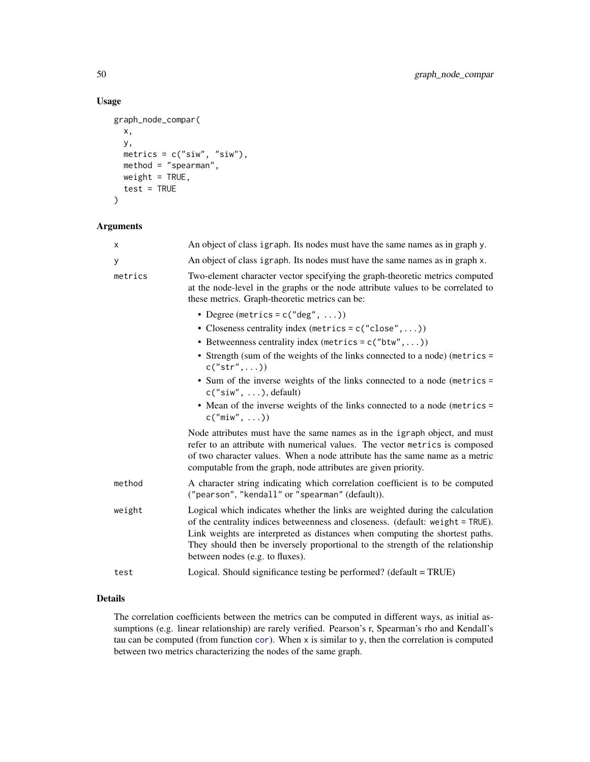## Usage

```
graph_node_compar(
  x,
  y,
  metrics = c("siw", "siw"),
  method = "spearman",
  weight = TRUE,
  test = TRUE
)
```

## Arguments

| Argument | Description |
|---|---|
| x | An object of class igraph. Its nodes must have the same names as in graph y. |
| y | An object of class igraph. Its nodes must have the same names as in graph x. |
| metrics | Two-element character vector specifying the graph-theoretic metrics computed at the node-level in the graphs or the node attribute values to be correlated to these metrics. Graph-theoretic metrics can be: <br>• Degree (metrics = c("deg", ...)) <br>• Closeness centrality index (metrics = c("close",...)) <br>• Betweenness centrality index (metrics = c("btw",...)) <br>• Strength (sum of the weights of the links connected to a node) (metrics = c("str",...)) <br>• Sum of the inverse weights of the links connected to a node (metrics = c("siw", ...), default) <br>• Mean of the inverse weights of the links connected to a node (metrics = c("miw", ...)) <br><br>Node attributes must have the same names as in the igraph object, and must refer to an attribute with numerical values. The vector metrics is composed of two character values. When a node attribute has the same name as a metric computable from the graph, node attributes are given priority. |
| method | A character string indicating which correlation coefficient is to be computed ("pearson", "kendall" or "spearman" (default)). |
| weight | Logical which indicates whether the links are weighted during the calculation of the centrality indices betweenness and closeness. (default: weight = TRUE). Link weights are interpreted as distances when computing the shortest paths. They should then be inversely proportional to the strength of the relationship between nodes (e.g. to fluxes). |
| test | Logical. Should significance testing be performed? (default = TRUE) |

## Details

The correlation coefficients between the metrics can be computed in different ways, as initial assumptions (e.g. linear relationship) are rarely verified. Pearson's r, Spearman's rho and Kendall's tau can be computed (from function cor). When x is similar to y, then the correlation is computed between two metrics characterizing the nodes of the same graph.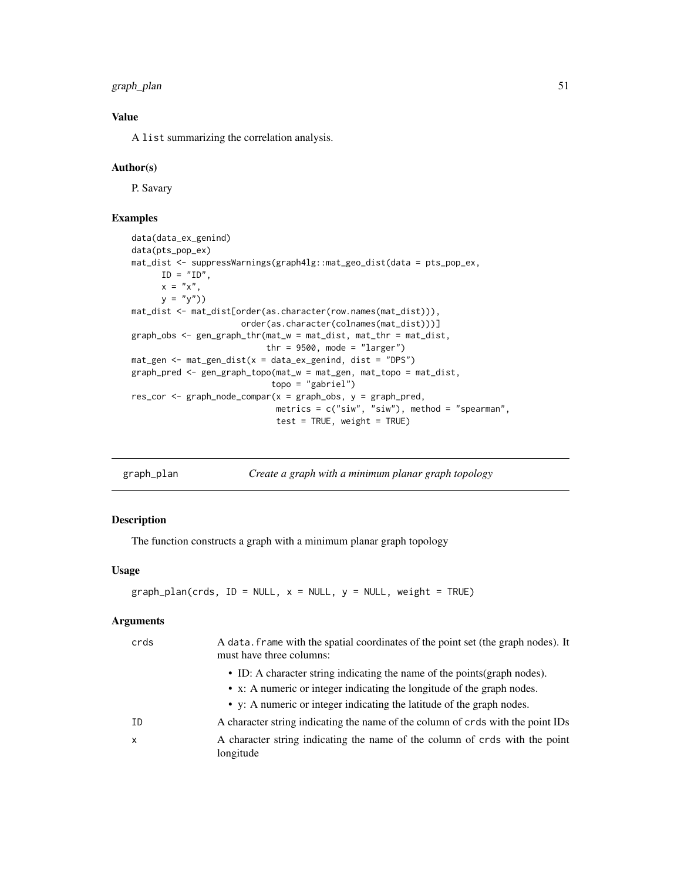### Value

A `list` summarizing the correlation analysis.

### Author(s)

P. Savary

### Examples

```
data(data_ex_genind)
data(pts_pop_ex)
mat_dist <- suppressWarnings(graph4lg::mat_geo_dist(data = pts_pop_ex,
      ID = "ID",
      x = "x",
      y = "y"))
mat_dist <- mat_dist[order(as.character(row.names(mat_dist))),
                      order(as.character(colnames(mat_dist)))]
graph_obs <- gen_graph_thr(mat_w = mat_dist, mat_thr = mat_dist,
                            thr = 9500, mode = "larger")
mat_gen <- mat_gen_dist(x = data_ex_genind, dist = "DPS")
graph_pred <- gen_graph_topo(mat_w = mat_gen, mat_topo = mat_dist,
                             topo = "gabriel")
res_cor <- graph_node_compar(x = graph_obs, y = graph_pred,
                              metrics = c("siw", "siw"), method = "spearman",
                              test = TRUE, weight = TRUE)
```

---

## graph_plan — *Create a graph with a minimum planar graph topology*

### Description

The function constructs a graph with a minimum planar graph topology

### Usage

```
graph_plan(crds, ID = NULL, x = NULL, y = NULL, weight = TRUE)
```

### Arguments

| | |
|---|---|
| crds | A `data.frame` with the spatial coordinates of the point set (the graph nodes). It must have three columns:<br>• ID: A character string indicating the name of the points(graph nodes).<br>• x: A numeric or integer indicating the longitude of the graph nodes.<br>• y: A numeric or integer indicating the latitude of the graph nodes. |
| ID | A character string indicating the name of the column of `crds` with the point IDs |
| x | A character string indicating the name of the column of `crds` with the point longitude |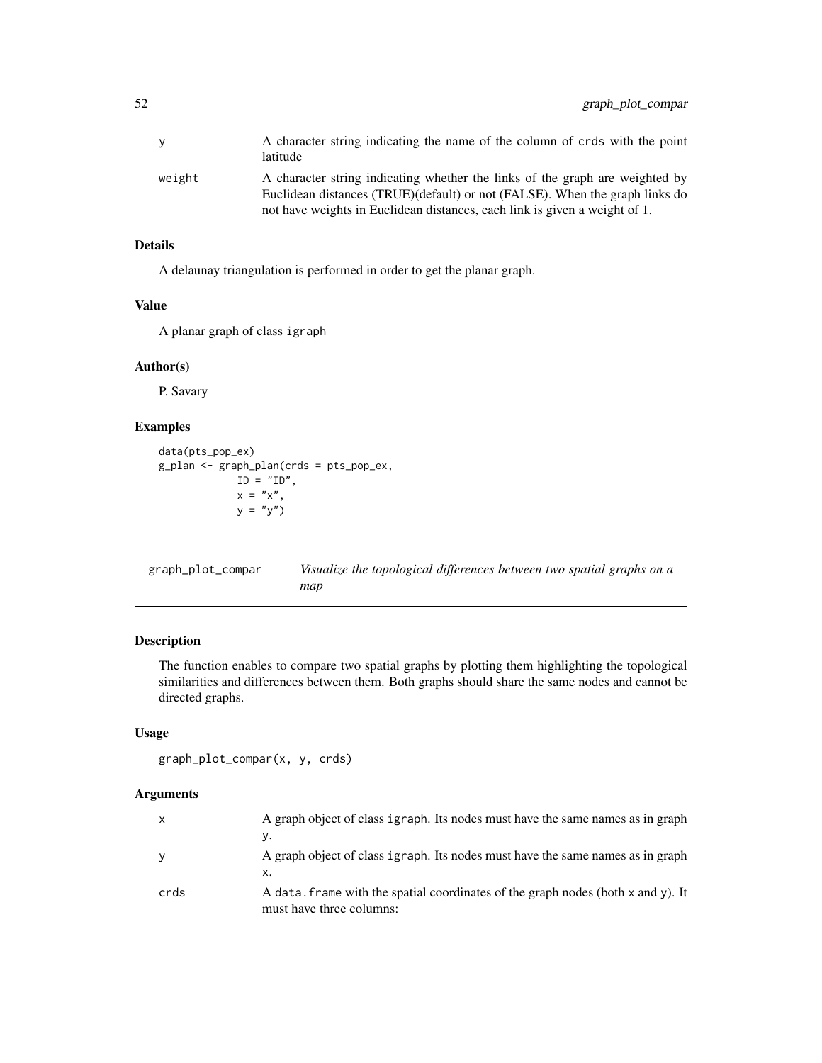| | |
|---|---|
| y | A character string indicating the name of the column of crds with the point latitude |
| weight | A character string indicating whether the links of the graph are weighted by Euclidean distances (TRUE)(default) or not (FALSE). When the graph links do not have weights in Euclidean distances, each link is given a weight of 1. |

### Details

A delaunay triangulation is performed in order to get the planar graph.

### Value

A planar graph of class igraph

### Author(s)

P. Savary

### Examples

```
data(pts_pop_ex)
g_plan <- graph_plan(crds = pts_pop_ex,
             ID = "ID",
             x = "x",
             y = "y")
```

---

## graph_plot_compar — *Visualize the topological differences between two spatial graphs on a map*

---

### Description

The function enables to compare two spatial graphs by plotting them highlighting the topological similarities and differences between them. Both graphs should share the same nodes and cannot be directed graphs.

### Usage

```
graph_plot_compar(x, y, crds)
```

### Arguments

| | |
|---|---|
| x | A graph object of class igraph. Its nodes must have the same names as in graph y. |
| y | A graph object of class igraph. Its nodes must have the same names as in graph x. |
| crds | A data.frame with the spatial coordinates of the graph nodes (both x and y). It must have three columns: |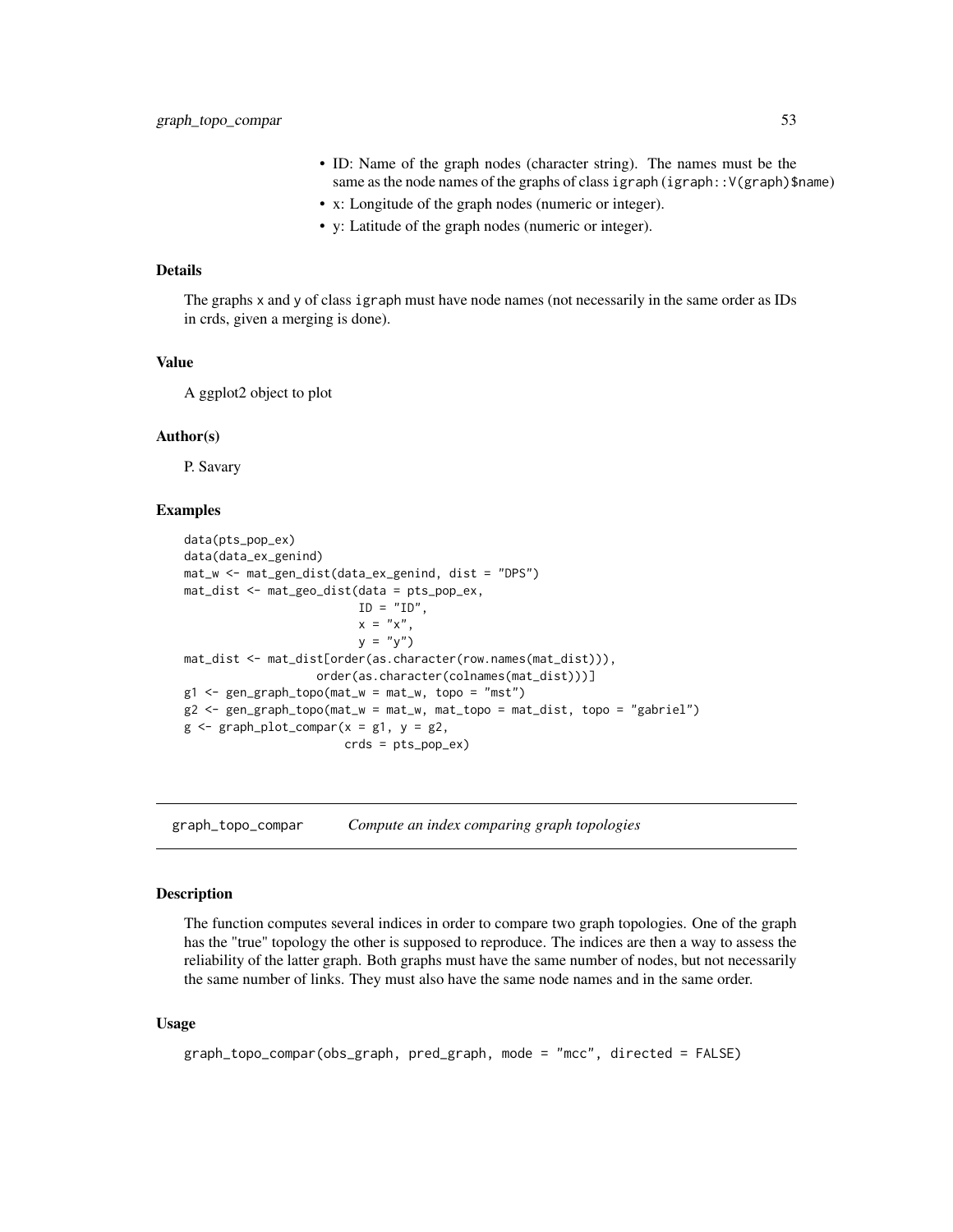- ID: Name of the graph nodes (character string). The names must be the same as the node names of the graphs of class igraph (`igraph::V(graph)$name`)
- x: Longitude of the graph nodes (numeric or integer).
- y: Latitude of the graph nodes (numeric or integer).

### Details

The graphs x and y of class igraph must have node names (not necessarily in the same order as IDs in crds, given a merging is done).

### Value

A ggplot2 object to plot

### Author(s)

P. Savary

### Examples

```
data(pts_pop_ex)
data(data_ex_genind)
mat_w <- mat_gen_dist(data_ex_genind, dist = "DPS")
mat_dist <- mat_geo_dist(data = pts_pop_ex,
                         ID = "ID",
                         x = "x",
                         y = "y")
mat_dist <- mat_dist[order(as.character(row.names(mat_dist))),
                    order(as.character(colnames(mat_dist)))]
g1 <- gen_graph_topo(mat_w = mat_w, topo = "mst")
g2 <- gen_graph_topo(mat_w = mat_w, mat_topo = mat_dist, topo = "gabriel")
g <- graph_plot_compar(x = g1, y = g2,
                       crds = pts_pop_ex)
```

---

## graph_topo_compar *Compute an index comparing graph topologies*

### Description

The function computes several indices in order to compare two graph topologies. One of the graph has the "true" topology the other is supposed to reproduce. The indices are then a way to assess the reliability of the latter graph. Both graphs must have the same number of nodes, but not necessarily the same number of links. They must also have the same node names and in the same order.

### Usage

```
graph_topo_compar(obs_graph, pred_graph, mode = "mcc", directed = FALSE)
```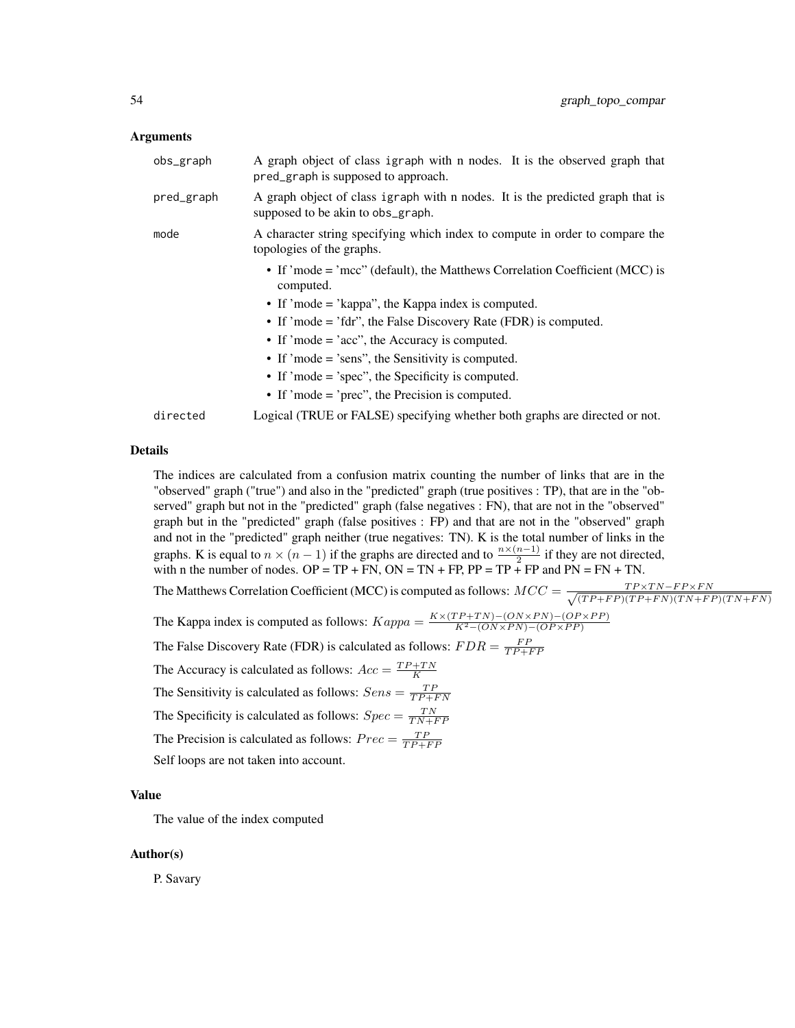## Arguments

| | |
|---|---|
| obs_graph | A graph object of class igraph with n nodes. It is the observed graph that pred_graph is supposed to approach. |
| pred_graph | A graph object of class igraph with n nodes. It is the predicted graph that is supposed to be akin to obs_graph. |
| mode | A character string specifying which index to compute in order to compare the topologies of the graphs. |
| directed | Logical (TRUE or FALSE) specifying whether both graphs are directed or not. |

For mode:

- If 'mode = 'mcc" (default), the Matthews Correlation Coefficient (MCC) is computed.
- If 'mode = 'kappa", the Kappa index is computed.
- If 'mode = 'fdr", the False Discovery Rate (FDR) is computed.
- If 'mode = 'acc", the Accuracy is computed.
- If 'mode = 'sens", the Sensitivity is computed.
- If 'mode = 'spec", the Specificity is computed.
- If 'mode = 'prec", the Precision is computed.

## Details

The indices are calculated from a confusion matrix counting the number of links that are in the "observed" graph ("true") and also in the "predicted" graph (true positives : TP), that are in the "observed" graph but not in the "predicted" graph (false negatives : FN), that are not in the "observed" graph but in the "predicted" graph (false positives : FP) and that are not in the "observed" graph and not in the "predicted" graph neither (true negatives: TN). K is the total number of links in the graphs. K is equal to $n \times (n-1)$ if the graphs are directed and to $\frac{n \times (n-1)}{2}$ if they are not directed, with n the number of nodes. OP = TP + FN, ON = TN + FP, PP = TP + FP and PN = FN + TN.

The Matthews Correlation Coefficient (MCC) is computed as follows: $MCC = \frac{TP \times TN - FP \times FN}{\sqrt{(TP+FP)(TP+FN)(TN+FP)(TN+FN)}}$

The Kappa index is computed as follows: $Kappa = \frac{K \times (TP+TN) - (ON \times PN) - (OP \times PP)}{K^2 - (ON \times PN) - (OP \times PP)}$

The False Discovery Rate (FDR) is calculated as follows: $FDR = \frac{FP}{TP+FP}$

The Accuracy is calculated as follows: $Acc = \frac{TP+TN}{K}$

The Sensitivity is calculated as follows: $Sens = \frac{TP}{TP+FN}$

The Specificity is calculated as follows: $Spec = \frac{TN}{TN+FP}$

The Precision is calculated as follows: $Prec = \frac{TP}{TP+FP}$

Self loops are not taken into account.

## Value

The value of the index computed

## Author(s)

P. Savary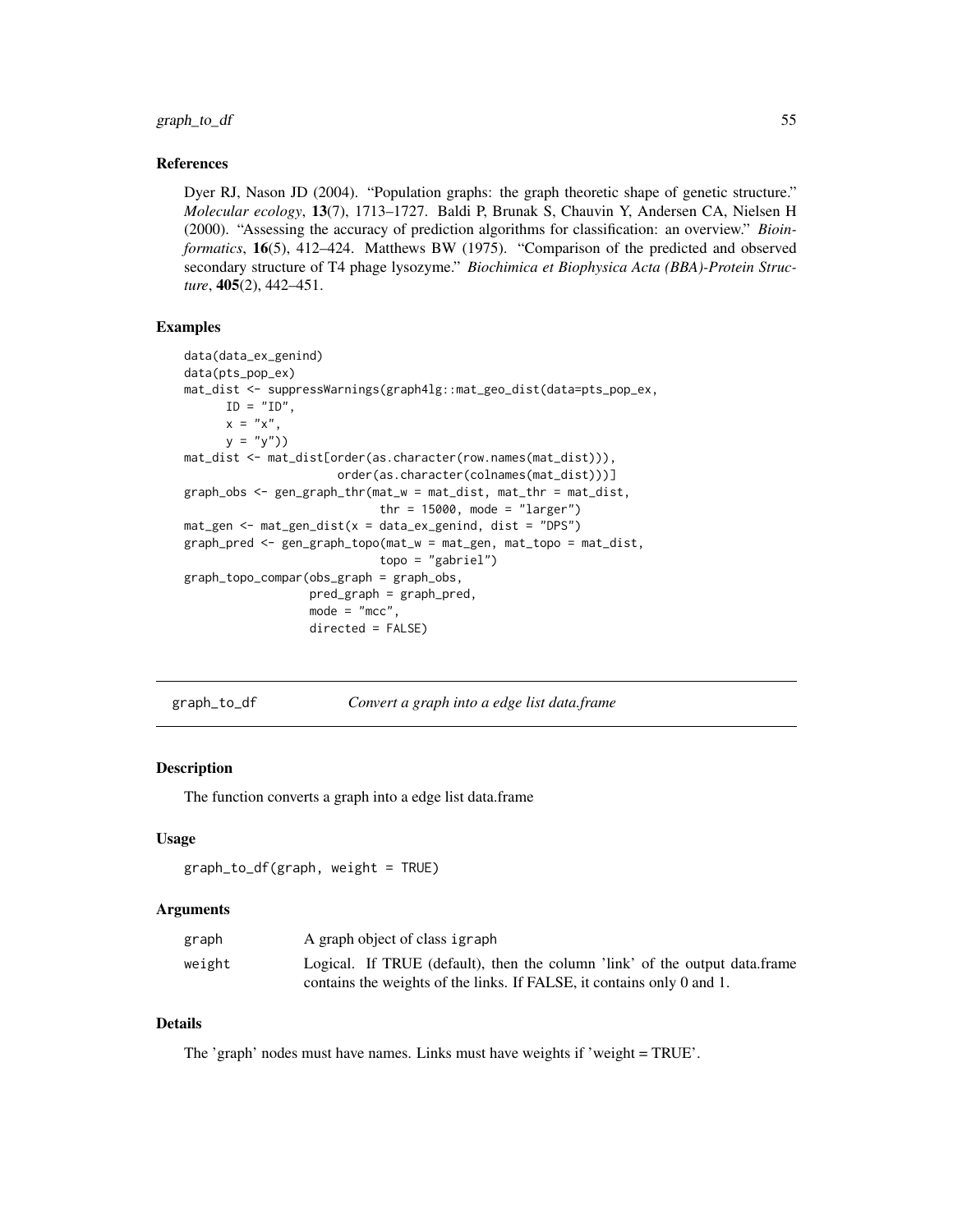### References

Dyer RJ, Nason JD (2004). "Population graphs: the graph theoretic shape of genetic structure." *Molecular ecology*, **13**(7), 1713–1727. Baldi P, Brunak S, Chauvin Y, Andersen CA, Nielsen H (2000). "Assessing the accuracy of prediction algorithms for classification: an overview." *Bioinformatics*, **16**(5), 412–424. Matthews BW (1975). "Comparison of the predicted and observed secondary structure of T4 phage lysozyme." *Biochimica et Biophysica Acta (BBA)-Protein Structure*, **405**(2), 442–451.

### Examples

```
data(data_ex_genind)
data(pts_pop_ex)
mat_dist <- suppressWarnings(graph4lg::mat_geo_dist(data=pts_pop_ex,
      ID = "ID",
      x = "x",
      y = "y"))
mat_dist <- mat_dist[order(as.character(row.names(mat_dist))),
                     order(as.character(colnames(mat_dist)))]
graph_obs <- gen_graph_thr(mat_w = mat_dist, mat_thr = mat_dist,
                           thr = 15000, mode = "larger")
mat_gen <- mat_gen_dist(x = data_ex_genind, dist = "DPS")
graph_pred <- gen_graph_topo(mat_w = mat_gen, mat_topo = mat_dist,
                           topo = "gabriel")
graph_topo_compar(obs_graph = graph_obs,
                  pred_graph = graph_pred,
                  mode = "mcc",
                  directed = FALSE)
```

---

## graph_to_df — *Convert a graph into a edge list data.frame*

### Description

The function converts a graph into a edge list data.frame

### Usage

```
graph_to_df(graph, weight = TRUE)
```

### Arguments

| | |
|---|---|
| graph | A graph object of class igraph |
| weight | Logical. If TRUE (default), then the column 'link' of the output data.frame contains the weights of the links. If FALSE, it contains only 0 and 1. |

### Details

The 'graph' nodes must have names. Links must have weights if 'weight = TRUE'.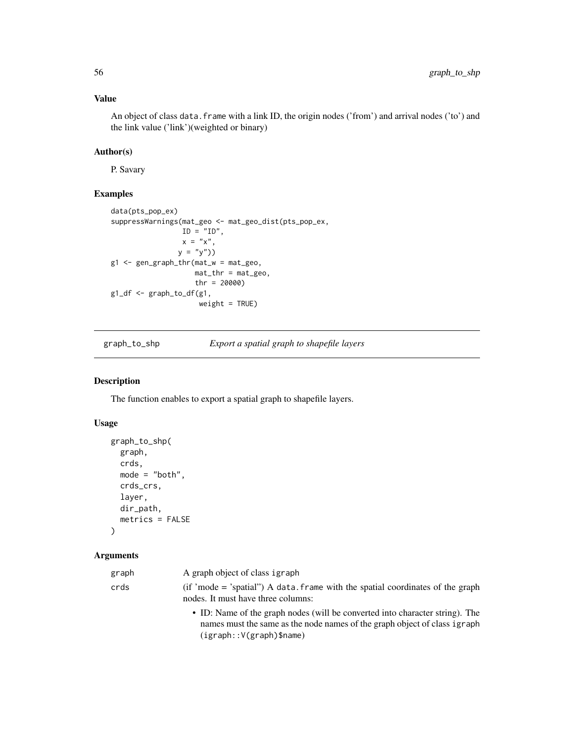### Value

An object of class `data.frame` with a link ID, the origin nodes ('from') and arrival nodes ('to') and the link value ('link')(weighted or binary)

### Author(s)

P. Savary

### Examples

```
data(pts_pop_ex)
suppressWarnings(mat_geo <- mat_geo_dist(pts_pop_ex,
                ID = "ID",
                x = "x",
               y = "y"))
g1 <- gen_graph_thr(mat_w = mat_geo,
                   mat_thr = mat_geo,
                   thr = 20000)
g1_df <- graph_to_df(g1,
                    weight = TRUE)
```

---

## graph_to_shp — *Export a spatial graph to shapefile layers*

### Description

The function enables to export a spatial graph to shapefile layers.

### Usage

```
graph_to_shp(
  graph,
  crds,
  mode = "both",
  crds_crs,
  layer,
  dir_path,
  metrics = FALSE
)
```

### Arguments

| | |
|---|---|
| graph | A graph object of class `igraph` |
| crds | (if 'mode = 'spatial") A `data.frame` with the spatial coordinates of the graph nodes. It must have three columns:<br>• ID: Name of the graph nodes (will be converted into character string). The names must the same as the node names of the graph object of class `igraph` (`igraph::V(graph)$name`) |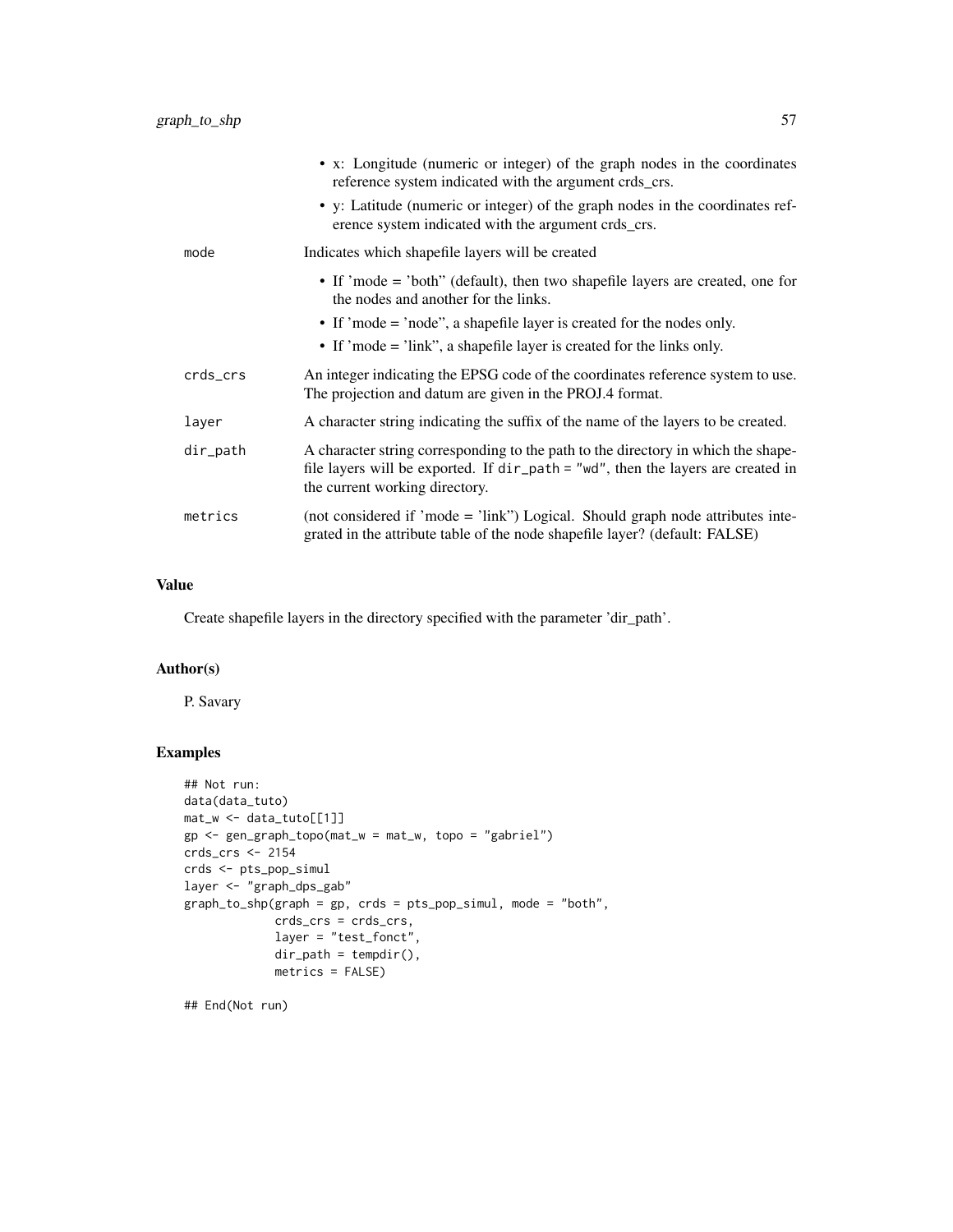- x: Longitude (numeric or integer) of the graph nodes in the coordinates reference system indicated with the argument crds_crs.
- y: Latitude (numeric or integer) of the graph nodes in the coordinates reference system indicated with the argument crds_crs.

| | |
|---|---|
| mode | Indicates which shapefile layers will be created<br>• If 'mode = 'both'' (default), then two shapefile layers are created, one for the nodes and another for the links.<br>• If 'mode = 'node'', a shapefile layer is created for the nodes only.<br>• If 'mode = 'link'', a shapefile layer is created for the links only. |
| crds_crs | An integer indicating the EPSG code of the coordinates reference system to use. The projection and datum are given in the PROJ.4 format. |
| layer | A character string indicating the suffix of the name of the layers to be created. |
| dir_path | A character string corresponding to the path to the directory in which the shapefile layers will be exported. If `dir_path = "wd"`, then the layers are created in the current working directory. |
| metrics | (not considered if 'mode = 'link'') Logical. Should graph node attributes integrated in the attribute table of the node shapefile layer? (default: FALSE) |

## Value

Create shapefile layers in the directory specified with the parameter 'dir_path'.

## Author(s)

P. Savary

## Examples

```
## Not run:
data(data_tuto)
mat_w <- data_tuto[[1]]
gp <- gen_graph_topo(mat_w = mat_w, topo = "gabriel")
crds_crs <- 2154
crds <- pts_pop_simul
layer <- "graph_dps_gab"
graph_to_shp(graph = gp, crds = pts_pop_simul, mode = "both",
             crds_crs = crds_crs,
             layer = "test_fonct",
             dir_path = tempdir(),
             metrics = FALSE)

## End(Not run)
```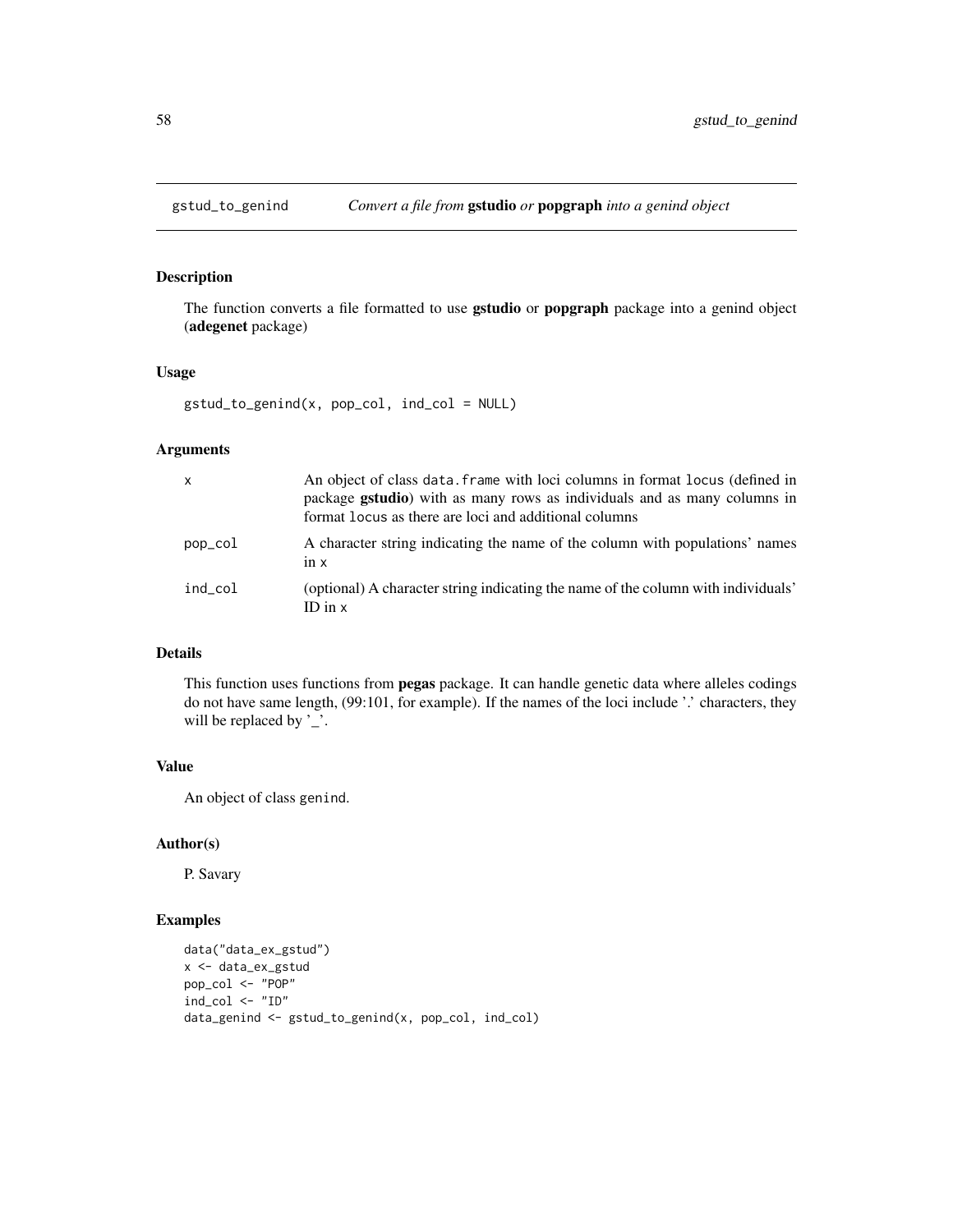# gstud_to_genind — *Convert a file from* **gstudio** *or* **popgraph** *into a genind object*

## Description

The function converts a file formatted to use **gstudio** or **popgraph** package into a genind object (**adegenet** package)

## Usage

```
gstud_to_genind(x, pop_col, ind_col = NULL)
```

## Arguments

| | |
|---|---|
| `x` | An object of class `data.frame` with loci columns in format `locus` (defined in package **gstudio**) with as many rows as individuals and as many columns in format `locus` as there are loci and additional columns |
| `pop_col` | A character string indicating the name of the column with populations' names in `x` |
| `ind_col` | (optional) A character string indicating the name of the column with individuals' ID in `x` |

## Details

This function uses functions from **pegas** package. It can handle genetic data where alleles codings do not have same length, (99:101, for example). If the names of the loci include '.' characters, they will be replaced by '_'.

## Value

An object of class `genind`.

## Author(s)

P. Savary

## Examples

```
data("data_ex_gstud")
x <- data_ex_gstud
pop_col <- "POP"
ind_col <- "ID"
data_genind <- gstud_to_genind(x, pop_col, ind_col)
```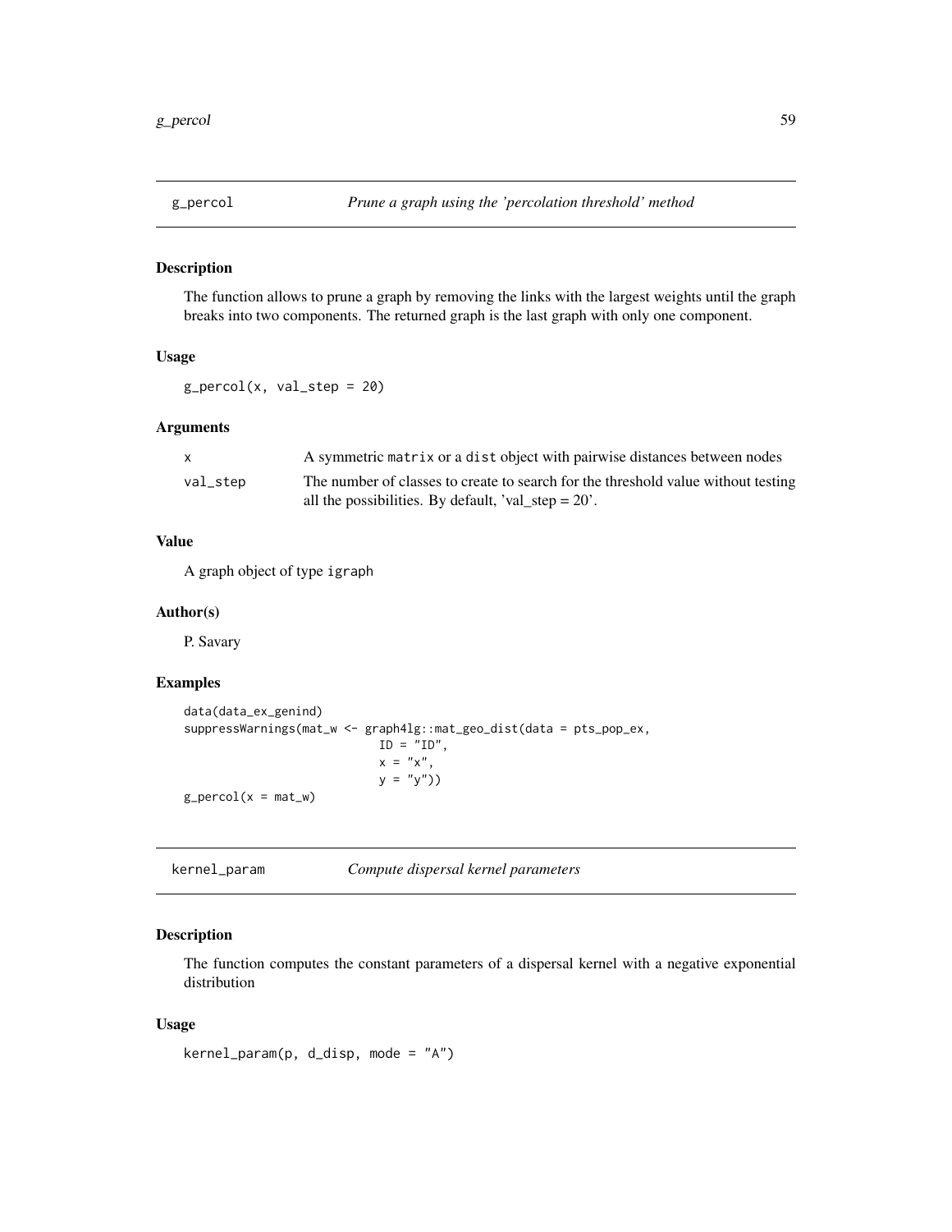## g_percol — *Prune a graph using the 'percolation threshold' method*

### Description

The function allows to prune a graph by removing the links with the largest weights until the graph breaks into two components. The returned graph is the last graph with only one component.

### Usage

```
g_percol(x, val_step = 20)
```

### Arguments

| | |
|---|---|
| x | A symmetric matrix or a dist object with pairwise distances between nodes |
| val_step | The number of classes to create to search for the threshold value without testing all the possibilities. By default, 'val_step = 20'. |

### Value

A graph object of type igraph

### Author(s)

P. Savary

### Examples

```
data(data_ex_genind)
suppressWarnings(mat_w <- graph4lg::mat_geo_dist(data = pts_pop_ex,
                          ID = "ID",
                          x = "x",
                          y = "y"))
g_percol(x = mat_w)
```

## kernel_param — *Compute dispersal kernel parameters*

### Description

The function computes the constant parameters of a dispersal kernel with a negative exponential distribution

### Usage

```
kernel_param(p, d_disp, mode = "A")
```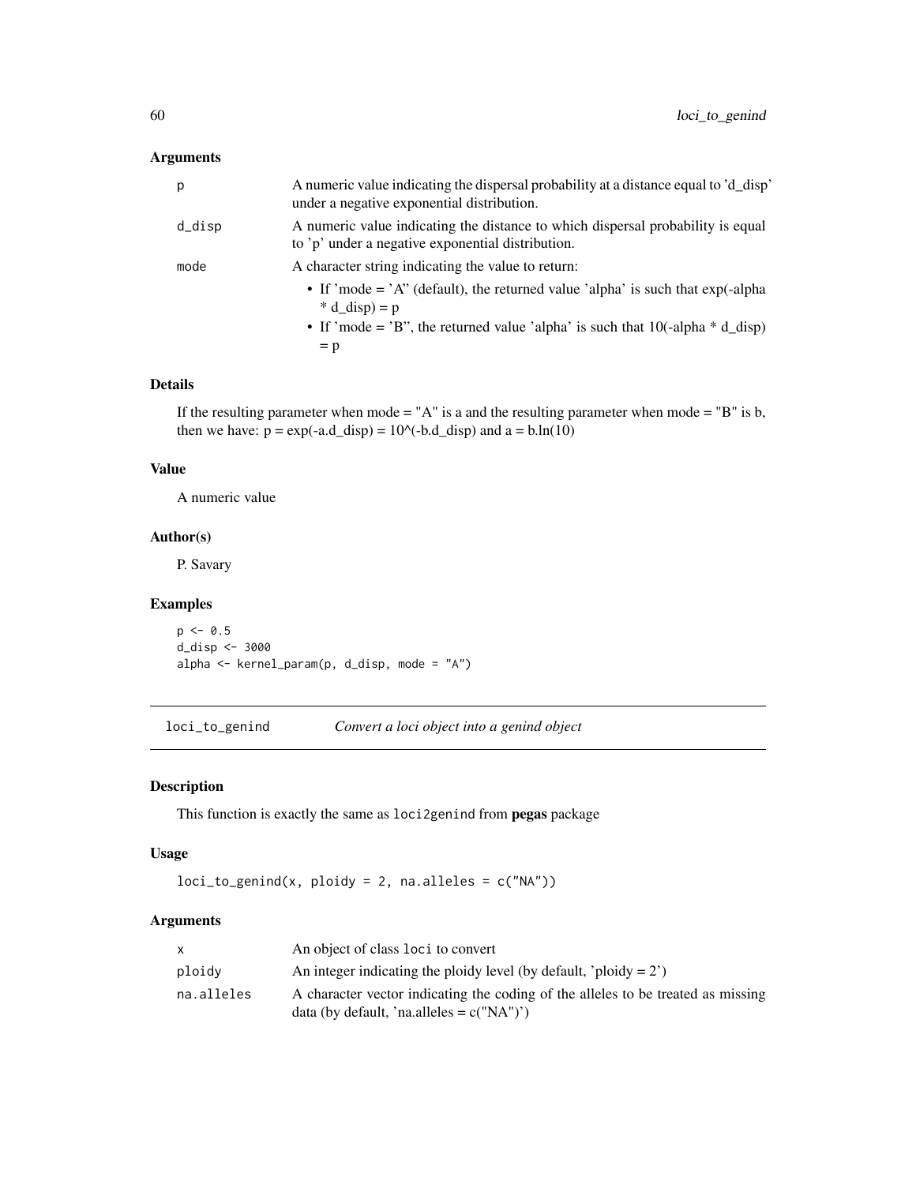## Arguments

| | |
|---|---|
| p | A numeric value indicating the dispersal probability at a distance equal to 'd_disp' under a negative exponential distribution. |
| d_disp | A numeric value indicating the distance to which dispersal probability is equal to 'p' under a negative exponential distribution. |
| mode | A character string indicating the value to return: <br>• If 'mode = 'A" (default), the returned value 'alpha' is such that exp(-alpha * d_disp) = p <br>• If 'mode = 'B", the returned value 'alpha' is such that 10(-alpha * d_disp) = p |

## Details

If the resulting parameter when mode = "A" is a and the resulting parameter when mode = "B" is b, then we have: p = exp(-a.d_disp) = 10^(-b.d_disp) and a = b.ln(10)

## Value

A numeric value

## Author(s)

P. Savary

## Examples

```
p <- 0.5
d_disp <- 3000
alpha <- kernel_param(p, d_disp, mode = "A")
```

---

# loci_to_genind — *Convert a loci object into a genind object*

## Description

This function is exactly the same as `loci2genind` from **pegas** package

## Usage

```
loci_to_genind(x, ploidy = 2, na.alleles = c("NA"))
```

## Arguments

| | |
|---|---|
| x | An object of class `loci` to convert |
| ploidy | An integer indicating the ploidy level (by default, 'ploidy = 2') |
| na.alleles | A character vector indicating the coding of the alleles to be treated as missing data (by default, 'na.alleles = c("NA")') |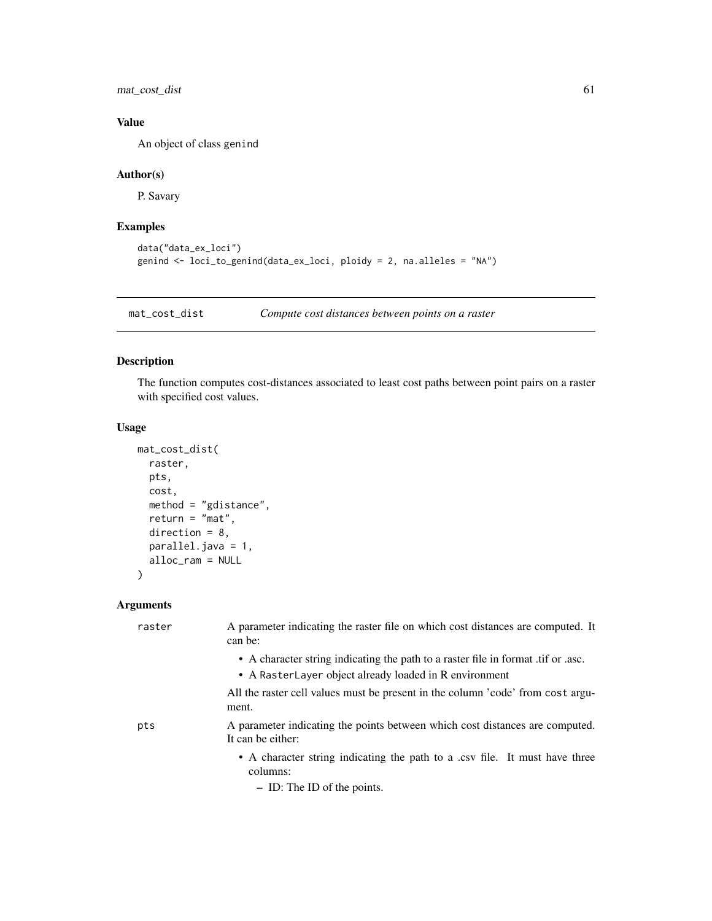## Value

An object of class genind

## Author(s)

P. Savary

## Examples

```
data("data_ex_loci")
genind <- loci_to_genind(data_ex_loci, ploidy = 2, na.alleles = "NA")
```

---

# mat_cost_dist — *Compute cost distances between points on a raster*

## Description

The function computes cost-distances associated to least cost paths between point pairs on a raster with specified cost values.

## Usage

```
mat_cost_dist(
  raster,
  pts,
  cost,
  method = "gdistance",
  return = "mat",
  direction = 8,
  parallel.java = 1,
  alloc_ram = NULL
)
```

## Arguments

`raster` A parameter indicating the raster file on which cost distances are computed. It can be:

- A character string indicating the path to a raster file in format .tif or .asc.
- A `RasterLayer` object already loaded in R environment

All the raster cell values must be present in the column 'code' from `cost` argument.

`pts` A parameter indicating the points between which cost distances are computed. It can be either:

- A character string indicating the path to a .csv file. It must have three columns:
  - ID: The ID of the points.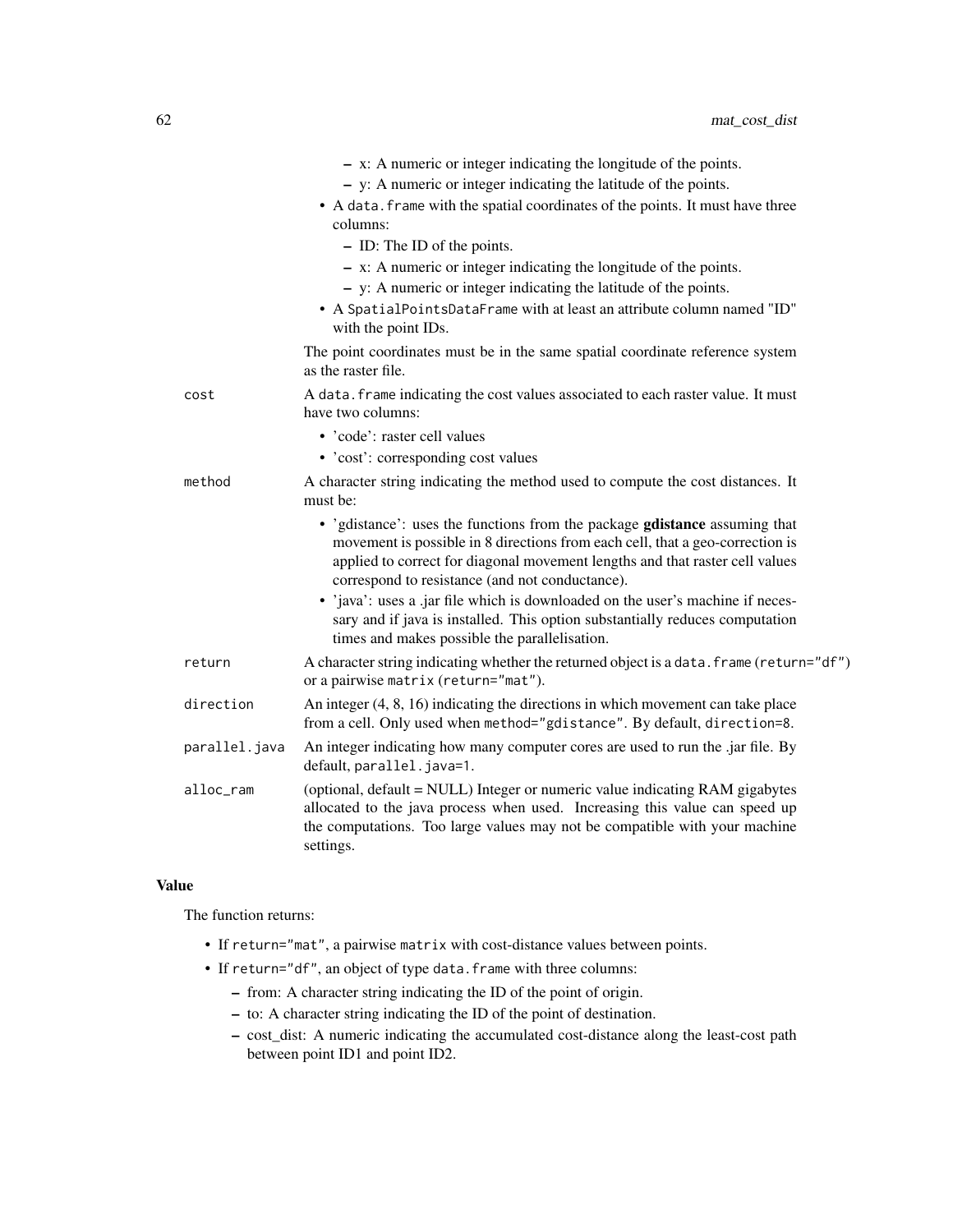- x: A numeric or integer indicating the longitude of the points.
  - y: A numeric or integer indicating the latitude of the points.
- A `data.frame` with the spatial coordinates of the points. It must have three columns:
  - ID: The ID of the points.
  - x: A numeric or integer indicating the longitude of the points.
  - y: A numeric or integer indicating the latitude of the points.
- A `SpatialPointsDataFrame` with at least an attribute column named "ID" with the point IDs.

The point coordinates must be in the same spatial coordinate reference system as the raster file.

`cost`
: A `data.frame` indicating the cost values associated to each raster value. It must have two columns:
  - 'code': raster cell values
  - 'cost': corresponding cost values

`method`
: A character string indicating the method used to compute the cost distances. It must be:
  - 'gdistance': uses the functions from the package **gdistance** assuming that movement is possible in 8 directions from each cell, that a geo-correction is applied to correct for diagonal movement lengths and that raster cell values correspond to resistance (and not conductance).
  - 'java': uses a .jar file which is downloaded on the user's machine if necessary and if java is installed. This option substantially reduces computation times and makes possible the parallelisation.

`return`
: A character string indicating whether the returned object is a `data.frame` (`return="df"`) or a pairwise `matrix` (`return="mat"`).

`direction`
: An integer (4, 8, 16) indicating the directions in which movement can take place from a cell. Only used when `method="gdistance"`. By default, `direction=8`.

`parallel.java`
: An integer indicating how many computer cores are used to run the .jar file. By default, `parallel.java=1`.

`alloc_ram`
: (optional, default = NULL) Integer or numeric value indicating RAM gigabytes allocated to the java process when used. Increasing this value can speed up the computations. Too large values may not be compatible with your machine settings.

## Value

The function returns:

- If `return="mat"`, a pairwise `matrix` with cost-distance values between points.
- If `return="df"`, an object of type `data.frame` with three columns:
  - from: A character string indicating the ID of the point of origin.
  - to: A character string indicating the ID of the point of destination.
  - cost_dist: A numeric indicating the accumulated cost-distance along the least-cost path between point ID1 and point ID2.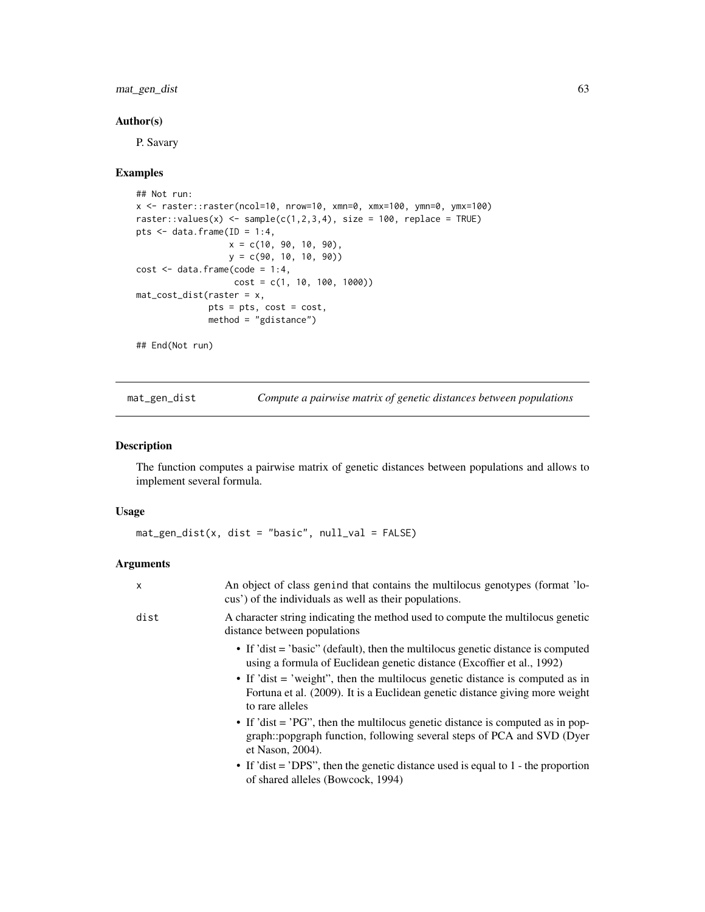## Author(s)

P. Savary

## Examples

```
## Not run:
x <- raster::raster(ncol=10, nrow=10, xmn=0, xmx=100, ymn=0, ymx=100)
raster::values(x) <- sample(c(1,2,3,4), size = 100, replace = TRUE)
pts <- data.frame(ID = 1:4,
                  x = c(10, 90, 10, 90),
                  y = c(90, 10, 10, 90))
cost <- data.frame(code = 1:4,
                   cost = c(1, 10, 100, 1000))
mat_cost_dist(raster = x,
              pts = pts, cost = cost,
              method = "gdistance")

## End(Not run)
```

---

# mat_gen_dist *Compute a pairwise matrix of genetic distances between populations*

## Description

The function computes a pairwise matrix of genetic distances between populations and allows to implement several formula.

## Usage

```
mat_gen_dist(x, dist = "basic", null_val = FALSE)
```

## Arguments

| | |
|---|---|
| x | An object of class genind that contains the multilocus genotypes (format 'locus') of the individuals as well as their populations. |
| dist | A character string indicating the method used to compute the multilocus genetic distance between populations<br>• If 'dist = 'basic" (default), then the multilocus genetic distance is computed using a formula of Euclidean genetic distance (Excoffier et al., 1992)<br>• If 'dist = 'weight", then the multilocus genetic distance is computed as in Fortuna et al. (2009). It is a Euclidean genetic distance giving more weight to rare alleles<br>• If 'dist = 'PG", then the multilocus genetic distance is computed as in popgraph::popgraph function, following several steps of PCA and SVD (Dyer et Nason, 2004).<br>• If 'dist = 'DPS", then the genetic distance used is equal to 1 - the proportion of shared alleles (Bowcock, 1994) |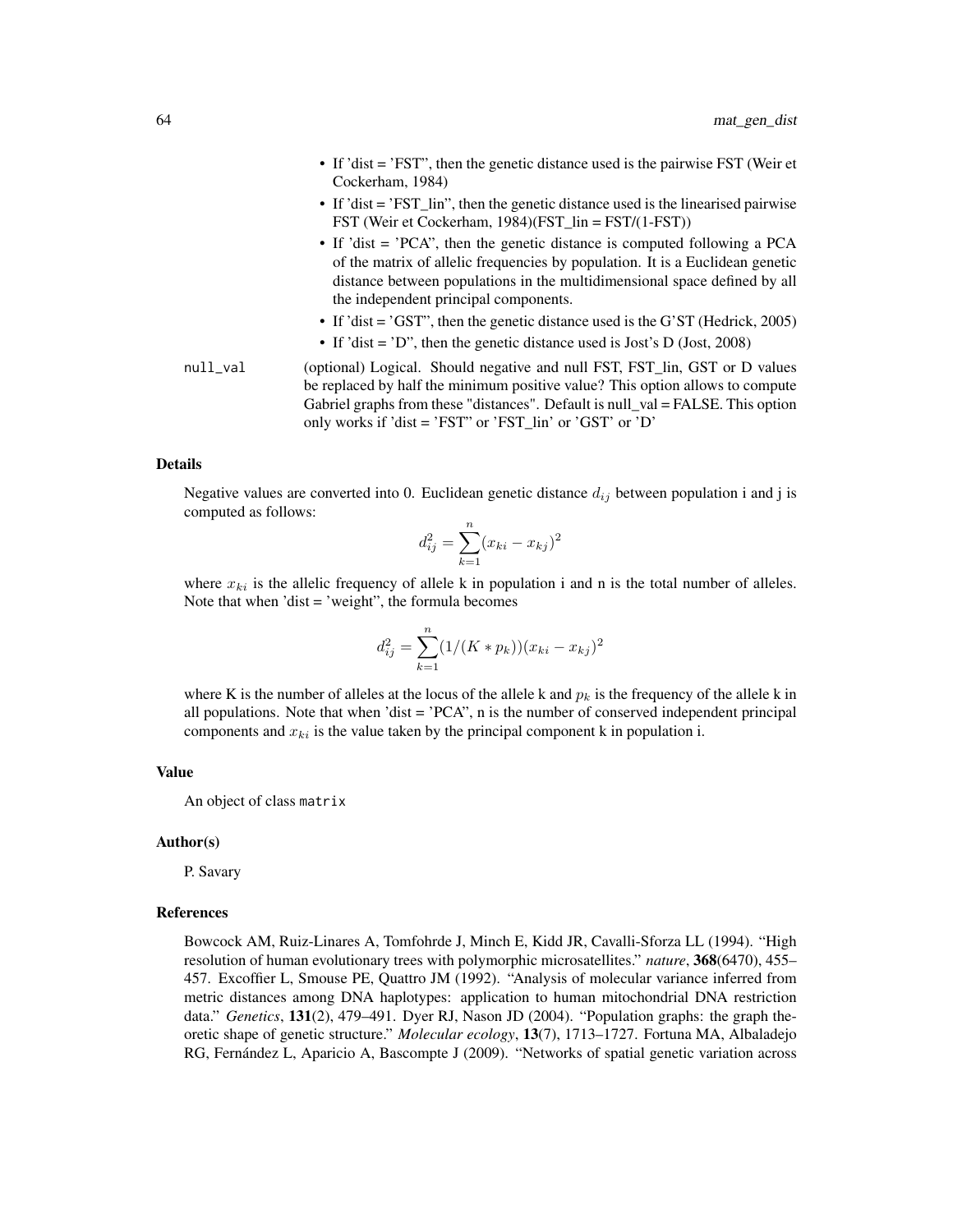- If 'dist = 'FST'', then the genetic distance used is the pairwise FST (Weir et Cockerham, 1984)
- If 'dist = 'FST_lin'', then the genetic distance used is the linearised pairwise FST (Weir et Cockerham, 1984)(FST_lin = FST/(1-FST))
- If 'dist = 'PCA'', then the genetic distance is computed following a PCA of the matrix of allelic frequencies by population. It is a Euclidean genetic distance between populations in the multidimensional space defined by all the independent principal components.
- If 'dist = 'GST'', then the genetic distance used is the G'ST (Hedrick, 2005)
- If 'dist = 'D'', then the genetic distance used is Jost's D (Jost, 2008)

null_val (optional) Logical. Should negative and null FST, FST_lin, GST or D values be replaced by half the minimum positive value? This option allows to compute Gabriel graphs from these "distances". Default is null_val = FALSE. This option only works if 'dist = 'FST'' or 'FST_lin' or 'GST' or 'D'

### Details

Negative values are converted into 0. Euclidean genetic distance $d_{ij}$ between population i and j is computed as follows:

$$d_{ij}^2 = \sum_{k=1}^{n} (x_{ki} - x_{kj})^2$$

where $x_{ki}$ is the allelic frequency of allele k in population i and n is the total number of alleles. Note that when 'dist = 'weight'', the formula becomes

$$d_{ij}^2 = \sum_{k=1}^{n} (1/(K * p_k))(x_{ki} - x_{kj})^2$$

where K is the number of alleles at the locus of the allele k and $p_k$ is the frequency of the allele k in all populations. Note that when 'dist = 'PCA'', n is the number of conserved independent principal components and $x_{ki}$ is the value taken by the principal component k in population i.

### Value

An object of class `matrix`

### Author(s)

P. Savary

### References

Bowcock AM, Ruiz-Linares A, Tomfohrde J, Minch E, Kidd JR, Cavalli-Sforza LL (1994). "High resolution of human evolutionary trees with polymorphic microsatellites." *nature*, **368**(6470), 455–457. Excoffier L, Smouse PE, Quattro JM (1992). "Analysis of molecular variance inferred from metric distances among DNA haplotypes: application to human mitochondrial DNA restriction data." *Genetics*, **131**(2), 479–491. Dyer RJ, Nason JD (2004). "Population graphs: the graph theoretic shape of genetic structure." *Molecular ecology*, **13**(7), 1713–1727. Fortuna MA, Albaladejo RG, Fernández L, Aparicio A, Bascompte J (2009). "Networks of spatial genetic variation across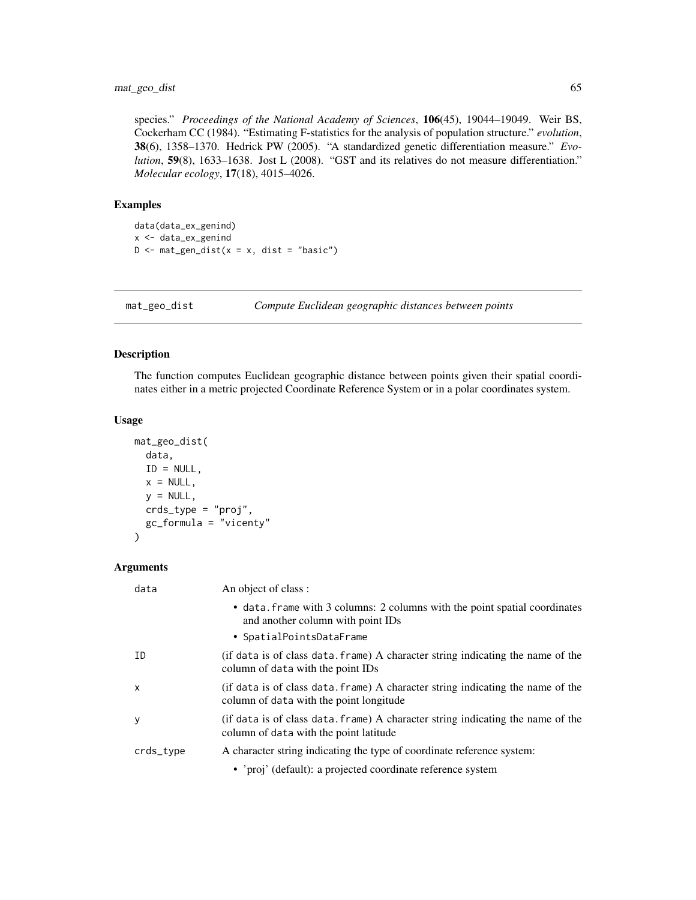species." *Proceedings of the National Academy of Sciences*, **106**(45), 19044–19049. Weir BS, Cockerham CC (1984). "Estimating F-statistics for the analysis of population structure." *evolution*, **38**(6), 1358–1370. Hedrick PW (2005). "A standardized genetic differentiation measure." *Evolution*, **59**(8), 1633–1638. Jost L (2008). "GST and its relatives do not measure differentiation." *Molecular ecology*, **17**(18), 4015–4026.

### Examples

```
data(data_ex_genind)
x <- data_ex_genind
D <- mat_gen_dist(x = x, dist = "basic")
```

---

## mat_geo_dist — *Compute Euclidean geographic distances between points*

### Description

The function computes Euclidean geographic distance between points given their spatial coordinates either in a metric projected Coordinate Reference System or in a polar coordinates system.

### Usage

```
mat_geo_dist(
  data,
  ID = NULL,
  x = NULL,
  y = NULL,
  crds_type = "proj",
  gc_formula = "vicenty"
)
```

### Arguments

| | |
|---|---|
| `data` | An object of class :<br>• `data.frame` with 3 columns: 2 columns with the point spatial coordinates and another column with point IDs<br>• `SpatialPointsDataFrame` |
| `ID` | (if `data` is of class `data.frame`) A character string indicating the name of the column of `data` with the point IDs |
| `x` | (if `data` is of class `data.frame`) A character string indicating the name of the column of `data` with the point longitude |
| `y` | (if `data` is of class `data.frame`) A character string indicating the name of the column of `data` with the point latitude |
| `crds_type` | A character string indicating the type of coordinate reference system:<br>• 'proj' (default): a projected coordinate reference system |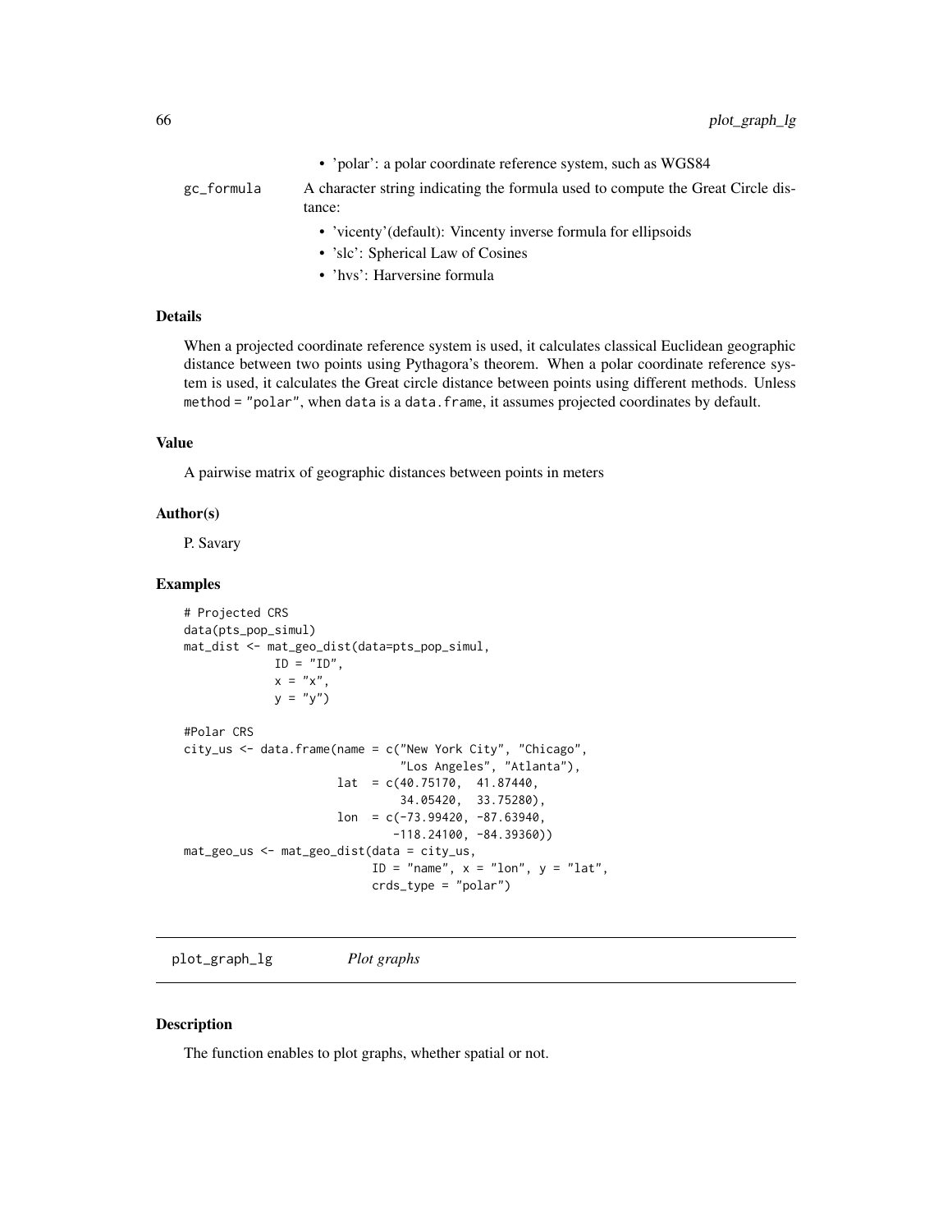- 'polar': a polar coordinate reference system, such as WGS84

gc_formula
: A character string indicating the formula used to compute the Great Circle distance:
  - 'vicenty'(default): Vincenty inverse formula for ellipsoids
  - 'slc': Spherical Law of Cosines
  - 'hvs': Harversine formula

### Details

When a projected coordinate reference system is used, it calculates classical Euclidean geographic distance between two points using Pythagora's theorem. When a polar coordinate reference system is used, it calculates the Great circle distance between points using different methods. Unless `method = "polar"`, when `data` is a `data.frame`, it assumes projected coordinates by default.

### Value

A pairwise matrix of geographic distances between points in meters

### Author(s)

P. Savary

### Examples

```
# Projected CRS
data(pts_pop_simul)
mat_dist <- mat_geo_dist(data=pts_pop_simul,
             ID = "ID",
             x = "x",
             y = "y")

#Polar CRS
city_us <- data.frame(name = c("New York City", "Chicago",
                               "Los Angeles", "Atlanta"),
                      lat  = c(40.75170,  41.87440,
                               34.05420,  33.75280),
                      lon  = c(-73.99420, -87.63940,
                              -118.24100, -84.39360))
mat_geo_us <- mat_geo_dist(data = city_us,
                          ID = "name", x = "lon", y = "lat",
                          crds_type = "polar")
```

## plot_graph_lg    *Plot graphs*

### Description

The function enables to plot graphs, whether spatial or not.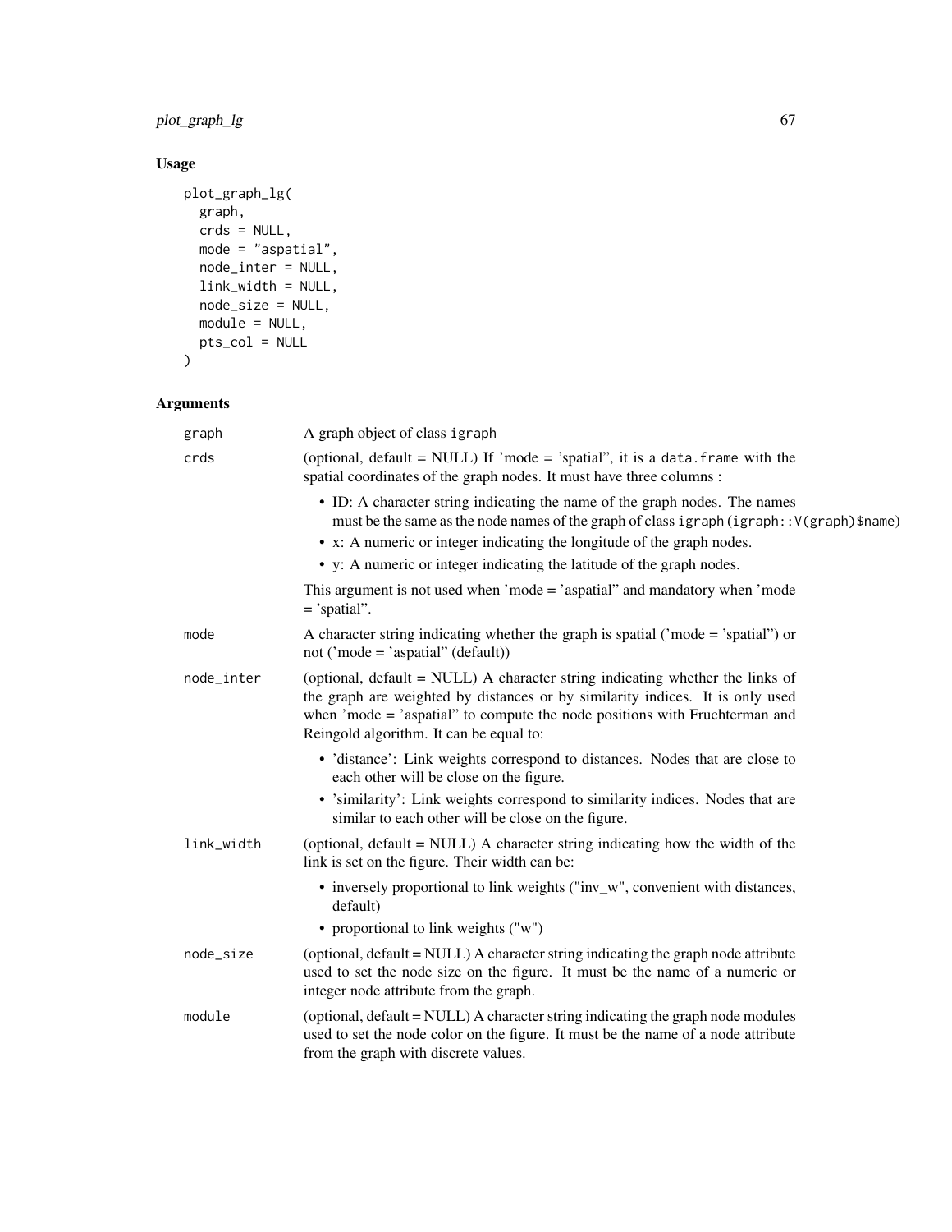## Usage

```
plot_graph_lg(
  graph,
  crds = NULL,
  mode = "aspatial",
  node_inter = NULL,
  link_width = NULL,
  node_size = NULL,
  module = NULL,
  pts_col = NULL
)
```

## Arguments

`graph` A graph object of class `igraph`

`crds` (optional, default = NULL) If 'mode = 'spatial'', it is a `data.frame` with the spatial coordinates of the graph nodes. It must have three columns :

- ID: A character string indicating the name of the graph nodes. The names must be the same as the node names of the graph of class `igraph` (`igraph::V(graph)$name`)
- x: A numeric or integer indicating the longitude of the graph nodes.
- y: A numeric or integer indicating the latitude of the graph nodes.

This argument is not used when 'mode = 'aspatial'' and mandatory when 'mode = 'spatial''.

`mode` A character string indicating whether the graph is spatial ('mode = 'spatial'') or not ('mode = 'aspatial'' (default))

`node_inter` (optional, default = NULL) A character string indicating whether the links of the graph are weighted by distances or by similarity indices. It is only used when 'mode = 'aspatial'' to compute the node positions with Fruchterman and Reingold algorithm. It can be equal to:

- 'distance': Link weights correspond to distances. Nodes that are close to each other will be close on the figure.
- 'similarity': Link weights correspond to similarity indices. Nodes that are similar to each other will be close on the figure.

`link_width` (optional, default = NULL) A character string indicating how the width of the link is set on the figure. Their width can be:

- inversely proportional to link weights ("inv_w", convenient with distances, default)
- proportional to link weights ("w")

`node_size` (optional, default = NULL) A character string indicating the graph node attribute used to set the node size on the figure. It must be the name of a numeric or integer node attribute from the graph.

`module` (optional, default = NULL) A character string indicating the graph node modules used to set the node color on the figure. It must be the name of a node attribute from the graph with discrete values.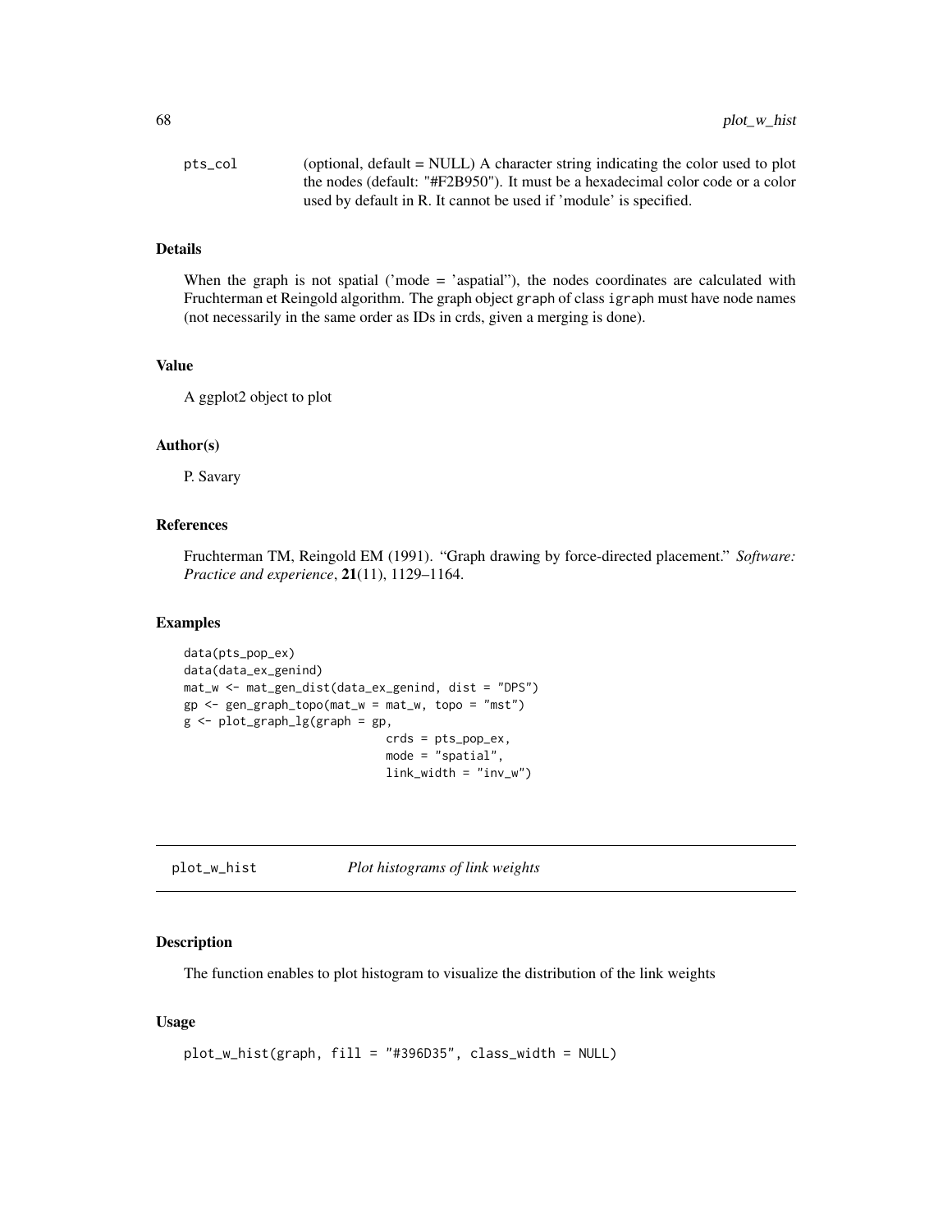pts_col (optional, default = NULL) A character string indicating the color used to plot the nodes (default: "#F2B950"). It must be a hexadecimal color code or a color used by default in R. It cannot be used if 'module' is specified.

## Details

When the graph is not spatial ('mode = 'aspatial"), the nodes coordinates are calculated with Fruchterman et Reingold algorithm. The graph object `graph` of class `igraph` must have node names (not necessarily in the same order as IDs in crds, given a merging is done).

## Value

A ggplot2 object to plot

## Author(s)

P. Savary

## References

Fruchterman TM, Reingold EM (1991). "Graph drawing by force-directed placement." *Software: Practice and experience*, **21**(11), 1129–1164.

## Examples

```
data(pts_pop_ex)
data(data_ex_genind)
mat_w <- mat_gen_dist(data_ex_genind, dist = "DPS")
gp <- gen_graph_topo(mat_w = mat_w, topo = "mst")
g <- plot_graph_lg(graph = gp,
                              crds = pts_pop_ex,
                              mode = "spatial",
                              link_width = "inv_w")
```

---

# plot_w_hist *Plot histograms of link weights*

---

## Description

The function enables to plot histogram to visualize the distribution of the link weights

## Usage

```
plot_w_hist(graph, fill = "#396D35", class_width = NULL)
```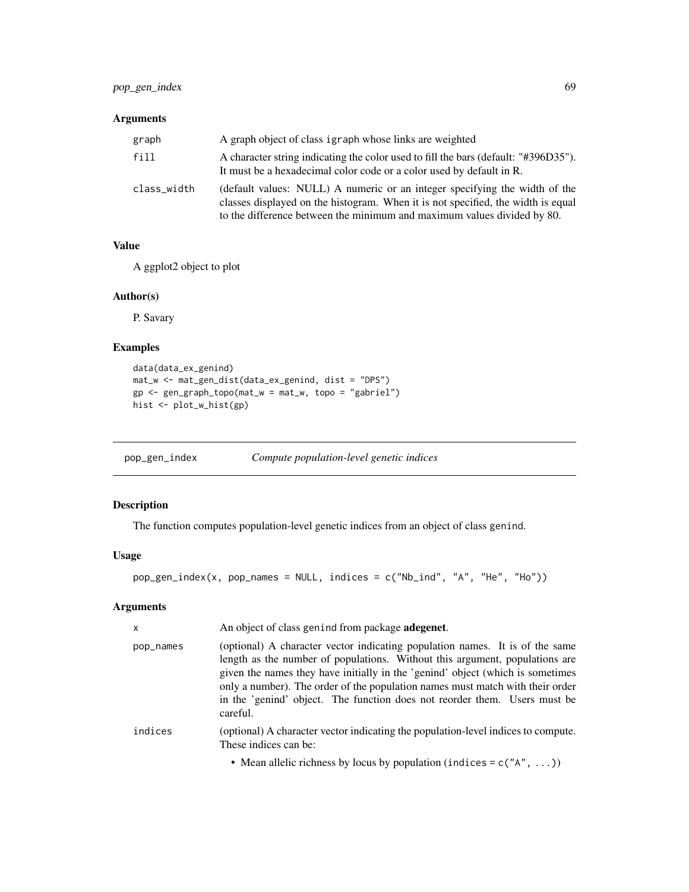## Arguments

| | |
|---|---|
| graph | A graph object of class igraph whose links are weighted |
| fill | A character string indicating the color used to fill the bars (default: "#396D35"). It must be a hexadecimal color code or a color used by default in R. |
| class_width | (default values: NULL) A numeric or an integer specifying the width of the classes displayed on the histogram. When it is not specified, the width is equal to the difference between the minimum and maximum values divided by 80. |

## Value

A ggplot2 object to plot

## Author(s)

P. Savary

## Examples

```
data(data_ex_genind)
mat_w <- mat_gen_dist(data_ex_genind, dist = "DPS")
gp <- gen_graph_topo(mat_w = mat_w, topo = "gabriel")
hist <- plot_w_hist(gp)
```

---

# pop_gen_index — *Compute population-level genetic indices*

## Description

The function computes population-level genetic indices from an object of class genind.

## Usage

```
pop_gen_index(x, pop_names = NULL, indices = c("Nb_ind", "A", "He", "Ho"))
```

## Arguments

| | |
|---|---|
| x | An object of class genind from package **adegenet**. |
| pop_names | (optional) A character vector indicating population names. It is of the same length as the number of populations. Without this argument, populations are given the names they have initially in the 'genind' object (which is sometimes only a number). The order of the population names must match with their order in the 'genind' object. The function does not reorder them. Users must be careful. |
| indices | (optional) A character vector indicating the population-level indices to compute. These indices can be:<br>• Mean allelic richness by locus by population (indices = c("A", ...)) |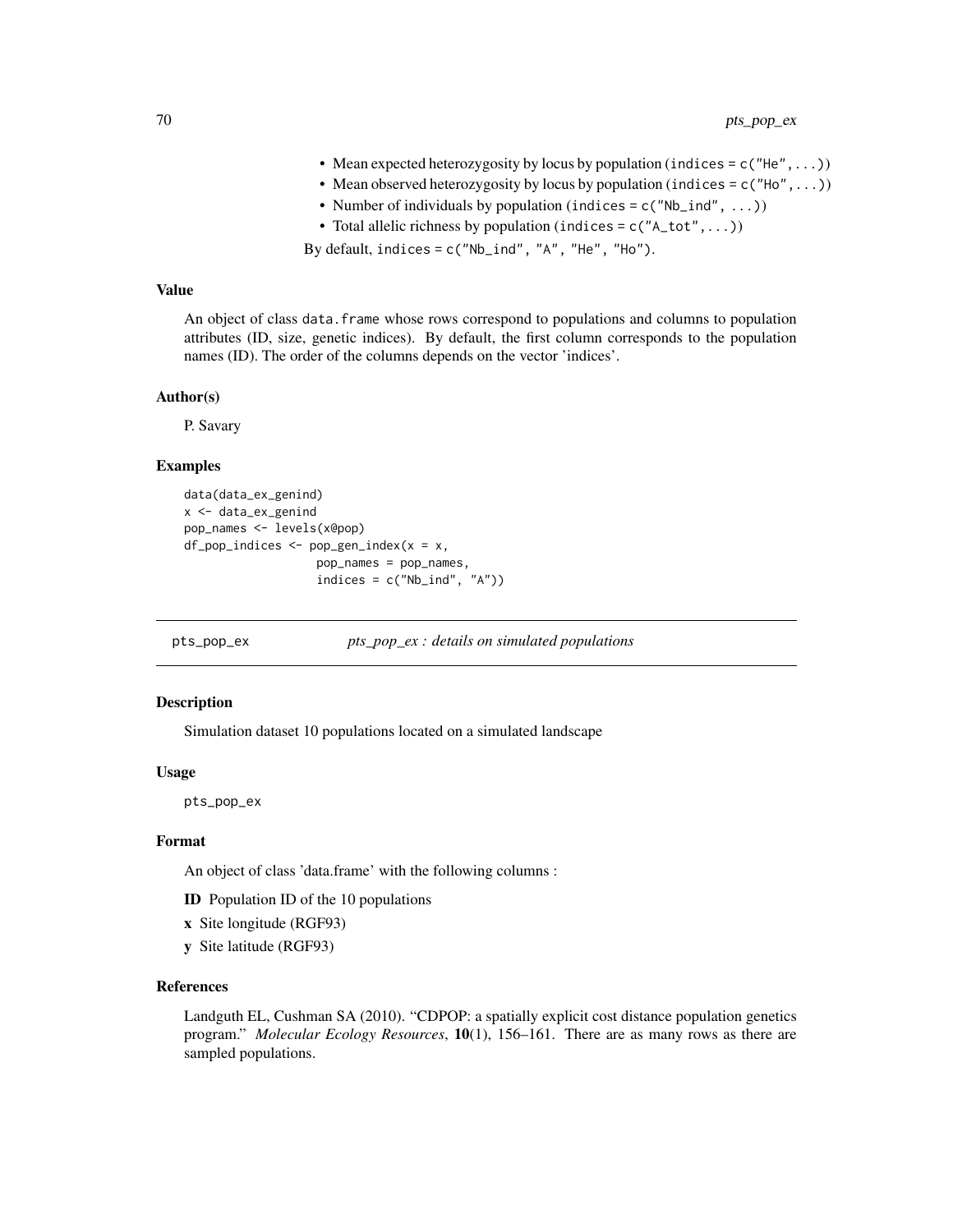- Mean expected heterozygosity by locus by population (`indices = c("He",...)`)
- Mean observed heterozygosity by locus by population (`indices = c("Ho",...)`)
- Number of individuals by population (`indices = c("Nb_ind", ...)`)
- Total allelic richness by population (`indices = c("A_tot",...)`)

By default, `indices = c("Nb_ind", "A", "He", "Ho")`.

### Value

An object of class `data.frame` whose rows correspond to populations and columns to population attributes (ID, size, genetic indices). By default, the first column corresponds to the population names (ID). The order of the columns depends on the vector 'indices'.

### Author(s)

P. Savary

### Examples

```
data(data_ex_genind)
x <- data_ex_genind
pop_names <- levels(x@pop)
df_pop_indices <- pop_gen_index(x = x,
                    pop_names = pop_names,
                    indices = c("Nb_ind", "A"))
```

---

## pts_pop_ex — *pts_pop_ex : details on simulated populations*

### Description

Simulation dataset 10 populations located on a simulated landscape

### Usage

```
pts_pop_ex
```

### Format

An object of class 'data.frame' with the following columns :

**ID** Population ID of the 10 populations

**x** Site longitude (RGF93)

**y** Site latitude (RGF93)

### References

Landguth EL, Cushman SA (2010). "CDPOP: a spatially explicit cost distance population genetics program." *Molecular Ecology Resources*, **10**(1), 156–161. There are as many rows as there are sampled populations.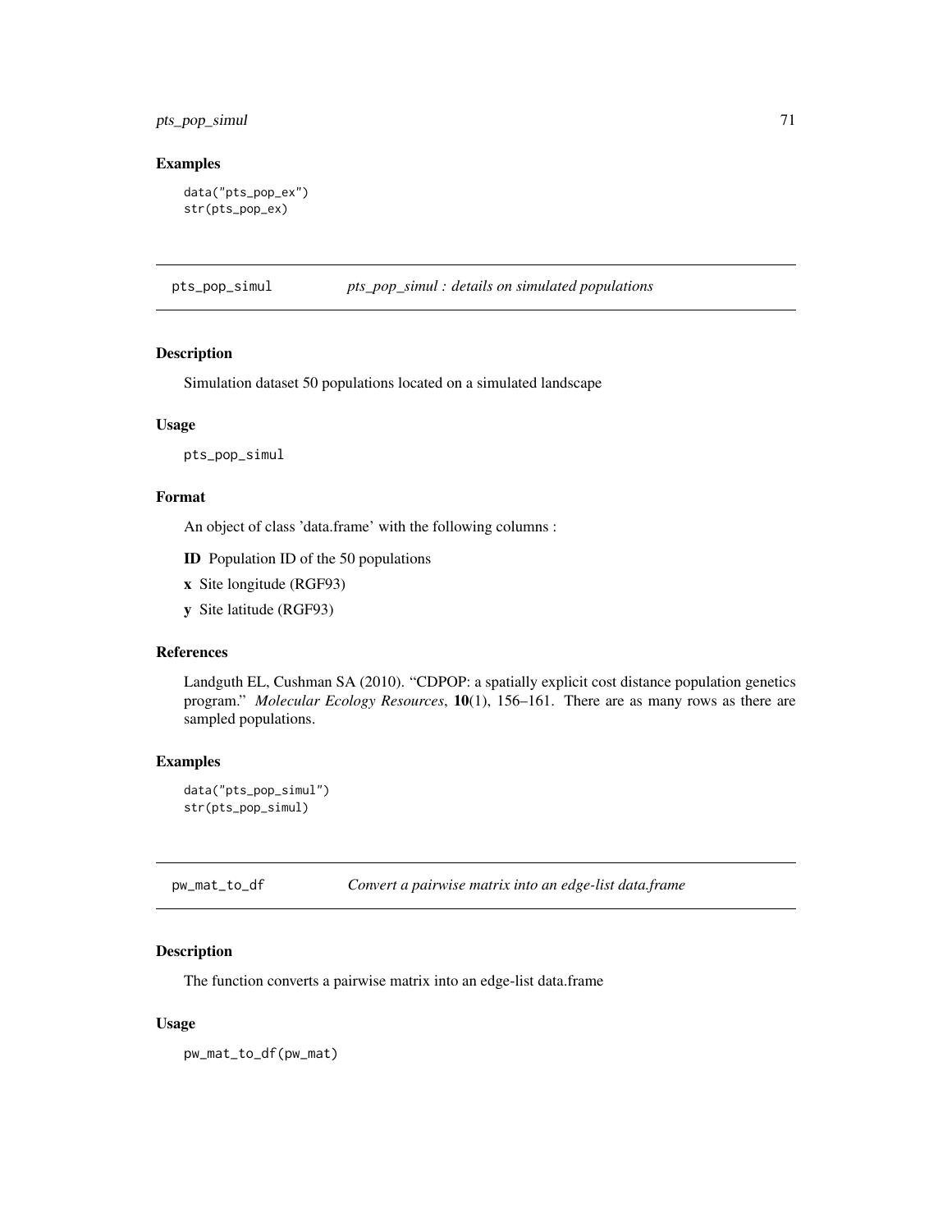### Examples

```
data("pts_pop_ex")
str(pts_pop_ex)
```

## pts_pop_simul — *pts_pop_simul : details on simulated populations*

### Description

Simulation dataset 50 populations located on a simulated landscape

### Usage

```
pts_pop_simul
```

### Format

An object of class 'data.frame' with the following columns :

- **ID** Population ID of the 50 populations
- **x** Site longitude (RGF93)
- **y** Site latitude (RGF93)

### References

Landguth EL, Cushman SA (2010). "CDPOP: a spatially explicit cost distance population genetics program." *Molecular Ecology Resources*, **10**(1), 156–161. There are as many rows as there are sampled populations.

### Examples

```
data("pts_pop_simul")
str(pts_pop_simul)
```

## pw_mat_to_df — *Convert a pairwise matrix into an edge-list data.frame*

### Description

The function converts a pairwise matrix into an edge-list data.frame

### Usage

```
pw_mat_to_df(pw_mat)
```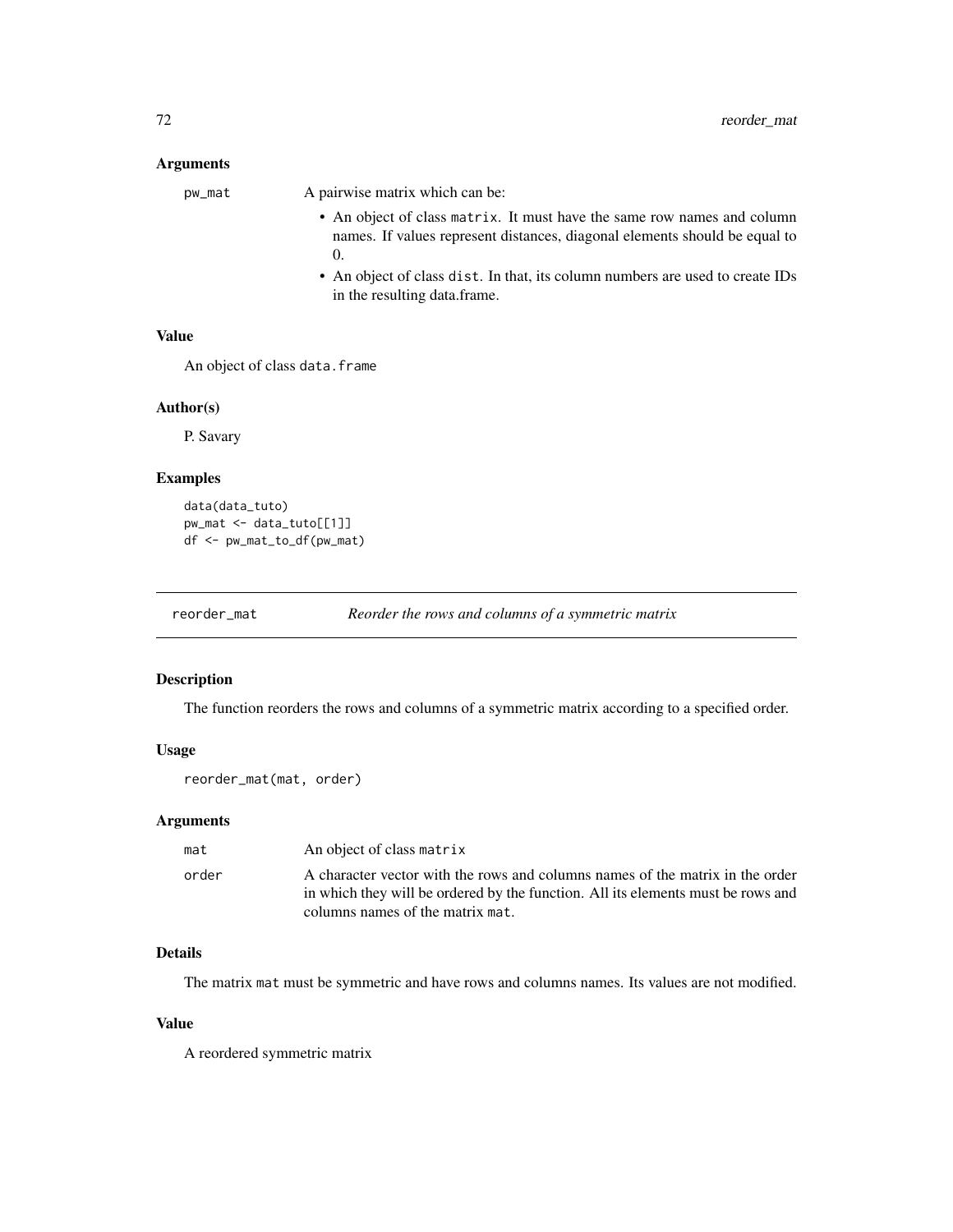### Arguments

`pw_mat` A pairwise matrix which can be:

- An object of class `matrix`. It must have the same row names and column names. If values represent distances, diagonal elements should be equal to 0.
- An object of class `dist`. In that, its column numbers are used to create IDs in the resulting data.frame.

### Value

An object of class `data.frame`

### Author(s)

P. Savary

### Examples

```
data(data_tuto)
pw_mat <- data_tuto[[1]]
df <- pw_mat_to_df(pw_mat)
```

---

## reorder_mat    *Reorder the rows and columns of a symmetric matrix*

---

### Description

The function reorders the rows and columns of a symmetric matrix according to a specified order.

### Usage

```
reorder_mat(mat, order)
```

### Arguments

`mat` An object of class `matrix`

`order` A character vector with the rows and columns names of the matrix in the order in which they will be ordered by the function. All its elements must be rows and columns names of the matrix `mat`.

### Details

The matrix `mat` must be symmetric and have rows and columns names. Its values are not modified.

### Value

A reordered symmetric matrix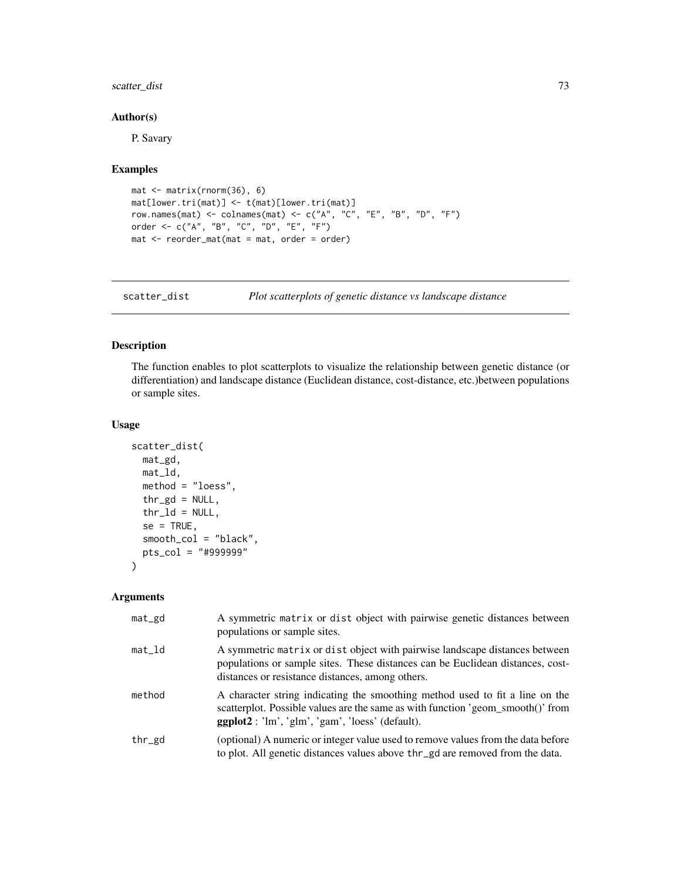### Author(s)

P. Savary

### Examples

```
mat <- matrix(rnorm(36), 6)
mat[lower.tri(mat)] <- t(mat)[lower.tri(mat)]
row.names(mat) <- colnames(mat) <- c("A", "C", "E", "B", "D", "F")
order <- c("A", "B", "C", "D", "E", "F")
mat <- reorder_mat(mat = mat, order = order)
```

---

## scatter_dist — *Plot scatterplots of genetic distance vs landscape distance*

---

### Description

The function enables to plot scatterplots to visualize the relationship between genetic distance (or differentiation) and landscape distance (Euclidean distance, cost-distance, etc.)between populations or sample sites.

### Usage

```
scatter_dist(
  mat_gd,
  mat_ld,
  method = "loess",
  thr_gd = NULL,
  thr_ld = NULL,
  se = TRUE,
  smooth_col = "black",
  pts_col = "#999999"
)
```

### Arguments

| | |
|---|---|
| mat_gd | A symmetric matrix or dist object with pairwise genetic distances between populations or sample sites. |
| mat_ld | A symmetric matrix or dist object with pairwise landscape distances between populations or sample sites. These distances can be Euclidean distances, cost-distances or resistance distances, among others. |
| method | A character string indicating the smoothing method used to fit a line on the scatterplot. Possible values are the same as with function 'geom_smooth()' from **ggplot2** : 'lm', 'glm', 'gam', 'loess' (default). |
| thr_gd | (optional) A numeric or integer value used to remove values from the data before to plot. All genetic distances values above thr_gd are removed from the data. |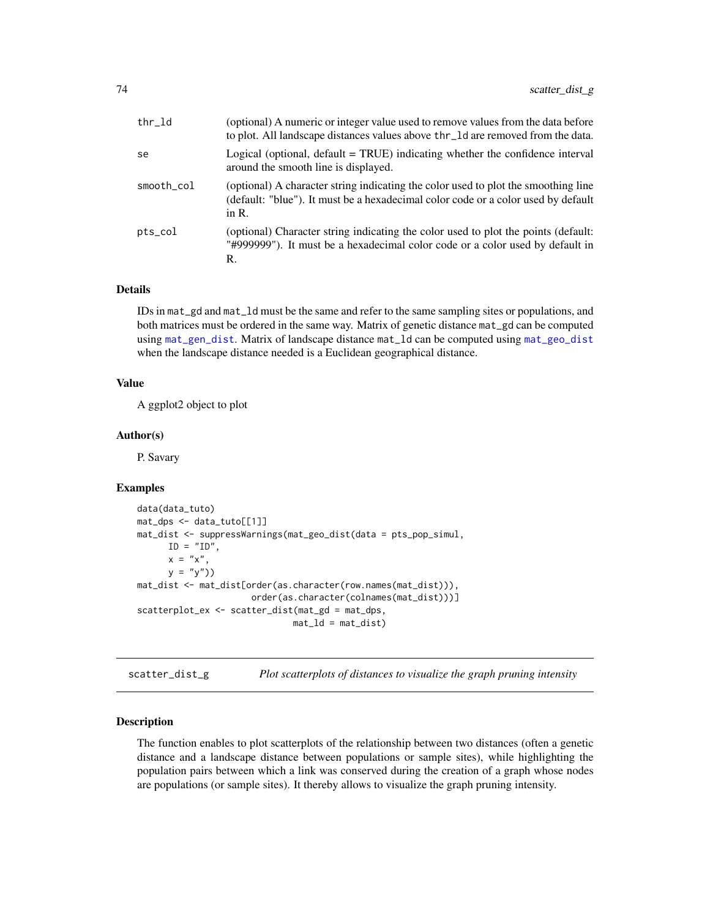| | |
|---|---|
| thr_ld | (optional) A numeric or integer value used to remove values from the data before to plot. All landscape distances values above thr_ld are removed from the data. |
| se | Logical (optional, default = TRUE) indicating whether the confidence interval around the smooth line is displayed. |
| smooth_col | (optional) A character string indicating the color used to plot the smoothing line (default: "blue"). It must be a hexadecimal color code or a color used by default in R. |
| pts_col | (optional) Character string indicating the color used to plot the points (default: "#999999"). It must be a hexadecimal color code or a color used by default in R. |

### Details

IDs in mat_gd and mat_ld must be the same and refer to the same sampling sites or populations, and both matrices must be ordered in the same way. Matrix of genetic distance mat_gd can be computed using mat_gen_dist. Matrix of landscape distance mat_ld can be computed using mat_geo_dist when the landscape distance needed is a Euclidean geographical distance.

### Value

A ggplot2 object to plot

### Author(s)

P. Savary

### Examples

```
data(data_tuto)
mat_dps <- data_tuto[[1]]
mat_dist <- suppressWarnings(mat_geo_dist(data = pts_pop_simul,
      ID = "ID",
      x = "x",
      y = "y"))
mat_dist <- mat_dist[order(as.character(row.names(mat_dist))),
                     order(as.character(colnames(mat_dist)))]
scatterplot_ex <- scatter_dist(mat_gd = mat_dps,
                               mat_ld = mat_dist)
```

---

## scatter_dist_g — *Plot scatterplots of distances to visualize the graph pruning intensity*

---

### Description

The function enables to plot scatterplots of the relationship between two distances (often a genetic distance and a landscape distance between populations or sample sites), while highlighting the population pairs between which a link was conserved during the creation of a graph whose nodes are populations (or sample sites). It thereby allows to visualize the graph pruning intensity.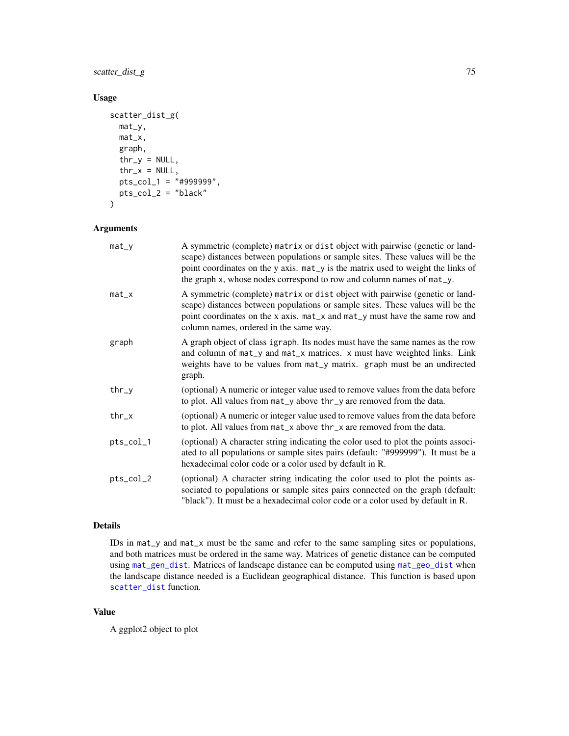## Usage

```
scatter_dist_g(
  mat_y,
  mat_x,
  graph,
  thr_y = NULL,
  thr_x = NULL,
  pts_col_1 = "#999999",
  pts_col_2 = "black"
)
```

## Arguments

- **mat_y**: A symmetric (complete) matrix or dist object with pairwise (genetic or landscape) distances between populations or sample sites. These values will be the point coordinates on the y axis. mat_y is the matrix used to weight the links of the graph x, whose nodes correspond to row and column names of mat_y.
- **mat_x**: A symmetric (complete) matrix or dist object with pairwise (genetic or landscape) distances between populations or sample sites. These values will be the point coordinates on the x axis. mat_x and mat_y must have the same row and column names, ordered in the same way.
- **graph**: A graph object of class igraph. Its nodes must have the same names as the row and column of mat_y and mat_x matrices. x must have weighted links. Link weights have to be values from mat_y matrix. graph must be an undirected graph.
- **thr_y**: (optional) A numeric or integer value used to remove values from the data before to plot. All values from mat_y above thr_y are removed from the data.
- **thr_x**: (optional) A numeric or integer value used to remove values from the data before to plot. All values from mat_x above thr_x are removed from the data.
- **pts_col_1**: (optional) A character string indicating the color used to plot the points associated to all populations or sample sites pairs (default: "#999999"). It must be a hexadecimal color code or a color used by default in R.
- **pts_col_2**: (optional) A character string indicating the color used to plot the points associated to populations or sample sites pairs connected on the graph (default: "black"). It must be a hexadecimal color code or a color used by default in R.

## Details

IDs in mat_y and mat_x must be the same and refer to the same sampling sites or populations, and both matrices must be ordered in the same way. Matrices of genetic distance can be computed using mat_gen_dist. Matrices of landscape distance can be computed using mat_geo_dist when the landscape distance needed is a Euclidean geographical distance. This function is based upon scatter_dist function.

## Value

A ggplot2 object to plot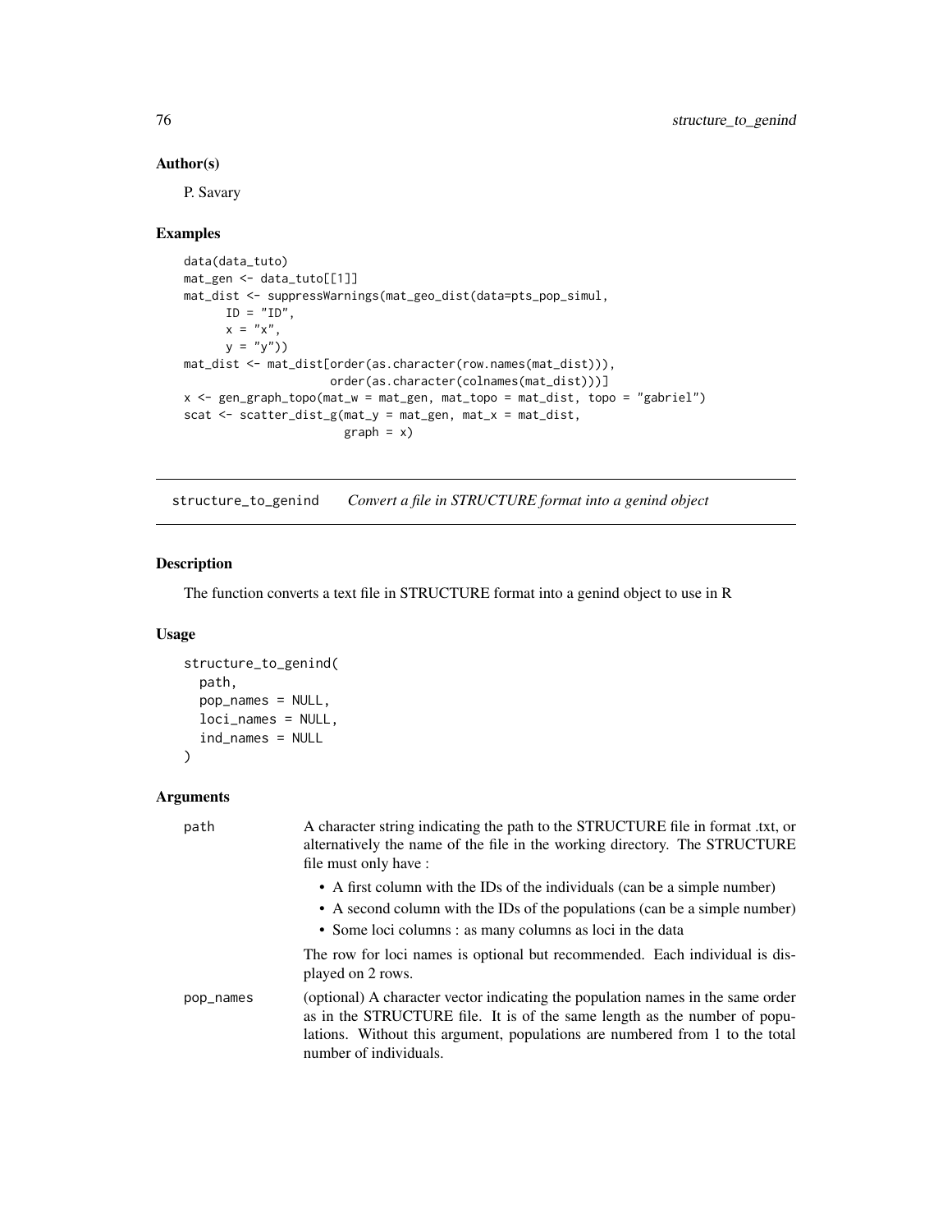### Author(s)

P. Savary

### Examples

```
data(data_tuto)
mat_gen <- data_tuto[[1]]
mat_dist <- suppressWarnings(mat_geo_dist(data=pts_pop_simul,
      ID = "ID",
      x = "x",
      y = "y"))
mat_dist <- mat_dist[order(as.character(row.names(mat_dist))),
                     order(as.character(colnames(mat_dist)))]
x <- gen_graph_topo(mat_w = mat_gen, mat_topo = mat_dist, topo = "gabriel")
scat <- scatter_dist_g(mat_y = mat_gen, mat_x = mat_dist,
                       graph = x)
```

---

## structure_to_genind    *Convert a file in STRUCTURE format into a genind object*

### Description

The function converts a text file in STRUCTURE format into a genind object to use in R

### Usage

```
structure_to_genind(
  path,
  pop_names = NULL,
  loci_names = NULL,
  ind_names = NULL
)
```

### Arguments

path — A character string indicating the path to the STRUCTURE file in format .txt, or alternatively the name of the file in the working directory. The STRUCTURE file must only have :

- A first column with the IDs of the individuals (can be a simple number)
- A second column with the IDs of the populations (can be a simple number)
- Some loci columns : as many columns as loci in the data

The row for loci names is optional but recommended. Each individual is displayed on 2 rows.

pop_names — (optional) A character vector indicating the population names in the same order as in the STRUCTURE file. It is of the same length as the number of populations. Without this argument, populations are numbered from 1 to the total number of individuals.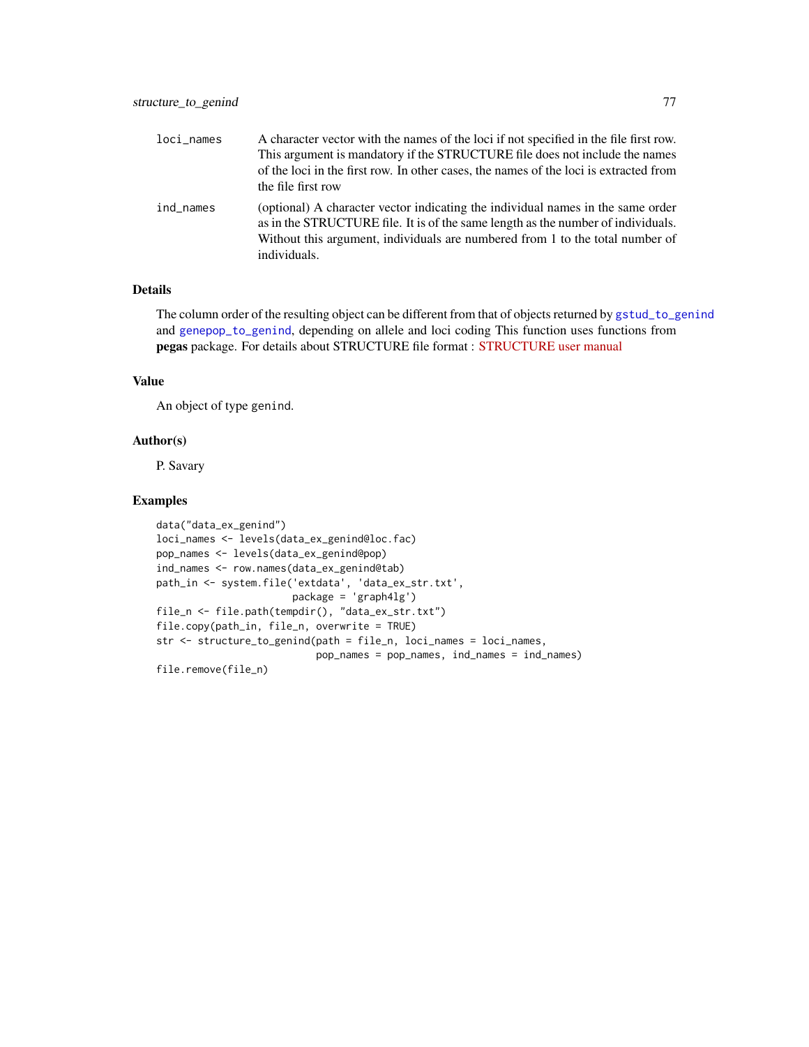| | |
|---|---|
| `loci_names` | A character vector with the names of the loci if not specified in the file first row. This argument is mandatory if the STRUCTURE file does not include the names of the loci in the first row. In other cases, the names of the loci is extracted from the file first row |
| `ind_names` | (optional) A character vector indicating the individual names in the same order as in the STRUCTURE file. It is of the same length as the number of individuals. Without this argument, individuals are numbered from 1 to the total number of individuals. |

## Details

The column order of the resulting object can be different from that of objects returned by `gstud_to_genind` and `genepop_to_genind`, depending on allele and loci coding This function uses functions from **pegas** package. For details about STRUCTURE file format : STRUCTURE user manual

## Value

An object of type `genind`.

## Author(s)

P. Savary

## Examples

```
data("data_ex_genind")
loci_names <- levels(data_ex_genind@loc.fac)
pop_names <- levels(data_ex_genind@pop)
ind_names <- row.names(data_ex_genind@tab)
path_in <- system.file('extdata', 'data_ex_str.txt',
                       package = 'graph4lg')
file_n <- file.path(tempdir(), "data_ex_str.txt")
file.copy(path_in, file_n, overwrite = TRUE)
str <- structure_to_genind(path = file_n, loci_names = loci_names,
                           pop_names = pop_names, ind_names = ind_names)
file.remove(file_n)
```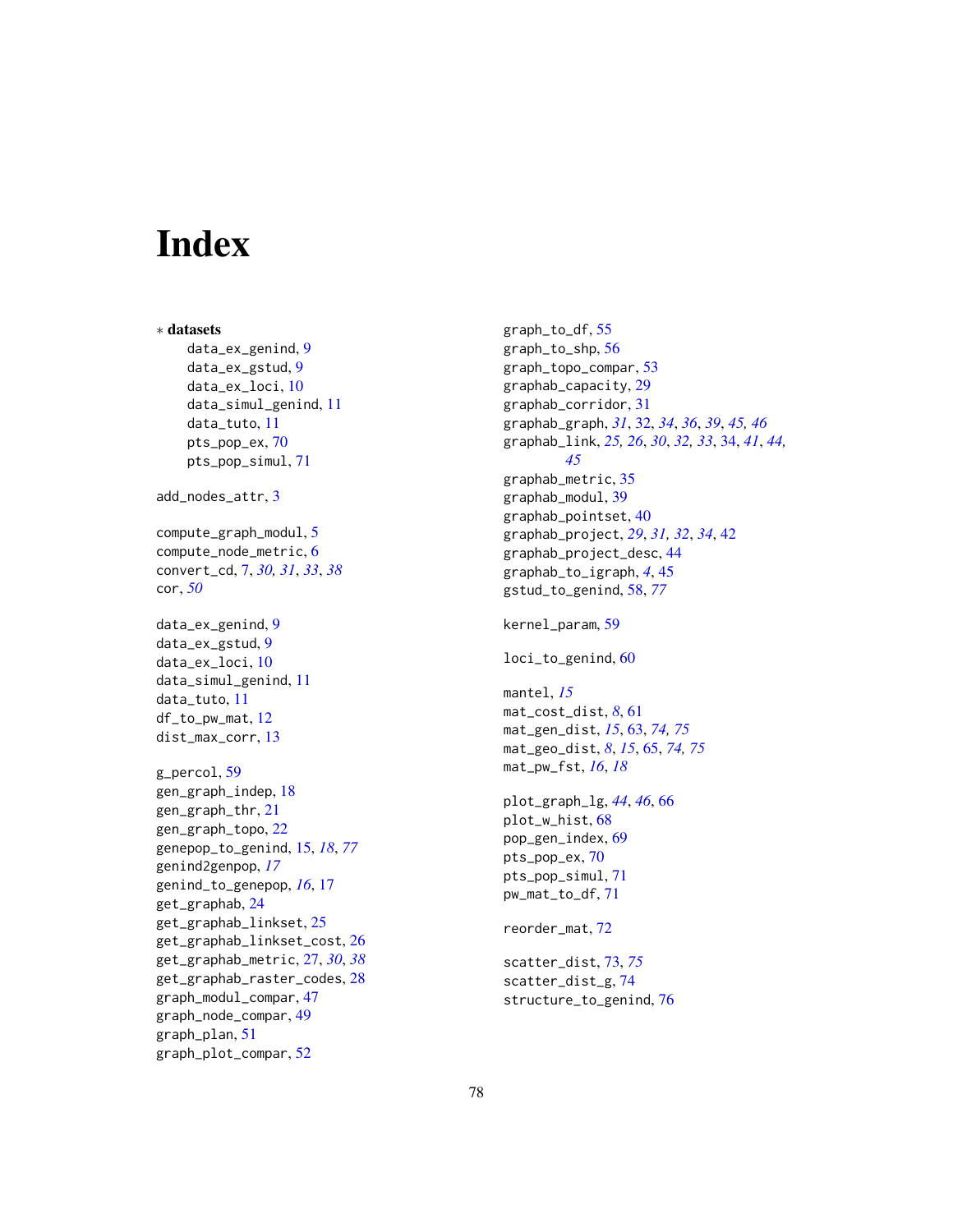# Index

∗ **datasets**

data_ex_genind, 9
data_ex_gstud, 9
data_ex_loci, 10
data_simul_genind, 11
data_tuto, 11
pts_pop_ex, 70
pts_pop_simul, 71

add_nodes_attr, 3

compute_graph_modul, 5
compute_node_metric, 6
convert_cd, 7, *30, 31*, *33*, *38*
cor, *50*

data_ex_genind, 9
data_ex_gstud, 9
data_ex_loci, 10
data_simul_genind, 11
data_tuto, 11
df_to_pw_mat, 12
dist_max_corr, 13

g_percol, 59
gen_graph_indep, 18
gen_graph_thr, 21
gen_graph_topo, 22
genepop_to_genind, 15, *18*, *77*
genind2genpop, *17*
genind_to_genepop, *16*, 17
get_graphab, 24
get_graphab_linkset, 25
get_graphab_linkset_cost, 26
get_graphab_metric, 27, *30*, *38*
get_graphab_raster_codes, 28
graph_modul_compar, 47
graph_node_compar, 49
graph_plan, 51
graph_plot_compar, 52
graph_to_df, 55
graph_to_shp, 56
graph_topo_compar, 53
graphab_capacity, 29
graphab_corridor, 31
graphab_graph, *31*, 32, *34*, *36*, *39*, *45, 46*
graphab_link, *25, 26*, *30*, *32, 33*, 34, *41*, *44, 45*
graphab_metric, 35
graphab_modul, 39
graphab_pointset, 40
graphab_project, *29*, *31, 32*, *34*, 42
graphab_project_desc, 44
graphab_to_igraph, *4*, 45
gstud_to_genind, 58, *77*

kernel_param, 59

loci_to_genind, 60

mantel, *15*
mat_cost_dist, *8*, 61
mat_gen_dist, *15*, 63, *74, 75*
mat_geo_dist, *8*, *15*, 65, *74, 75*
mat_pw_fst, *16*, *18*

plot_graph_lg, *44*, *46*, 66
plot_w_hist, 68
pop_gen_index, 69
pts_pop_ex, 70
pts_pop_simul, 71
pw_mat_to_df, 71

reorder_mat, 72

scatter_dist, 73, *75*
scatter_dist_g, 74
structure_to_genind, 76